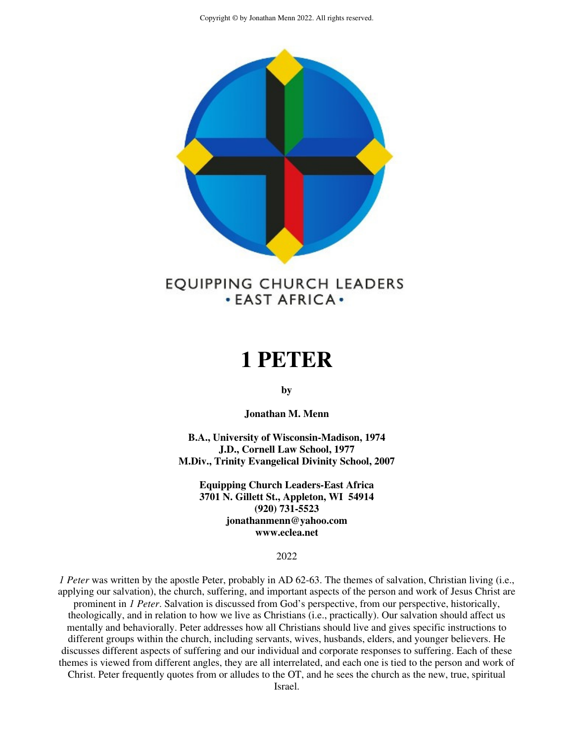Copyright © by Jonathan Menn 2022. All rights reserved.

EQUIPPING CHURCH LEADERS
• EAST AFRICA •

# 1 PETER

**by**

**Jonathan M. Menn**

**B.A., University of Wisconsin-Madison, 1974**
**J.D., Cornell Law School, 1977**
**M.Div., Trinity Evangelical Divinity School, 2007**

**Equipping Church Leaders-East Africa**
**3701 N. Gillett St., Appleton, WI 54914**
**(920) 731-5523**
**jonathanmenn@yahoo.com**
**www.eclea.net**

2022

*1 Peter* was written by the apostle Peter, probably in AD 62-63. The themes of salvation, Christian living (i.e., applying our salvation), the church, suffering, and important aspects of the person and work of Jesus Christ are prominent in *1 Peter*. Salvation is discussed from God's perspective, from our perspective, historically, theologically, and in relation to how we live as Christians (i.e., practically). Our salvation should affect us mentally and behaviorally. Peter addresses how all Christians should live and gives specific instructions to different groups within the church, including servants, wives, husbands, elders, and younger believers. He discusses different aspects of suffering and our individual and corporate responses to suffering. Each of these themes is viewed from different angles, they are all interrelated, and each one is tied to the person and work of Christ. Peter frequently quotes from or alludes to the OT, and he sees the church as the new, true, spiritual Israel.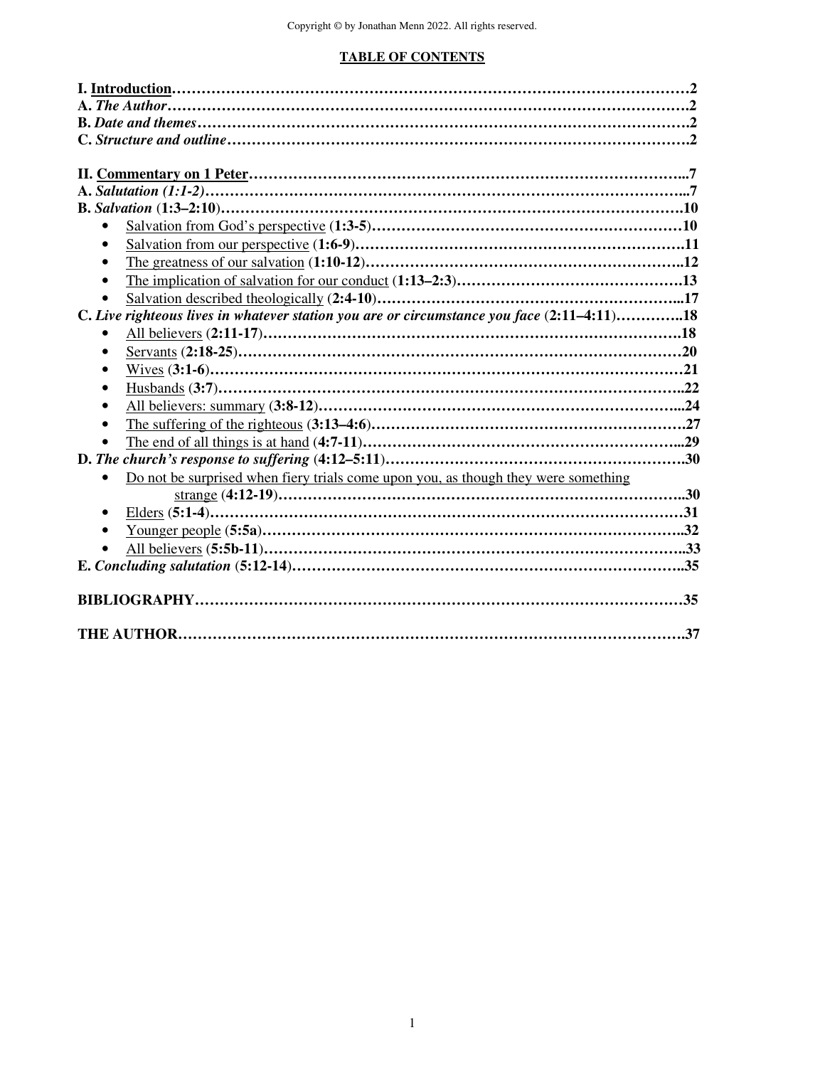Copyright © by Jonathan Menn 2022. All rights reserved.

## TABLE OF CONTENTS

**I. Introduction……………………………………………………………………………………………2**
**A. *The Author*……………………………………………………………………………………………2**
**B. *Date and themes*………………………………………………………………………………………2**
**C. *Structure and outline*…………………………………………………………………………………2**

**II. Commentary on 1 Peter……………………………………………………………………………..7**
**A. *Salutation (1:1-2)*…………………………………………………………………………………...7**
**B. *Salvation* (1:3–2:10)……………………………………………………………………………….10**
- Salvation from God's perspective (**1:3-5**)……………………………………………………….**10**
- Salvation from our perspective (**1:6-9**)………………………………………………………….**11**
- The greatness of our salvation (**1:10-12**)………………………………………………………..**12**
- The implication of salvation for our conduct (**1:13–2:3**)……………………………………….**13**
- Salvation described theologically (**2:4-10**)……………………………………………………...**17**

**C. *Live righteous lives in whatever station you are or circumstance you face* (2:11–4:11)…………..18**
- All believers (**2:11-17**)……………………………………………………………………….**18**
- Servants (**2:18-25**)……………………………………………………………………………**20**
- Wives (**3:1-6**)…………………………………………………………………………………**21**
- Husbands (**3:7**)………………………………………………………………………………..**22**
- All believers: summary (**3:8-12**)……………………………………………………………...**24**
- The suffering of the righteous (**3:13–4:6**)……………………………………………………**27**
- The end of all things is at hand (**4:7-11**)……………………………………………………..**29**

**D. *The church's response to suffering* (4:12–5:11)…………………………………………………….30**
- Do not be surprised when fiery trials come upon you, as though they were something strange (**4:12-19**)……………………………………………………………………………..**30**
- Elders (**5:1-4**)…………………………………………………………………………………**31**
- Younger people (**5:5a**)………………………………………………………………………..**32**
- All believers (**5:5b-11**)………………………………………………………………………..**33**

**E. *Concluding salutation* (5:12-14)…………………………………………………………………..35**

**BIBLIOGRAPHY…………………………………………………………………………………………35**

**THE AUTHOR………………………………………………………………………………………….37**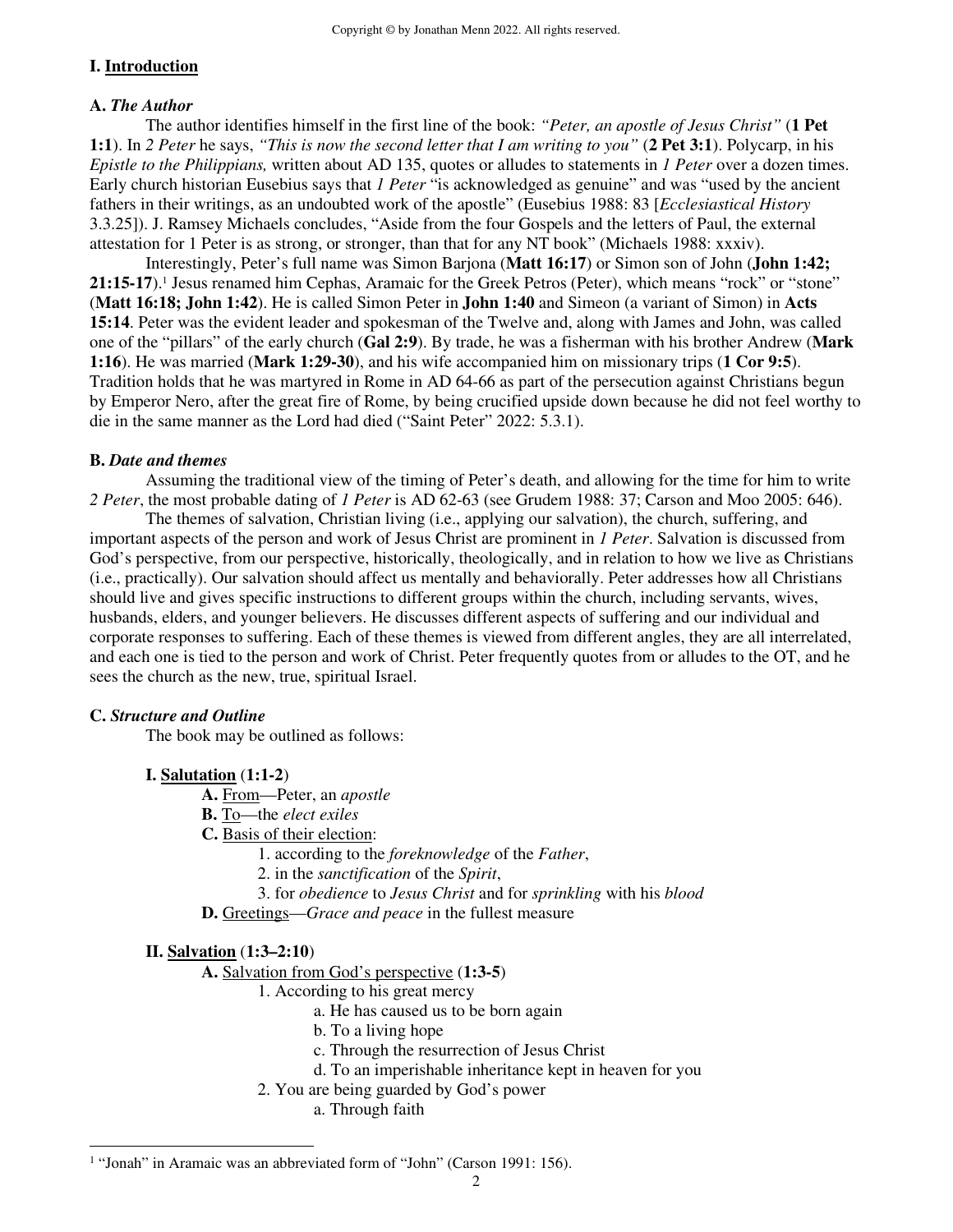## I. Introduction

### A. *The Author*

The author identifies himself in the first line of the book: *"Peter, an apostle of Jesus Christ"* (**1 Pet 1:1**). In *2 Peter* he says, *"This is now the second letter that I am writing to you"* (**2 Pet 3:1**). Polycarp, in his *Epistle to the Philippians,* written about AD 135, quotes or alludes to statements in *1 Peter* over a dozen times. Early church historian Eusebius says that *1 Peter* "is acknowledged as genuine" and was "used by the ancient fathers in their writings, as an undoubted work of the apostle" (Eusebius 1988: 83 [*Ecclesiastical History* 3.3.25]). J. Ramsey Michaels concludes, "Aside from the four Gospels and the letters of Paul, the external attestation for 1 Peter is as strong, or stronger, than that for any NT book" (Michaels 1988: xxxiv).

Interestingly, Peter's full name was Simon Barjona (**Matt 16:17**) or Simon son of John (**John 1:42; 21:15-17**).[1] Jesus renamed him Cephas, Aramaic for the Greek Petros (Peter), which means "rock" or "stone" (**Matt 16:18; John 1:42**). He is called Simon Peter in **John 1:40** and Simeon (a variant of Simon) in **Acts 15:14**. Peter was the evident leader and spokesman of the Twelve and, along with James and John, was called one of the "pillars" of the early church (**Gal 2:9**). By trade, he was a fisherman with his brother Andrew (**Mark 1:16**). He was married (**Mark 1:29-30**), and his wife accompanied him on missionary trips (**1 Cor 9:5**). Tradition holds that he was martyred in Rome in AD 64-66 as part of the persecution against Christians begun by Emperor Nero, after the great fire of Rome, by being crucified upside down because he did not feel worthy to die in the same manner as the Lord had died ("Saint Peter" 2022: 5.3.1).

### B. *Date and themes*

Assuming the traditional view of the timing of Peter's death, and allowing for the time for him to write *2 Peter*, the most probable dating of *1 Peter* is AD 62-63 (see Grudem 1988: 37; Carson and Moo 2005: 646).

The themes of salvation, Christian living (i.e., applying our salvation), the church, suffering, and important aspects of the person and work of Jesus Christ are prominent in *1 Peter*. Salvation is discussed from God's perspective, from our perspective, historically, theologically, and in relation to how we live as Christians (i.e., practically). Our salvation should affect us mentally and behaviorally. Peter addresses how all Christians should live and gives specific instructions to different groups within the church, including servants, wives, husbands, elders, and younger believers. He discusses different aspects of suffering and our individual and corporate responses to suffering. Each of these themes is viewed from different angles, they are all interrelated, and each one is tied to the person and work of Christ. Peter frequently quotes from or alludes to the OT, and he sees the church as the new, true, spiritual Israel.

### C. *Structure and Outline*

The book may be outlined as follows:

**I. Salutation (1:1-2)**

- **A.** From—Peter, an *apostle*
- **B.** To—the *elect exiles*
- **C.** Basis of their election:
  1. according to the *foreknowledge* of the *Father*,
  2. in the *sanctification* of the *Spirit*,
  3. for *obedience* to *Jesus Christ* and for *sprinkling* with his *blood*
- **D.** Greetings—*Grace and peace* in the fullest measure

**II. Salvation (1:3–2:10)**

- **A.** Salvation from God's perspective (**1:3-5**)
  1. According to his great mercy
     - a. He has caused us to be born again
     - b. To a living hope
     - c. Through the resurrection of Jesus Christ
     - d. To an imperishable inheritance kept in heaven for you
  2. You are being guarded by God's power
     - a. Through faith

[1] "Jonah" in Aramaic was an abbreviated form of "John" (Carson 1991: 156).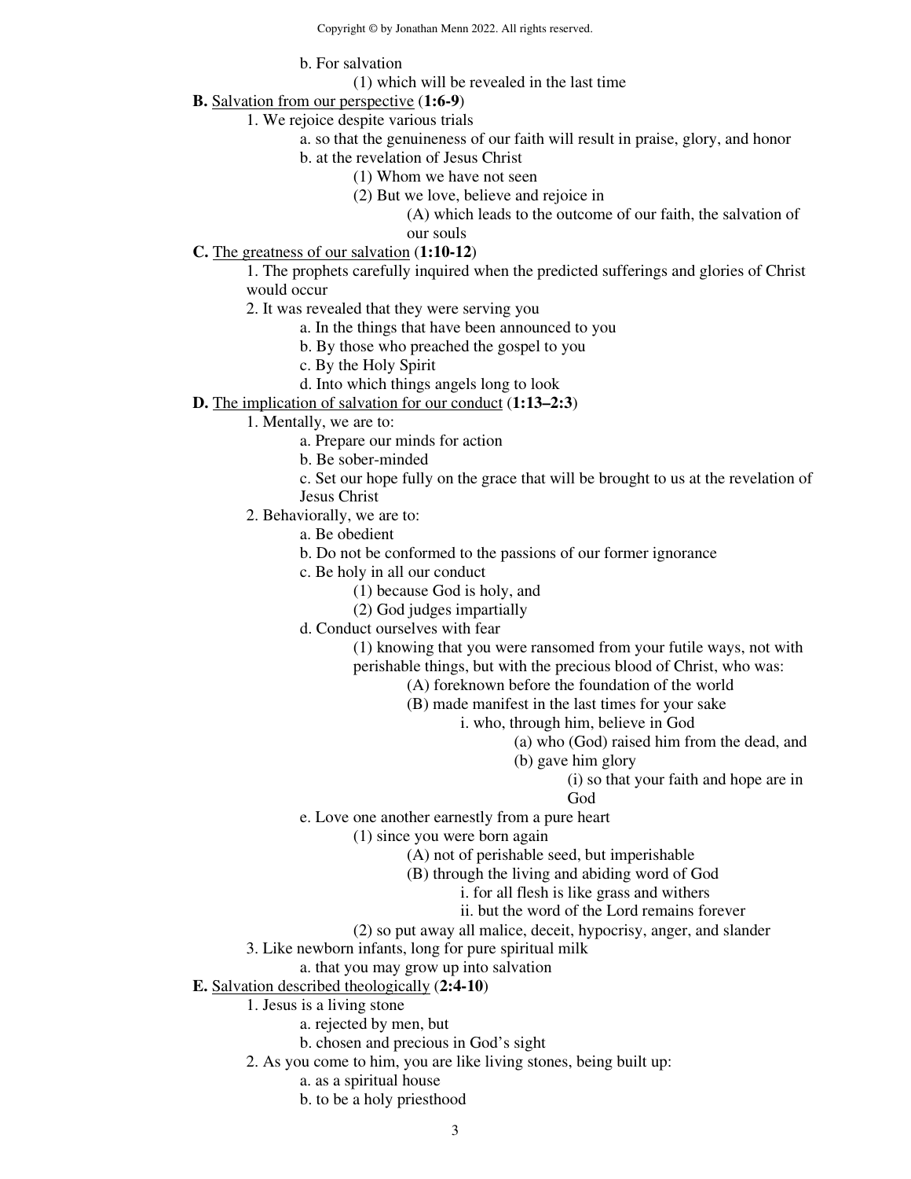- b. For salvation
  - (1) which will be revealed in the last time

**B.** <u>Salvation from our perspective</u> (**1:6-9**)

- 1. We rejoice despite various trials
  - a. so that the genuineness of our faith will result in praise, glory, and honor
  - b. at the revelation of Jesus Christ
    - (1) Whom we have not seen
    - (2) But we love, believe and rejoice in
      - (A) which leads to the outcome of our faith, the salvation of our souls

**C.** <u>The greatness of our salvation</u> (**1:10-12**)

- 1. The prophets carefully inquired when the predicted sufferings and glories of Christ would occur
- 2. It was revealed that they were serving you
  - a. In the things that have been announced to you
  - b. By those who preached the gospel to you
  - c. By the Holy Spirit
  - d. Into which things angels long to look

**D.** <u>The implication of salvation for our conduct</u> (**1:13–2:3**)

- 1. Mentally, we are to:
  - a. Prepare our minds for action
  - b. Be sober-minded
  - c. Set our hope fully on the grace that will be brought to us at the revelation of Jesus Christ
- 2. Behaviorally, we are to:
  - a. Be obedient
  - b. Do not be conformed to the passions of our former ignorance
  - c. Be holy in all our conduct
    - (1) because God is holy, and
    - (2) God judges impartially
  - d. Conduct ourselves with fear
    - (1) knowing that you were ransomed from your futile ways, not with perishable things, but with the precious blood of Christ, who was:
      - (A) foreknown before the foundation of the world
      - (B) made manifest in the last times for your sake
        - i. who, through him, believe in God
          - (a) who (God) raised him from the dead, and
          - (b) gave him glory
            - (i) so that your faith and hope are in God
  - e. Love one another earnestly from a pure heart
    - (1) since you were born again
      - (A) not of perishable seed, but imperishable
      - (B) through the living and abiding word of God
        - i. for all flesh is like grass and withers
        - ii. but the word of the Lord remains forever
    - (2) so put away all malice, deceit, hypocrisy, anger, and slander
- 3. Like newborn infants, long for pure spiritual milk
  - a. that you may grow up into salvation

**E.** <u>Salvation described theologically</u> (**2:4-10**)

- 1. Jesus is a living stone
  - a. rejected by men, but
  - b. chosen and precious in God's sight
- 2. As you come to him, you are like living stones, being built up:
  - a. as a spiritual house
  - b. to be a holy priesthood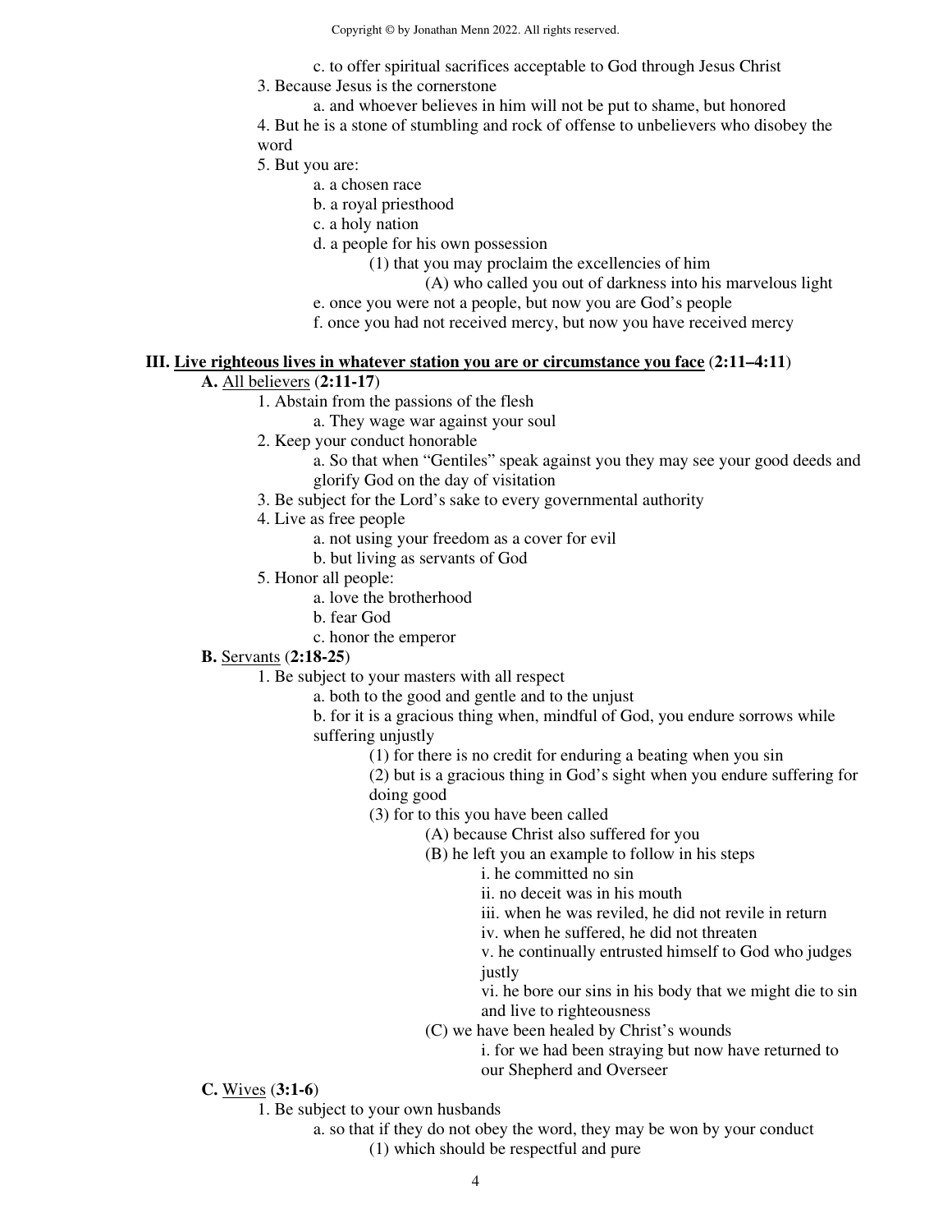c. to offer spiritual sacrifices acceptable to God through Jesus Christ

3. Because Jesus is the cornerstone
    - a. and whoever believes in him will not be put to shame, but honored

4. But he is a stone of stumbling and rock of offense to unbelievers who disobey the word

5. But you are:
    - a. a chosen race
    - b. a royal priesthood
    - c. a holy nation
    - d. a people for his own possession
        - (1) that you may proclaim the excellencies of him
            - (A) who called you out of darkness into his marvelous light
    - e. once you were not a people, but now you are God's people
    - f. once you had not received mercy, but now you have received mercy

**III. <u>Live righteous lives in whatever station you are or circumstance you face</u> (2:11–4:11)**

**A.** <u>All believers</u> (**2:11-17**)

1. Abstain from the passions of the flesh
    - a. They wage war against your soul
2. Keep your conduct honorable
    - a. So that when "Gentiles" speak against you they may see your good deeds and glorify God on the day of visitation
3. Be subject for the Lord's sake to every governmental authority
4. Live as free people
    - a. not using your freedom as a cover for evil
    - b. but living as servants of God
5. Honor all people:
    - a. love the brotherhood
    - b. fear God
    - c. honor the emperor

**B.** <u>Servants</u> (**2:18-25**)

1. Be subject to your masters with all respect
    - a. both to the good and gentle and to the unjust
    - b. for it is a gracious thing when, mindful of God, you endure sorrows while suffering unjustly
        - (1) for there is no credit for enduring a beating when you sin
        - (2) but is a gracious thing in God's sight when you endure suffering for doing good
        - (3) for to this you have been called
            - (A) because Christ also suffered for you
            - (B) he left you an example to follow in his steps
                - i. he committed no sin
                - ii. no deceit was in his mouth
                - iii. when he was reviled, he did not revile in return
                - iv. when he suffered, he did not threaten
                - v. he continually entrusted himself to God who judges justly
                - vi. he bore our sins in his body that we might die to sin and live to righteousness
            - (C) we have been healed by Christ's wounds
                - i. for we had been straying but now have returned to our Shepherd and Overseer

**C.** <u>Wives</u> (**3:1-6**)

1. Be subject to your own husbands
    - a. so that if they do not obey the word, they may be won by your conduct
        - (1) which should be respectful and pure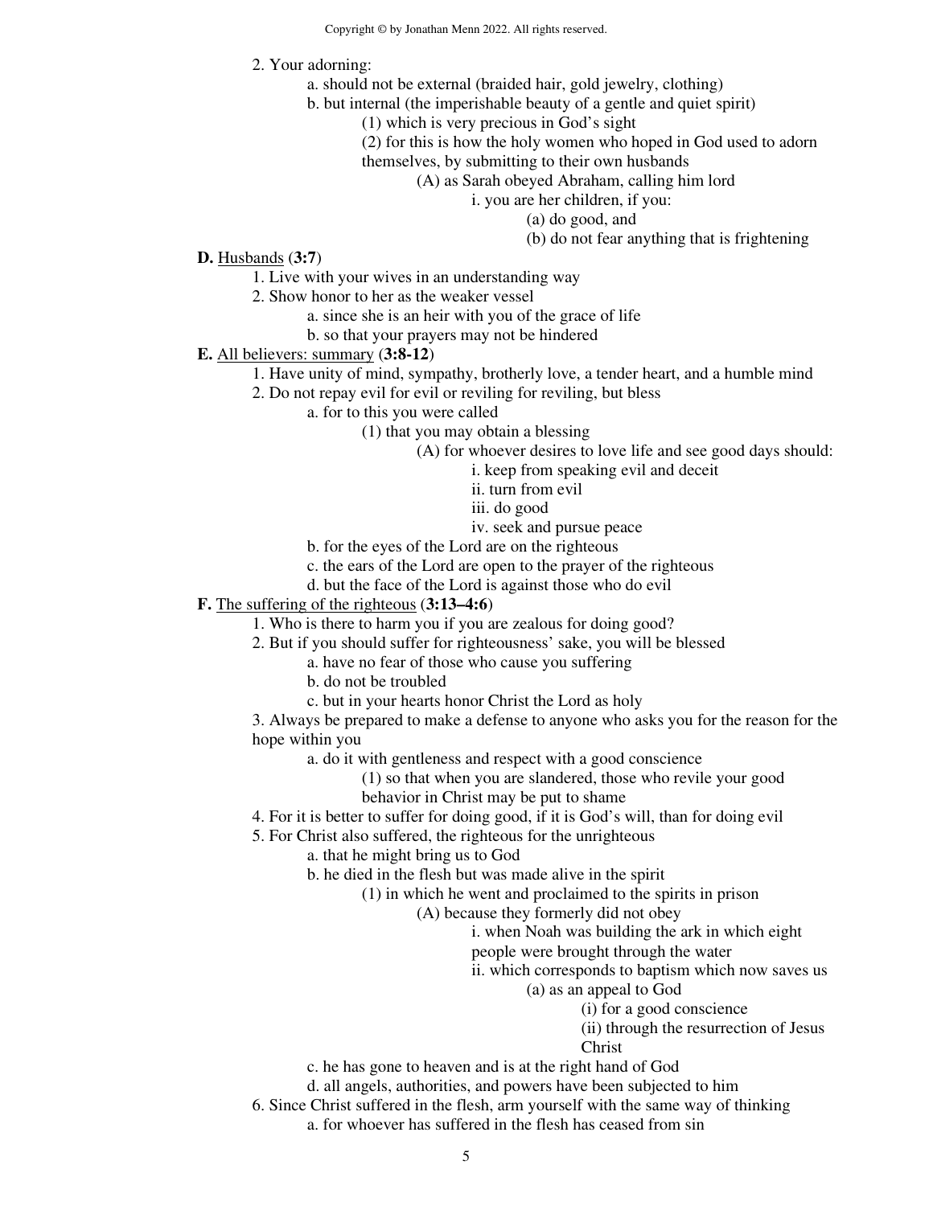2. Your adorning:
    - a. should not be external (braided hair, gold jewelry, clothing)
    - b. but internal (the imperishable beauty of a gentle and quiet spirit)
        - (1) which is very precious in God's sight
        - (2) for this is how the holy women who hoped in God used to adorn themselves, by submitting to their own husbands
            - (A) as Sarah obeyed Abraham, calling him lord
                - i. you are her children, if you:
                    - (a) do good, and
                    - (b) do not fear anything that is frightening

**D.** Husbands (**3:7**)

1. Live with your wives in an understanding way
2. Show honor to her as the weaker vessel
    - a. since she is an heir with you of the grace of life
    - b. so that your prayers may not be hindered

**E.** All believers: summary (**3:8-12**)

1. Have unity of mind, sympathy, brotherly love, a tender heart, and a humble mind
2. Do not repay evil for evil or reviling for reviling, but bless
    - a. for to this you were called
        - (1) that you may obtain a blessing
            - (A) for whoever desires to love life and see good days should:
                - i. keep from speaking evil and deceit
                - ii. turn from evil
                - iii. do good
                - iv. seek and pursue peace
    - b. for the eyes of the Lord are on the righteous
    - c. the ears of the Lord are open to the prayer of the righteous
    - d. but the face of the Lord is against those who do evil

**F.** The suffering of the righteous (**3:13–4:6**)

1. Who is there to harm you if you are zealous for doing good?
2. But if you should suffer for righteousness' sake, you will be blessed
    - a. have no fear of those who cause you suffering
    - b. do not be troubled
    - c. but in your hearts honor Christ the Lord as holy
3. Always be prepared to make a defense to anyone who asks you for the reason for the hope within you
    - a. do it with gentleness and respect with a good conscience
        - (1) so that when you are slandered, those who revile your good behavior in Christ may be put to shame
4. For it is better to suffer for doing good, if it is God's will, than for doing evil
5. For Christ also suffered, the righteous for the unrighteous
    - a. that he might bring us to God
    - b. he died in the flesh but was made alive in the spirit
        - (1) in which he went and proclaimed to the spirits in prison
            - (A) because they formerly did not obey
                - i. when Noah was building the ark in which eight people were brought through the water
                - ii. which corresponds to baptism which now saves us
                    - (a) as an appeal to God
                        - (i) for a good conscience
                        - (ii) through the resurrection of Jesus Christ
    - c. he has gone to heaven and is at the right hand of God
    - d. all angels, authorities, and powers have been subjected to him
6. Since Christ suffered in the flesh, arm yourself with the same way of thinking
    - a. for whoever has suffered in the flesh has ceased from sin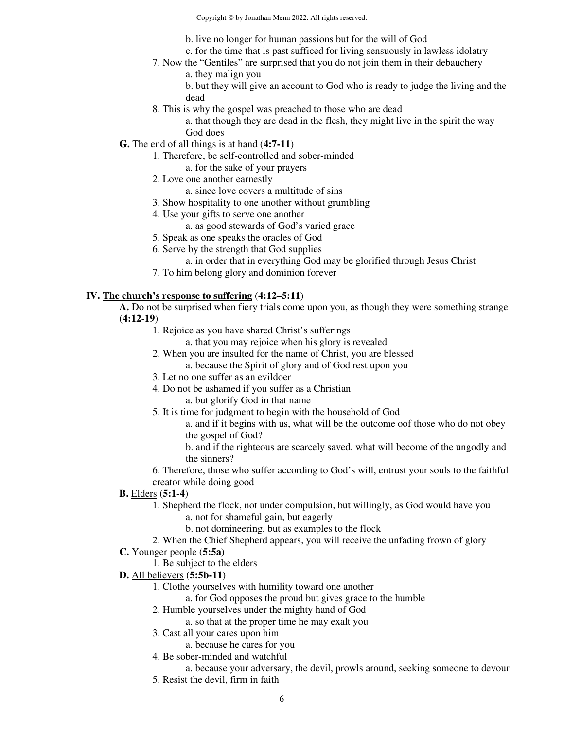b. live no longer for human passions but for the will of God

c. for the time that is past sufficed for living sensuously in lawless idolatry

7. Now the "Gentiles" are surprised that you do not join them in their debauchery

a. they malign you

b. but they will give an account to God who is ready to judge the living and the dead

8. This is why the gospel was preached to those who are dead

a. that though they are dead in the flesh, they might live in the spirit the way God does

**G.** <u>The end of all things is at hand</u> (**4:7-11**)

1. Therefore, be self-controlled and sober-minded

a. for the sake of your prayers

2. Love one another earnestly

a. since love covers a multitude of sins

3. Show hospitality to one another without grumbling

4. Use your gifts to serve one another

a. as good stewards of God's varied grace

5. Speak as one speaks the oracles of God

6. Serve by the strength that God supplies

a. in order that in everything God may be glorified through Jesus Christ

7. To him belong glory and dominion forever

**IV. <u>The church's response to suffering</u>** (**4:12–5:11**)

**A.** <u>Do not be surprised when fiery trials come upon you, as though they were something strange</u> (**4:12-19**)

1. Rejoice as you have shared Christ's sufferings

a. that you may rejoice when his glory is revealed

2. When you are insulted for the name of Christ, you are blessed

a. because the Spirit of glory and of God rest upon you

3. Let no one suffer as an evildoer

4. Do not be ashamed if you suffer as a Christian

a. but glorify God in that name

5. It is time for judgment to begin with the household of God

a. and if it begins with us, what will be the outcome oof those who do not obey the gospel of God?

b. and if the righteous are scarcely saved, what will become of the ungodly and the sinners?

6. Therefore, those who suffer according to God's will, entrust your souls to the faithful creator while doing good

**B.** <u>Elders</u> (**5:1-4**)

1. Shepherd the flock, not under compulsion, but willingly, as God would have you

a. not for shameful gain, but eagerly

b. not domineering, but as examples to the flock

2. When the Chief Shepherd appears, you will receive the unfading frown of glory

**C.** <u>Younger people</u> (**5:5a**)

1. Be subject to the elders

**D.** <u>All believers</u> (**5:5b-11**)

1. Clothe yourselves with humility toward one another

a. for God opposes the proud but gives grace to the humble

2. Humble yourselves under the mighty hand of God

a. so that at the proper time he may exalt you

3. Cast all your cares upon him

a. because he cares for you

4. Be sober-minded and watchful

a. because your adversary, the devil, prowls around, seeking someone to devour

5. Resist the devil, firm in faith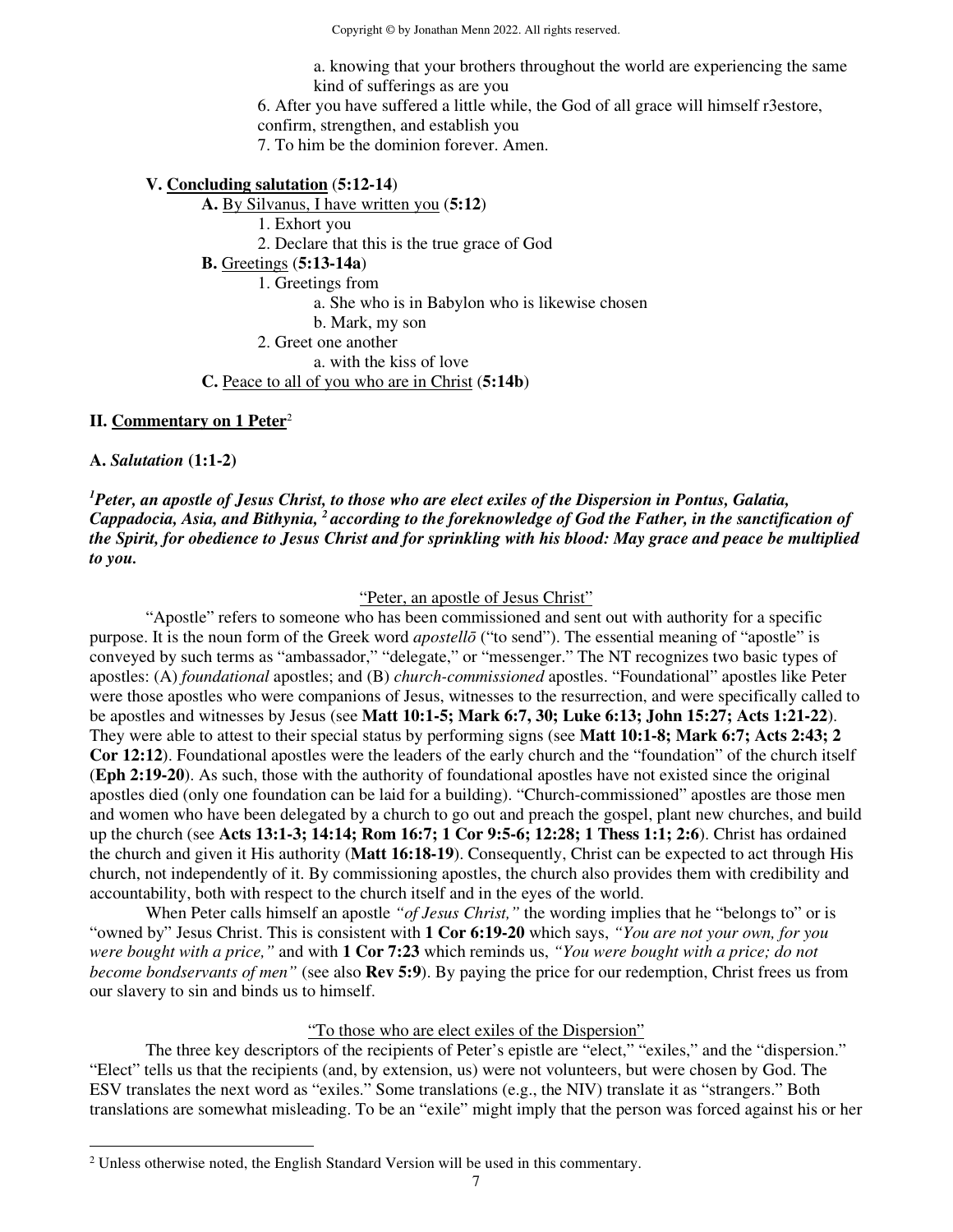a. knowing that your brothers throughout the world are experiencing the same kind of sufferings as are you

6. After you have suffered a little while, the God of all grace will himself r3estore, confirm, strengthen, and establish you
7. To him be the dominion forever. Amen.

**V. <u>Concluding salutation</u> (5:12-14)**

- **A.** <u>By Silvanus, I have written you</u> (**5:12**)
  1. Exhort you
  2. Declare that this is the true grace of God
- **B.** <u>Greetings</u> (**5:13-14a**)
  1. Greetings from
     - a. She who is in Babylon who is likewise chosen
     - b. Mark, my son
  2. Greet one another
     - a. with the kiss of love
- **C.** <u>Peace to all of you who are in Christ</u> (**5:14b**)

## II. <u>Commentary on 1 Peter</u>[2]

### A. *Salutation* (1:1-2)

***[1]Peter, an apostle of Jesus Christ, to those who are elect exiles of the Dispersion in Pontus, Galatia, Cappadocia, Asia, and Bithynia, [2] according to the foreknowledge of God the Father, in the sanctification of the Spirit, for obedience to Jesus Christ and for sprinkling with his blood: May grace and peace be multiplied to you.***

<u>"Peter, an apostle of Jesus Christ"</u>

"Apostle" refers to someone who has been commissioned and sent out with authority for a specific purpose. It is the noun form of the Greek word *apostellō* ("to send"). The essential meaning of "apostle" is conveyed by such terms as "ambassador," "delegate," or "messenger." The NT recognizes two basic types of apostles: (A) *foundational* apostles; and (B) *church-commissioned* apostles. "Foundational" apostles like Peter were those apostles who were companions of Jesus, witnesses to the resurrection, and were specifically called to be apostles and witnesses by Jesus (see **Matt 10:1-5; Mark 6:7, 30; Luke 6:13; John 15:27; Acts 1:21-22**). They were able to attest to their special status by performing signs (see **Matt 10:1-8; Mark 6:7; Acts 2:43; 2 Cor 12:12**). Foundational apostles were the leaders of the early church and the "foundation" of the church itself (**Eph 2:19-20**). As such, those with the authority of foundational apostles have not existed since the original apostles died (only one foundation can be laid for a building). "Church-commissioned" apostles are those men and women who have been delegated by a church to go out and preach the gospel, plant new churches, and build up the church (see **Acts 13:1-3; 14:14; Rom 16:7; 1 Cor 9:5-6; 12:28; 1 Thess 1:1; 2:6**). Christ has ordained the church and given it His authority (**Matt 16:18-19**). Consequently, Christ can be expected to act through His church, not independently of it. By commissioning apostles, the church also provides them with credibility and accountability, both with respect to the church itself and in the eyes of the world.

When Peter calls himself an apostle *"of Jesus Christ,"* the wording implies that he "belongs to" or is "owned by" Jesus Christ. This is consistent with **1 Cor 6:19-20** which says, *"You are not your own, for you were bought with a price,"* and with **1 Cor 7:23** which reminds us, *"You were bought with a price; do not become bondservants of men"* (see also **Rev 5:9**). By paying the price for our redemption, Christ frees us from our slavery to sin and binds us to himself.

<u>"To those who are elect exiles of the Dispersion"</u>

The three key descriptors of the recipients of Peter's epistle are "elect," "exiles," and the "dispersion." "Elect" tells us that the recipients (and, by extension, us) were not volunteers, but were chosen by God. The ESV translates the next word as "exiles." Some translations (e.g., the NIV) translate it as "strangers." Both translations are somewhat misleading. To be an "exile" might imply that the person was forced against his or her

---

[2] Unless otherwise noted, the English Standard Version will be used in this commentary.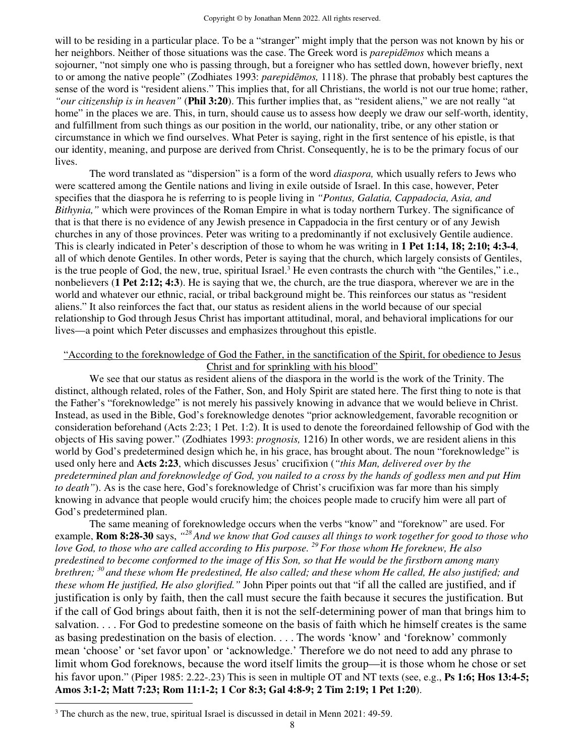will to be residing in a particular place. To be a "stranger" might imply that the person was not known by his or her neighbors. Neither of those situations was the case. The Greek word is *parepidēmos* which means a sojourner, "not simply one who is passing through, but a foreigner who has settled down, however briefly, next to or among the native people" (Zodhiates 1993: *parepidēmos,* 1118). The phrase that probably best captures the sense of the word is "resident aliens." This implies that, for all Christians, the world is not our true home; rather, *"our citizenship is in heaven"* (**Phil 3:20**). This further implies that, as "resident aliens," we are not really "at home" in the places we are. This, in turn, should cause us to assess how deeply we draw our self-worth, identity, and fulfillment from such things as our position in the world, our nationality, tribe, or any other station or circumstance in which we find ourselves. What Peter is saying, right in the first sentence of his epistle, is that our identity, meaning, and purpose are derived from Christ. Consequently, he is to be the primary focus of our lives.

The word translated as "dispersion" is a form of the word *diaspora,* which usually refers to Jews who were scattered among the Gentile nations and living in exile outside of Israel. In this case, however, Peter specifies that the diaspora he is referring to is people living in *"Pontus, Galatia, Cappadocia, Asia, and Bithynia,"* which were provinces of the Roman Empire in what is today northern Turkey. The significance of that is that there is no evidence of any Jewish presence in Cappadocia in the first century or of any Jewish churches in any of those provinces. Peter was writing to a predominantly if not exclusively Gentile audience. This is clearly indicated in Peter's description of those to whom he was writing in **1 Pet 1:14, 18; 2:10; 4:3-4**, all of which denote Gentiles. In other words, Peter is saying that the church, which largely consists of Gentiles, is the true people of God, the new, true, spiritual Israel.[3] He even contrasts the church with "the Gentiles," i.e., nonbelievers (**1 Pet 2:12; 4:3**). He is saying that we, the church, are the true diaspora, wherever we are in the world and whatever our ethnic, racial, or tribal background might be. This reinforces our status as "resident aliens." It also reinforces the fact that, our status as resident aliens in the world because of our special relationship to God through Jesus Christ has important attitudinal, moral, and behavioral implications for our lives—a point which Peter discusses and emphasizes throughout this epistle.

<u>"According to the foreknowledge of God the Father, in the sanctification of the Spirit, for obedience to Jesus Christ and for sprinkling with his blood"</u>

We see that our status as resident aliens of the diaspora in the world is the work of the Trinity. The distinct, although related, roles of the Father, Son, and Holy Spirit are stated here. The first thing to note is that the Father's "foreknowledge" is not merely his passively knowing in advance that we would believe in Christ. Instead, as used in the Bible, God's foreknowledge denotes "prior acknowledgement, favorable recognition or consideration beforehand (Acts 2:23; 1 Pet. 1:2). It is used to denote the foreordained fellowship of God with the objects of His saving power." (Zodhiates 1993: *prognosis,* 1216) In other words, we are resident aliens in this world by God's predetermined design which he, in his grace, has brought about. The noun "foreknowledge" is used only here and **Acts 2:23**, which discusses Jesus' crucifixion (*"this Man, delivered over by the predetermined plan and foreknowledge of God, you nailed to a cross by the hands of godless men and put Him to death"*). As is the case here, God's foreknowledge of Christ's crucifixion was far more than his simply knowing in advance that people would crucify him; the choices people made to crucify him were all part of God's predetermined plan.

The same meaning of foreknowledge occurs when the verbs "know" and "foreknow" are used. For example, **Rom 8:28-30** says, *"[28] And we know that God causes all things to work together for good to those who love God, to those who are called according to His purpose. [29] For those whom He foreknew, He also predestined to become conformed to the image of His Son, so that He would be the firstborn among many brethren; [30] and these whom He predestined, He also called; and these whom He called, He also justified; and these whom He justified, He also glorified."* John Piper points out that "if all the called are justified, and if justification is only by faith, then the call must secure the faith because it secures the justification. But if the call of God brings about faith, then it is not the self-determining power of man that brings him to salvation. . . . For God to predestine someone on the basis of faith which he himself creates is the same as basing predestination on the basis of election. . . . The words 'know' and 'foreknow' commonly mean 'choose' or 'set favor upon' or 'acknowledge.' Therefore we do not need to add any phrase to limit whom God foreknows, because the word itself limits the group—it is those whom he chose or set his favor upon." (Piper 1985: 2.22-.23) This is seen in multiple OT and NT texts (see, e.g., **Ps 1:6; Hos 13:4-5; Amos 3:1-2; Matt 7:23; Rom 11:1-2; 1 Cor 8:3; Gal 4:8-9; 2 Tim 2:19; 1 Pet 1:20**).

[3] The church as the new, true, spiritual Israel is discussed in detail in Menn 2021: 49-59.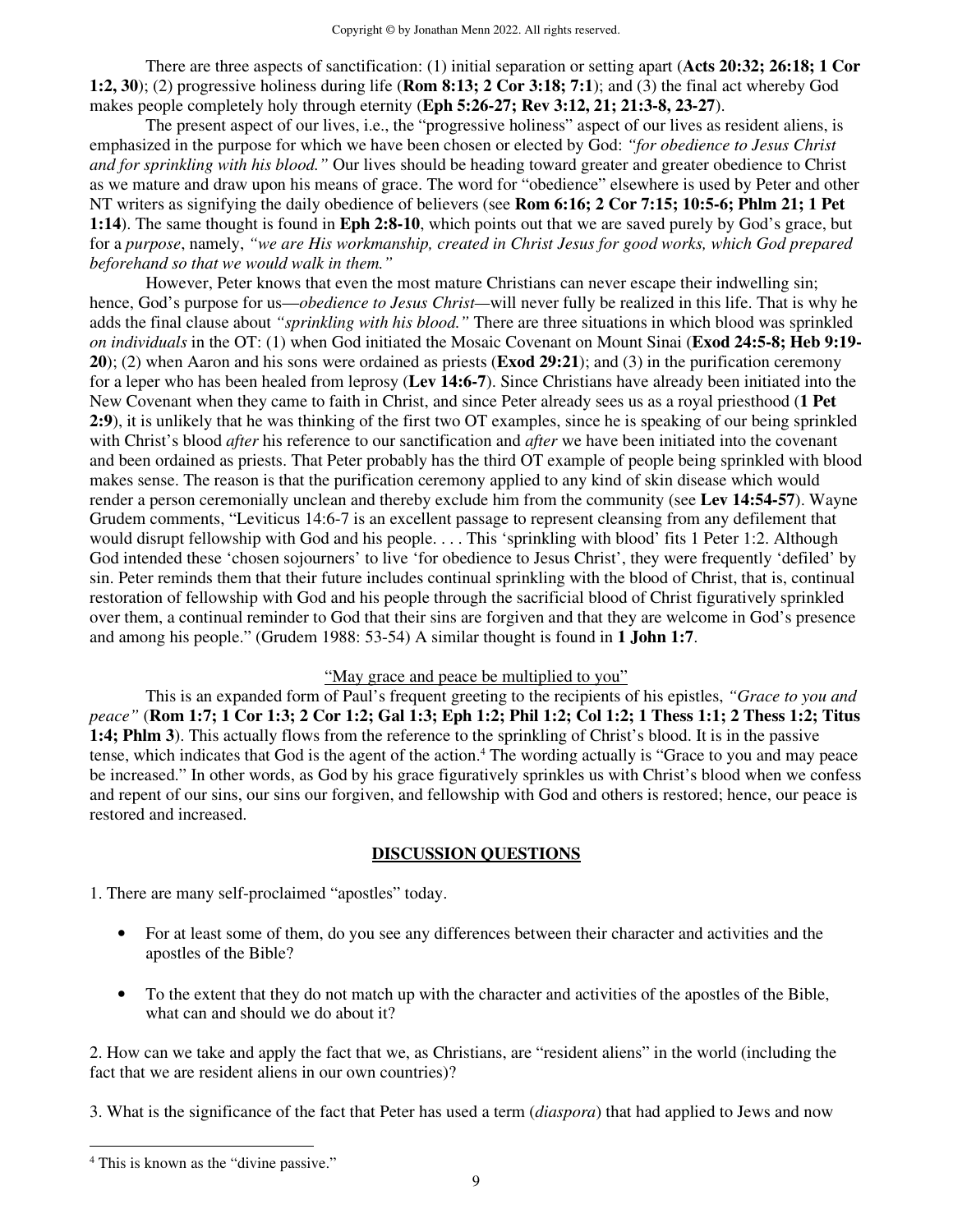There are three aspects of sanctification: (1) initial separation or setting apart (**Acts 20:32; 26:18; 1 Cor 1:2, 30**); (2) progressive holiness during life (**Rom 8:13; 2 Cor 3:18; 7:1**); and (3) the final act whereby God makes people completely holy through eternity (**Eph 5:26-27; Rev 3:12, 21; 21:3-8, 23-27**).

The present aspect of our lives, i.e., the "progressive holiness" aspect of our lives as resident aliens, is emphasized in the purpose for which we have been chosen or elected by God: *"for obedience to Jesus Christ and for sprinkling with his blood."* Our lives should be heading toward greater and greater obedience to Christ as we mature and draw upon his means of grace. The word for "obedience" elsewhere is used by Peter and other NT writers as signifying the daily obedience of believers (see **Rom 6:16; 2 Cor 7:15; 10:5-6; Phlm 21; 1 Pet 1:14**). The same thought is found in **Eph 2:8-10**, which points out that we are saved purely by God's grace, but for a *purpose*, namely, *"we are His workmanship, created in Christ Jesus for good works, which God prepared beforehand so that we would walk in them."*

However, Peter knows that even the most mature Christians can never escape their indwelling sin; hence, God's purpose for us—*obedience to Jesus Christ*—will never fully be realized in this life. That is why he adds the final clause about *"sprinkling with his blood."* There are three situations in which blood was sprinkled *on individuals* in the OT: (1) when God initiated the Mosaic Covenant on Mount Sinai (**Exod 24:5-8; Heb 9:19-20**); (2) when Aaron and his sons were ordained as priests (**Exod 29:21**); and (3) in the purification ceremony for a leper who has been healed from leprosy (**Lev 14:6-7**). Since Christians have already been initiated into the New Covenant when they came to faith in Christ, and since Peter already sees us as a royal priesthood (**1 Pet 2:9**), it is unlikely that he was thinking of the first two OT examples, since he is speaking of our being sprinkled with Christ's blood *after* his reference to our sanctification and *after* we have been initiated into the covenant and been ordained as priests. That Peter probably has the third OT example of people being sprinkled with blood makes sense. The reason is that the purification ceremony applied to any kind of skin disease which would render a person ceremonially unclean and thereby exclude him from the community (see **Lev 14:54-57**). Wayne Grudem comments, "Leviticus 14:6-7 is an excellent passage to represent cleansing from any defilement that would disrupt fellowship with God and his people. . . . This 'sprinkling with blood' fits 1 Peter 1:2. Although God intended these 'chosen sojourners' to live 'for obedience to Jesus Christ', they were frequently 'defiled' by sin. Peter reminds them that their future includes continual sprinkling with the blood of Christ, that is, continual restoration of fellowship with God and his people through the sacrificial blood of Christ figuratively sprinkled over them, a continual reminder to God that their sins are forgiven and that they are welcome in God's presence and among his people." (Grudem 1988: 53-54) A similar thought is found in **1 John 1:7**.

<u>"May grace and peace be multiplied to you"</u>

This is an expanded form of Paul's frequent greeting to the recipients of his epistles, *"Grace to you and peace"* (**Rom 1:7; 1 Cor 1:3; 2 Cor 1:2; Gal 1:3; Eph 1:2; Phil 1:2; Col 1:2; 1 Thess 1:1; 2 Thess 1:2; Titus 1:4; Phlm 3**). This actually flows from the reference to the sprinkling of Christ's blood. It is in the passive tense, which indicates that God is the agent of the action.[4] The wording actually is "Grace to you and may peace be increased." In other words, as God by his grace figuratively sprinkles us with Christ's blood when we confess and repent of our sins, our sins our forgiven, and fellowship with God and others is restored; hence, our peace is restored and increased.

## DISCUSSION QUESTIONS

1. There are many self-proclaimed "apostles" today.

- For at least some of them, do you see any differences between their character and activities and the apostles of the Bible?
- To the extent that they do not match up with the character and activities of the apostles of the Bible, what can and should we do about it?

2. How can we take and apply the fact that we, as Christians, are "resident aliens" in the world (including the fact that we are resident aliens in our own countries)?

3. What is the significance of the fact that Peter has used a term (*diaspora*) that had applied to Jews and now

[4] This is known as the "divine passive."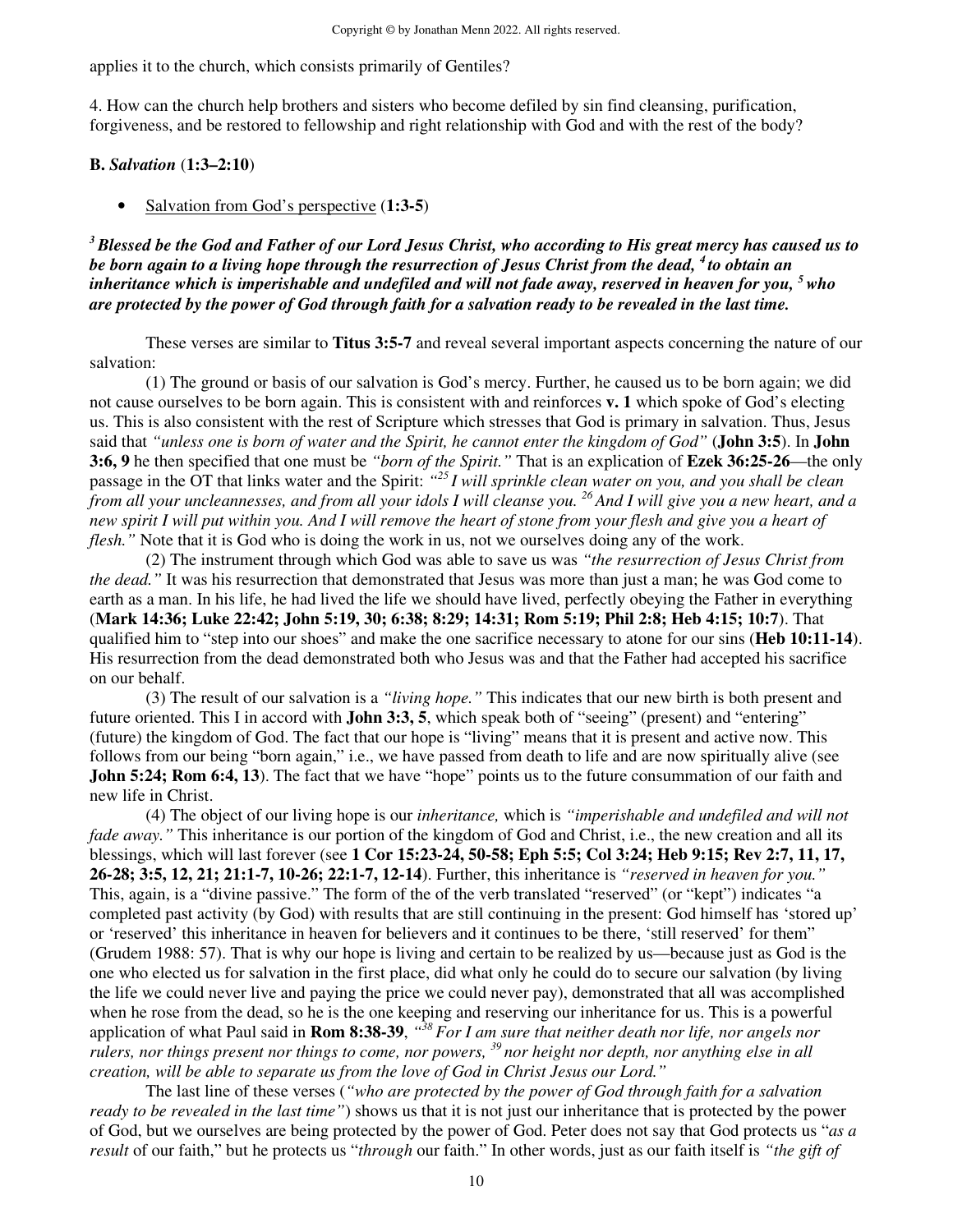applies it to the church, which consists primarily of Gentiles?

4. How can the church help brothers and sisters who become defiled by sin find cleansing, purification, forgiveness, and be restored to fellowship and right relationship with God and with the rest of the body?

**B.** ***Salvation*** **(1:3–2:10)**

- Salvation from God's perspective (**1:3-5**)

***[3] Blessed be the God and Father of our Lord Jesus Christ, who according to His great mercy has caused us to be born again to a living hope through the resurrection of Jesus Christ from the dead, [4] to obtain an inheritance which is imperishable and undefiled and will not fade away, reserved in heaven for you, [5] who are protected by the power of God through faith for a salvation ready to be revealed in the last time.***

These verses are similar to **Titus 3:5-7** and reveal several important aspects concerning the nature of our salvation:

(1) The ground or basis of our salvation is God's mercy. Further, he caused us to be born again; we did not cause ourselves to be born again. This is consistent with and reinforces **v. 1** which spoke of God's electing us. This is also consistent with the rest of Scripture which stresses that God is primary in salvation. Thus, Jesus said that *"unless one is born of water and the Spirit, he cannot enter the kingdom of God"* (**John 3:5**). In **John 3:6, 9** he then specified that one must be *"born of the Spirit."* That is an explication of **Ezek 36:25-26**—the only passage in the OT that links water and the Spirit: *"[25] I will sprinkle clean water on you, and you shall be clean from all your uncleannesses, and from all your idols I will cleanse you. [26] And I will give you a new heart, and a new spirit I will put within you. And I will remove the heart of stone from your flesh and give you a heart of flesh."* Note that it is God who is doing the work in us, not we ourselves doing any of the work.

(2) The instrument through which God was able to save us was *"the resurrection of Jesus Christ from the dead."* It was his resurrection that demonstrated that Jesus was more than just a man; he was God come to earth as a man. In his life, he had lived the life we should have lived, perfectly obeying the Father in everything (**Mark 14:36; Luke 22:42; John 5:19, 30; 6:38; 8:29; 14:31; Rom 5:19; Phil 2:8; Heb 4:15; 10:7**). That qualified him to "step into our shoes" and make the one sacrifice necessary to atone for our sins (**Heb 10:11-14**). His resurrection from the dead demonstrated both who Jesus was and that the Father had accepted his sacrifice on our behalf.

(3) The result of our salvation is a *"living hope."* This indicates that our new birth is both present and future oriented. This I in accord with **John 3:3, 5**, which speak both of "seeing" (present) and "entering" (future) the kingdom of God. The fact that our hope is "living" means that it is present and active now. This follows from our being "born again," i.e., we have passed from death to life and are now spiritually alive (see **John 5:24; Rom 6:4, 13**). The fact that we have "hope" points us to the future consummation of our faith and new life in Christ.

(4) The object of our living hope is our *inheritance,* which is *"imperishable and undefiled and will not fade away."* This inheritance is our portion of the kingdom of God and Christ, i.e., the new creation and all its blessings, which will last forever (see **1 Cor 15:23-24, 50-58; Eph 5:5; Col 3:24; Heb 9:15; Rev 2:7, 11, 17, 26-28; 3:5, 12, 21; 21:1-7, 10-26; 22:1-7, 12-14**). Further, this inheritance is *"reserved in heaven for you."* This, again, is a "divine passive." The form of the of the verb translated "reserved" (or "kept") indicates "a completed past activity (by God) with results that are still continuing in the present: God himself has 'stored up' or 'reserved' this inheritance in heaven for believers and it continues to be there, 'still reserved' for them" (Grudem 1988: 57). That is why our hope is living and certain to be realized by us—because just as God is the one who elected us for salvation in the first place, did what only he could do to secure our salvation (by living the life we could never live and paying the price we could never pay), demonstrated that all was accomplished when he rose from the dead, so he is the one keeping and reserving our inheritance for us. This is a powerful application of what Paul said in **Rom 8:38-39**, *"[38] For I am sure that neither death nor life, nor angels nor rulers, nor things present nor things to come, nor powers, [39] nor height nor depth, nor anything else in all creation, will be able to separate us from the love of God in Christ Jesus our Lord."*

The last line of these verses (*"who are protected by the power of God through faith for a salvation ready to be revealed in the last time"*) shows us that it is not just our inheritance that is protected by the power of God, but we ourselves are being protected by the power of God. Peter does not say that God protects us "*as a result* of our faith," but he protects us "*through* our faith." In other words, just as our faith itself is *"the gift of*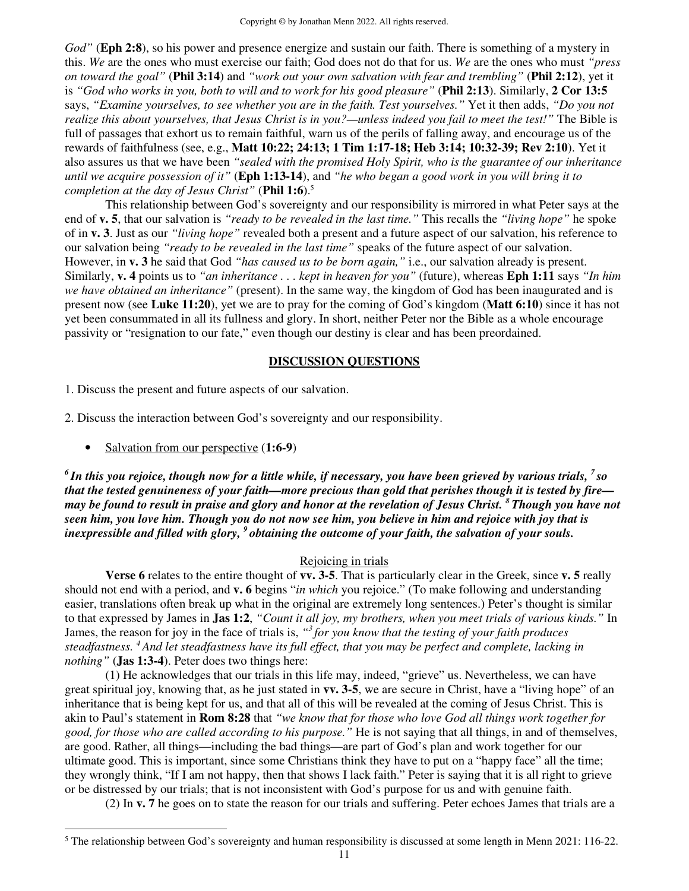*God"* (**Eph 2:8**), so his power and presence energize and sustain our faith. There is something of a mystery in this. *We* are the ones who must exercise our faith; God does not do that for us. *We* are the ones who must *"press on toward the goal"* (**Phil 3:14**) and *"work out your own salvation with fear and trembling"* (**Phil 2:12**), yet it is *"God who works in you, both to will and to work for his good pleasure"* (**Phil 2:13**). Similarly, **2 Cor 13:5** says, *"Examine yourselves, to see whether you are in the faith. Test yourselves."* Yet it then adds, *"Do you not realize this about yourselves, that Jesus Christ is in you?—unless indeed you fail to meet the test!"* The Bible is full of passages that exhort us to remain faithful, warn us of the perils of falling away, and encourage us of the rewards of faithfulness (see, e.g., **Matt 10:22; 24:13; 1 Tim 1:17-18; Heb 3:14; 10:32-39; Rev 2:10**). Yet it also assures us that we have been *"sealed with the promised Holy Spirit, who is the guarantee of our inheritance until we acquire possession of it"* (**Eph 1:13-14**), and *"he who began a good work in you will bring it to completion at the day of Jesus Christ"* (**Phil 1:6**).[5]

This relationship between God's sovereignty and our responsibility is mirrored in what Peter says at the end of **v. 5**, that our salvation is *"ready to be revealed in the last time."* This recalls the *"living hope"* he spoke of in **v. 3**. Just as our *"living hope"* revealed both a present and a future aspect of our salvation, his reference to our salvation being *"ready to be revealed in the last time"* speaks of the future aspect of our salvation. However, in **v. 3** he said that God *"has caused us to be born again,"* i.e., our salvation already is present. Similarly, **v. 4** points us to *"an inheritance . . . kept in heaven for you"* (future), whereas **Eph 1:11** says *"In him we have obtained an inheritance"* (present). In the same way, the kingdom of God has been inaugurated and is present now (see **Luke 11:20**), yet we are to pray for the coming of God's kingdom (**Matt 6:10**) since it has not yet been consummated in all its fullness and glory. In short, neither Peter nor the Bible as a whole encourage passivity or "resignation to our fate," even though our destiny is clear and has been preordained.

## DISCUSSION QUESTIONS

1. Discuss the present and future aspects of our salvation.

2. Discuss the interaction between God's sovereignty and our responsibility.

- Salvation from our perspective (**1:6-9**)

***[6] In this you rejoice, though now for a little while, if necessary, you have been grieved by various trials, [7] so that the tested genuineness of your faith—more precious than gold that perishes though it is tested by fire—may be found to result in praise and glory and honor at the revelation of Jesus Christ. [8] Though you have not seen him, you love him. Though you do not now see him, you believe in him and rejoice with joy that is inexpressible and filled with glory, [9] obtaining the outcome of your faith, the salvation of your souls.***

### Rejoicing in trials

**Verse 6** relates to the entire thought of **vv. 3-5**. That is particularly clear in the Greek, since **v. 5** really should not end with a period, and **v. 6** begins "*in which* you rejoice." (To make following and understanding easier, translations often break up what in the original are extremely long sentences.) Peter's thought is similar to that expressed by James in **Jas 1:2**, *"Count it all joy, my brothers, when you meet trials of various kinds."* In James, the reason for joy in the face of trials is, *"[3] for you know that the testing of your faith produces steadfastness. [4] And let steadfastness have its full effect, that you may be perfect and complete, lacking in nothing"* (**Jas 1:3-4**). Peter does two things here:

(1) He acknowledges that our trials in this life may, indeed, "grieve" us. Nevertheless, we can have great spiritual joy, knowing that, as he just stated in **vv. 3-5**, we are secure in Christ, have a "living hope" of an inheritance that is being kept for us, and that all of this will be revealed at the coming of Jesus Christ. This is akin to Paul's statement in **Rom 8:28** that *"we know that for those who love God all things work together for good, for those who are called according to his purpose."* He is not saying that all things, in and of themselves, are good. Rather, all things—including the bad things—are part of God's plan and work together for our ultimate good. This is important, since some Christians think they have to put on a "happy face" all the time; they wrongly think, "If I am not happy, then that shows I lack faith." Peter is saying that it is all right to grieve or be distressed by our trials; that is not inconsistent with God's purpose for us and with genuine faith.

(2) In **v. 7** he goes on to state the reason for our trials and suffering. Peter echoes James that trials are a

---

[5] The relationship between God's sovereignty and human responsibility is discussed at some length in Menn 2021: 116-22.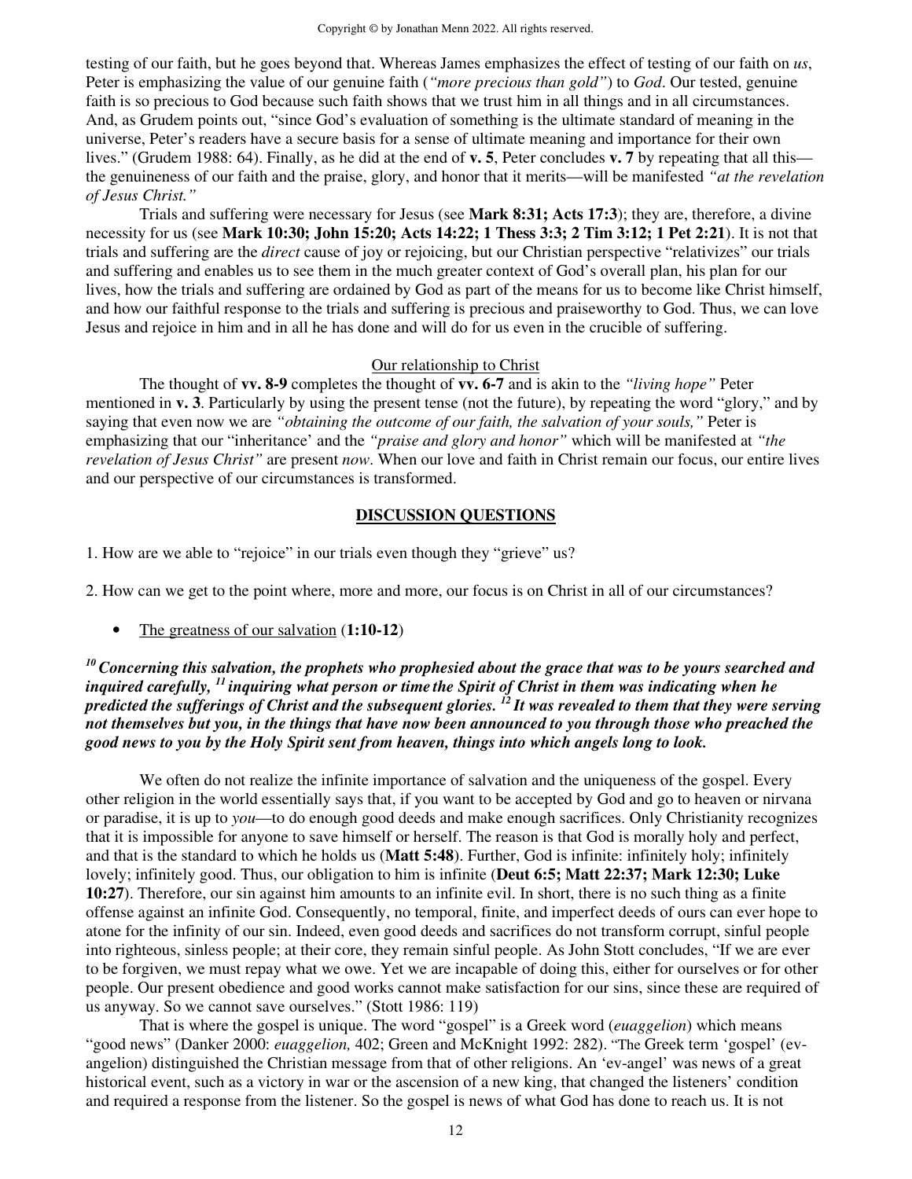testing of our faith, but he goes beyond that. Whereas James emphasizes the effect of testing of our faith on *us*, Peter is emphasizing the value of our genuine faith (*"more precious than gold"*) to *God*. Our tested, genuine faith is so precious to God because such faith shows that we trust him in all things and in all circumstances. And, as Grudem points out, "since God's evaluation of something is the ultimate standard of meaning in the universe, Peter's readers have a secure basis for a sense of ultimate meaning and importance for their own lives." (Grudem 1988: 64). Finally, as he did at the end of **v. 5**, Peter concludes **v. 7** by repeating that all this—the genuineness of our faith and the praise, glory, and honor that it merits—will be manifested *"at the revelation of Jesus Christ."*

Trials and suffering were necessary for Jesus (see **Mark 8:31; Acts 17:3**); they are, therefore, a divine necessity for us (see **Mark 10:30; John 15:20; Acts 14:22; 1 Thess 3:3; 2 Tim 3:12; 1 Pet 2:21**). It is not that trials and suffering are the *direct* cause of joy or rejoicing, but our Christian perspective "relativizes" our trials and suffering and enables us to see them in the much greater context of God's overall plan, his plan for our lives, how the trials and suffering are ordained by God as part of the means for us to become like Christ himself, and how our faithful response to the trials and suffering is precious and praiseworthy to God. Thus, we can love Jesus and rejoice in him and in all he has done and will do for us even in the crucible of suffering.

<u>Our relationship to Christ</u>

The thought of **vv. 8-9** completes the thought of **vv. 6-7** and is akin to the *"living hope"* Peter mentioned in **v. 3**. Particularly by using the present tense (not the future), by repeating the word "glory," and by saying that even now we are *"obtaining the outcome of our faith, the salvation of your souls,"* Peter is emphasizing that our "inheritance' and the *"praise and glory and honor"* which will be manifested at *"the revelation of Jesus Christ"* are present *now*. When our love and faith in Christ remain our focus, our entire lives and our perspective of our circumstances is transformed.

**<u>DISCUSSION QUESTIONS</u>**

1. How are we able to "rejoice" in our trials even though they "grieve" us?

2. How can we get to the point where, more and more, our focus is on Christ in all of our circumstances?

- <u>The greatness of our salvation</u> (**1:10-12**)

***[10] Concerning this salvation, the prophets who prophesied about the grace that was to be yours searched and inquired carefully, [11] inquiring what person or time the Spirit of Christ in them was indicating when he predicted the sufferings of Christ and the subsequent glories. [12] It was revealed to them that they were serving not themselves but you, in the things that have now been announced to you through those who preached the good news to you by the Holy Spirit sent from heaven, things into which angels long to look.***

We often do not realize the infinite importance of salvation and the uniqueness of the gospel. Every other religion in the world essentially says that, if you want to be accepted by God and go to heaven or nirvana or paradise, it is up to *you*—to do enough good deeds and make enough sacrifices. Only Christianity recognizes that it is impossible for anyone to save himself or herself. The reason is that God is morally holy and perfect, and that is the standard to which he holds us (**Matt 5:48**). Further, God is infinite: infinitely holy; infinitely lovely; infinitely good. Thus, our obligation to him is infinite (**Deut 6:5; Matt 22:37; Mark 12:30; Luke 10:27**). Therefore, our sin against him amounts to an infinite evil. In short, there is no such thing as a finite offense against an infinite God. Consequently, no temporal, finite, and imperfect deeds of ours can ever hope to atone for the infinity of our sin. Indeed, even good deeds and sacrifices do not transform corrupt, sinful people into righteous, sinless people; at their core, they remain sinful people. As John Stott concludes, "If we are ever to be forgiven, we must repay what we owe. Yet we are incapable of doing this, either for ourselves or for other people. Our present obedience and good works cannot make satisfaction for our sins, since these are required of us anyway. So we cannot save ourselves." (Stott 1986: 119)

That is where the gospel is unique. The word "gospel" is a Greek word (*euaggelion*) which means "good news" (Danker 2000: *euaggelion,* 402; Green and McKnight 1992: 282). "The Greek term 'gospel' (ev-angelion) distinguished the Christian message from that of other religions. An 'ev-angel' was news of a great historical event, such as a victory in war or the ascension of a new king, that changed the listeners' condition and required a response from the listener. So the gospel is news of what God has done to reach us. It is not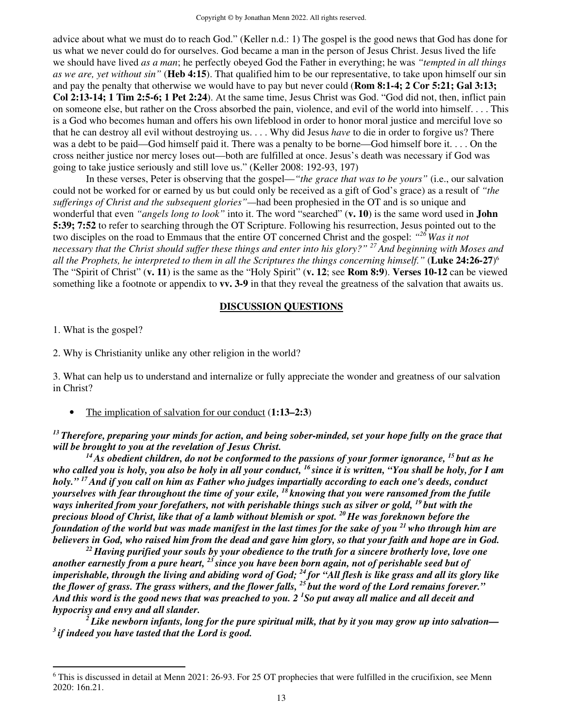advice about what we must do to reach God." (Keller n.d.: 1) The gospel is the good news that God has done for us what we never could do for ourselves. God became a man in the person of Jesus Christ. Jesus lived the life we should have lived *as a man*; he perfectly obeyed God the Father in everything; he was *"tempted in all things as we are, yet without sin"* (**Heb 4:15**). That qualified him to be our representative, to take upon himself our sin and pay the penalty that otherwise we would have to pay but never could (**Rom 8:1-4; 2 Cor 5:21; Gal 3:13; Col 2:13-14; 1 Tim 2:5-6; 1 Pet 2:24**). At the same time, Jesus Christ was God. "God did not, then, inflict pain on someone else, but rather on the Cross absorbed the pain, violence, and evil of the world into himself. . . . This is a God who becomes human and offers his own lifeblood in order to honor moral justice and merciful love so that he can destroy all evil without destroying us. . . . Why did Jesus *have* to die in order to forgive us? There was a debt to be paid—God himself paid it. There was a penalty to be borne—God himself bore it. . . . On the cross neither justice nor mercy loses out—both are fulfilled at once. Jesus's death was necessary if God was going to take justice seriously and still love us." (Keller 2008: 192-93, 197)

In these verses, Peter is observing that the gospel—*"the grace that was to be yours"* (i.e., our salvation could not be worked for or earned by us but could only be received as a gift of God's grace) as a result of *"the sufferings of Christ and the subsequent glories"*—had been prophesied in the OT and is so unique and wonderful that even *"angels long to look"* into it. The word "searched" (**v. 10**) is the same word used in **John 5:39; 7:52** to refer to searching through the OT Scripture. Following his resurrection, Jesus pointed out to the two disciples on the road to Emmaus that the entire OT concerned Christ and the gospel: *"[26] Was it not necessary that the Christ should suffer these things and enter into his glory?" [27] And beginning with Moses and all the Prophets, he interpreted to them in all the Scriptures the things concerning himself."* (**Luke 24:26-27**)[6] The "Spirit of Christ" (**v. 11**) is the same as the "Holy Spirit" (**v. 12**; see **Rom 8:9**). **Verses 10-12** can be viewed something like a footnote or appendix to **vv. 3-9** in that they reveal the greatness of the salvation that awaits us.

## DISCUSSION QUESTIONS

1. What is the gospel?

2. Why is Christianity unlike any other religion in the world?

3. What can help us to understand and internalize or fully appreciate the wonder and greatness of our salvation in Christ?

- The implication of salvation for our conduct (**1:13–2:3**)

***[13] Therefore, preparing your minds for action, and being sober-minded, set your hope fully on the grace that will be brought to you at the revelation of Jesus Christ.***

***[14] As obedient children, do not be conformed to the passions of your former ignorance, [15] but as he who called you is holy, you also be holy in all your conduct, [16] since it is written, "You shall be holy, for I am holy." [17] And if you call on him as Father who judges impartially according to each one's deeds, conduct yourselves with fear throughout the time of your exile, [18] knowing that you were ransomed from the futile ways inherited from your forefathers, not with perishable things such as silver or gold, [19] but with the precious blood of Christ, like that of a lamb without blemish or spot. [20] He was foreknown before the foundation of the world but was made manifest in the last times for the sake of you [21] who through him are believers in God, who raised him from the dead and gave him glory, so that your faith and hope are in God.***

***[22] Having purified your souls by your obedience to the truth for a sincere brotherly love, love one another earnestly from a pure heart, [23] since you have been born again, not of perishable seed but of imperishable, through the living and abiding word of God; [24] for "All flesh is like grass and all its glory like the flower of grass. The grass withers, and the flower falls, [25] but the word of the Lord remains forever." And this word is the good news that was preached to you. 2 [1] So put away all malice and all deceit and hypocrisy and envy and all slander.***

***[2] Like newborn infants, long for the pure spiritual milk, that by it you may grow up into salvation— [3] if indeed you have tasted that the Lord is good.***

---

[6] This is discussed in detail at Menn 2021: 26-93. For 25 OT prophecies that were fulfilled in the crucifixion, see Menn 2020: 16n.21.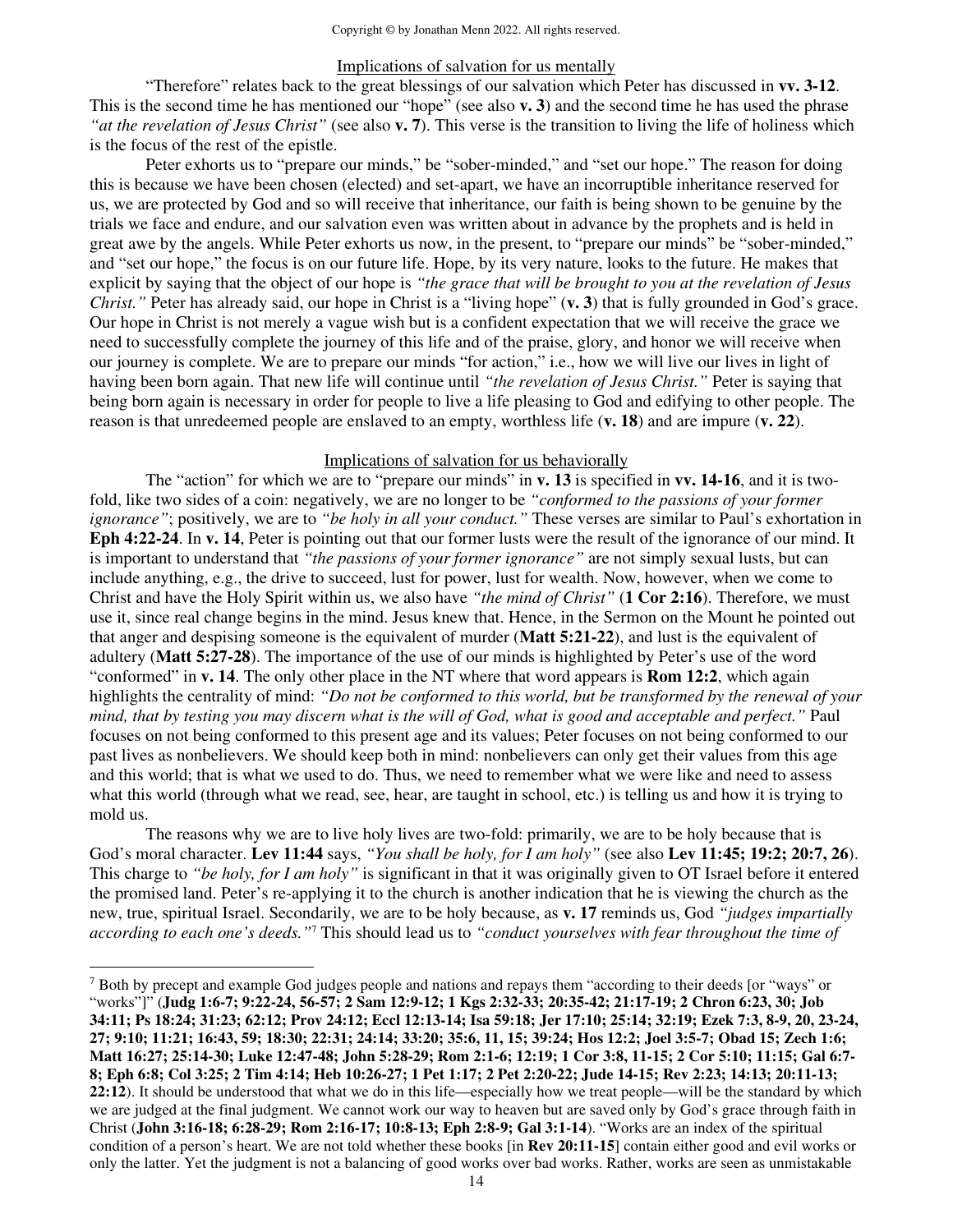### Implications of salvation for us mentally

"Therefore" relates back to the great blessings of our salvation which Peter has discussed in **vv. 3-12**. This is the second time he has mentioned our "hope" (see also **v. 3**) and the second time he has used the phrase *"at the revelation of Jesus Christ"* (see also **v. 7**). This verse is the transition to living the life of holiness which is the focus of the rest of the epistle.

Peter exhorts us to "prepare our minds," be "sober-minded," and "set our hope." The reason for doing this is because we have been chosen (elected) and set-apart, we have an incorruptible inheritance reserved for us, we are protected by God and so will receive that inheritance, our faith is being shown to be genuine by the trials we face and endure, and our salvation even was written about in advance by the prophets and is held in great awe by the angels. While Peter exhorts us now, in the present, to "prepare our minds" be "sober-minded," and "set our hope," the focus is on our future life. Hope, by its very nature, looks to the future. He makes that explicit by saying that the object of our hope is *"the grace that will be brought to you at the revelation of Jesus Christ."* Peter has already said, our hope in Christ is a "living hope" (**v. 3**) that is fully grounded in God's grace. Our hope in Christ is not merely a vague wish but is a confident expectation that we will receive the grace we need to successfully complete the journey of this life and of the praise, glory, and honor we will receive when our journey is complete. We are to prepare our minds "for action," i.e., how we will live our lives in light of having been born again. That new life will continue until *"the revelation of Jesus Christ."* Peter is saying that being born again is necessary in order for people to live a life pleasing to God and edifying to other people. The reason is that unredeemed people are enslaved to an empty, worthless life (**v. 18**) and are impure (**v. 22**).

### Implications of salvation for us behaviorally

The "action" for which we are to "prepare our minds" in **v. 13** is specified in **vv. 14-16**, and it is two-fold, like two sides of a coin: negatively, we are no longer to be *"conformed to the passions of your former ignorance"*; positively, we are to *"be holy in all your conduct."* These verses are similar to Paul's exhortation in **Eph 4:22-24**. In **v. 14**, Peter is pointing out that our former lusts were the result of the ignorance of our mind. It is important to understand that *"the passions of your former ignorance"* are not simply sexual lusts, but can include anything, e.g., the drive to succeed, lust for power, lust for wealth. Now, however, when we come to Christ and have the Holy Spirit within us, we also have *"the mind of Christ"* (**1 Cor 2:16**). Therefore, we must use it, since real change begins in the mind. Jesus knew that. Hence, in the Sermon on the Mount he pointed out that anger and despising someone is the equivalent of murder (**Matt 5:21-22**), and lust is the equivalent of adultery (**Matt 5:27-28**). The importance of the use of our minds is highlighted by Peter's use of the word "conformed" in **v. 14**. The only other place in the NT where that word appears is **Rom 12:2**, which again highlights the centrality of mind: *"Do not be conformed to this world, but be transformed by the renewal of your mind, that by testing you may discern what is the will of God, what is good and acceptable and perfect."* Paul focuses on not being conformed to this present age and its values; Peter focuses on not being conformed to our past lives as nonbelievers. We should keep both in mind: nonbelievers can only get their values from this age and this world; that is what we used to do. Thus, we need to remember what we were like and need to assess what this world (through what we read, see, hear, are taught in school, etc.) is telling us and how it is trying to mold us.

The reasons why we are to live holy lives are two-fold: primarily, we are to be holy because that is God's moral character. **Lev 11:44** says, *"You shall be holy, for I am holy"* (see also **Lev 11:45; 19:2; 20:7, 26**). This charge to *"be holy, for I am holy"* is significant in that it was originally given to OT Israel before it entered the promised land. Peter's re-applying it to the church is another indication that he is viewing the church as the new, true, spiritual Israel. Secondarily, we are to be holy because, as **v. 17** reminds us, God *"judges impartially according to each one's deeds."*[7] This should lead us to *"conduct yourselves with fear throughout the time of*

---

[7] Both by precept and example God judges people and nations and repays them "according to their deeds [or "ways" or "works"]" (**Judg 1:6-7; 9:22-24, 56-57; 2 Sam 12:9-12; 1 Kgs 2:32-33; 20:35-42; 21:17-19; 2 Chron 6:23, 30; Job 34:11; Ps 18:24; 31:23; 62:12; Prov 24:12; Eccl 12:13-14; Isa 59:18; Jer 17:10; 25:14; 32:19; Ezek 7:3, 8-9, 20, 23-24, 27; 9:10; 11:21; 16:43, 59; 18:30; 22:31; 24:14; 33:20; 35:6, 11, 15; 39:24; Hos 12:2; Joel 3:5-7; Obad 15; Zech 1:6; Matt 16:27; 25:14-30; Luke 12:47-48; John 5:28-29; Rom 2:1-6; 12:19; 1 Cor 3:8, 11-15; 2 Cor 5:10; 11:15; Gal 6:7-8; Eph 6:8; Col 3:25; 2 Tim 4:14; Heb 10:26-27; 1 Pet 1:17; 2 Pet 2:20-22; Jude 14-15; Rev 2:23; 14:13; 20:11-13; 22:12**). It should be understood that what we do in this life—especially how we treat people—will be the standard by which we are judged at the final judgment. We cannot work our way to heaven but are saved only by God's grace through faith in Christ (**John 3:16-18; 6:28-29; Rom 2:16-17; 10:8-13; Eph 2:8-9; Gal 3:1-14**). "Works are an index of the spiritual condition of a person's heart. We are not told whether these books [in **Rev 20:11-15**] contain either good and evil works or only the latter. Yet the judgment is not a balancing of good works over bad works. Rather, works are seen as unmistakable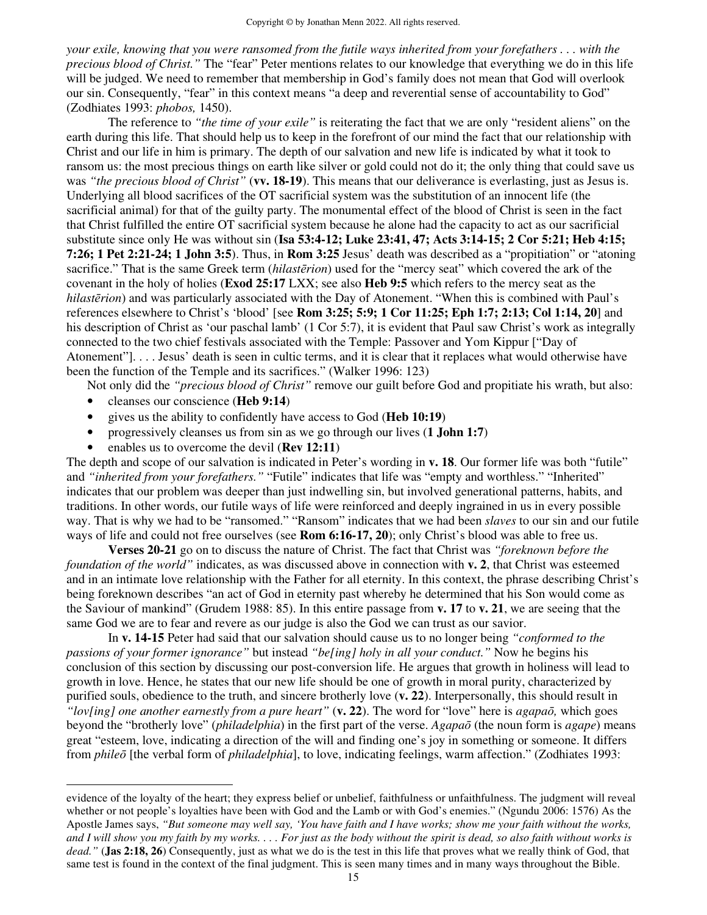*your exile, knowing that you were ransomed from the futile ways inherited from your forefathers . . . with the precious blood of Christ."* The "fear" Peter mentions relates to our knowledge that everything we do in this life will be judged. We need to remember that membership in God's family does not mean that God will overlook our sin. Consequently, "fear" in this context means "a deep and reverential sense of accountability to God" (Zodhiates 1993: *phobos,* 1450).

The reference to *"the time of your exile"* is reiterating the fact that we are only "resident aliens" on the earth during this life. That should help us to keep in the forefront of our mind the fact that our relationship with Christ and our life in him is primary. The depth of our salvation and new life is indicated by what it took to ransom us: the most precious things on earth like silver or gold could not do it; the only thing that could save us was *"the precious blood of Christ"* (**vv. 18-19**). This means that our deliverance is everlasting, just as Jesus is. Underlying all blood sacrifices of the OT sacrificial system was the substitution of an innocent life (the sacrificial animal) for that of the guilty party. The monumental effect of the blood of Christ is seen in the fact that Christ fulfilled the entire OT sacrificial system because he alone had the capacity to act as our sacrificial substitute since only He was without sin (**Isa 53:4-12; Luke 23:41, 47; Acts 3:14-15; 2 Cor 5:21; Heb 4:15; 7:26; 1 Pet 2:21-24; 1 John 3:5**). Thus, in **Rom 3:25** Jesus' death was described as a "propitiation" or "atoning sacrifice." That is the same Greek term (*hilastērion*) used for the "mercy seat" which covered the ark of the covenant in the holy of holies (**Exod 25:17** LXX; see also **Heb 9:5** which refers to the mercy seat as the *hilastērion*) and was particularly associated with the Day of Atonement. "When this is combined with Paul's references elsewhere to Christ's 'blood' [see **Rom 3:25; 5:9; 1 Cor 11:25; Eph 1:7; 2:13; Col 1:14, 20**] and his description of Christ as 'our paschal lamb' (1 Cor 5:7), it is evident that Paul saw Christ's work as integrally connected to the two chief festivals associated with the Temple: Passover and Yom Kippur ["Day of Atonement"]. . . . Jesus' death is seen in cultic terms, and it is clear that it replaces what would otherwise have been the function of the Temple and its sacrifices." (Walker 1996: 123)

Not only did the *"precious blood of Christ"* remove our guilt before God and propitiate his wrath, but also:

- cleanses our conscience (**Heb 9:14**)
- gives us the ability to confidently have access to God (**Heb 10:19**)
- progressively cleanses us from sin as we go through our lives (**1 John 1:7**)
- enables us to overcome the devil (**Rev 12:11**)

The depth and scope of our salvation is indicated in Peter's wording in **v. 18**. Our former life was both "futile" and *"inherited from your forefathers."* "Futile" indicates that life was "empty and worthless." "Inherited" indicates that our problem was deeper than just indwelling sin, but involved generational patterns, habits, and traditions. In other words, our futile ways of life were reinforced and deeply ingrained in us in every possible way. That is why we had to be "ransomed." "Ransom" indicates that we had been *slaves* to our sin and our futile ways of life and could not free ourselves (see **Rom 6:16-17, 20**); only Christ's blood was able to free us.

**Verses 20-21** go on to discuss the nature of Christ. The fact that Christ was *"foreknown before the foundation of the world"* indicates, as was discussed above in connection with **v. 2**, that Christ was esteemed and in an intimate love relationship with the Father for all eternity. In this context, the phrase describing Christ's being foreknown describes "an act of God in eternity past whereby he determined that his Son would come as the Saviour of mankind" (Grudem 1988: 85). In this entire passage from **v. 17** to **v. 21**, we are seeing that the same God we are to fear and revere as our judge is also the God we can trust as our savior.

In **v. 14-15** Peter had said that our salvation should cause us to no longer being *"conformed to the passions of your former ignorance"* but instead *"be[ing] holy in all your conduct."* Now he begins his conclusion of this section by discussing our post-conversion life. He argues that growth in holiness will lead to growth in love. Hence, he states that our new life should be one of growth in moral purity, characterized by purified souls, obedience to the truth, and sincere brotherly love (**v. 22**). Interpersonally, this should result in *"lov[ing] one another earnestly from a pure heart"* (**v. 22**). The word for "love" here is *agapaō,* which goes beyond the "brotherly love" (*philadelphia*) in the first part of the verse. *Agapaō* (the noun form is *agape*) means great "esteem, love, indicating a direction of the will and finding one's joy in something or someone. It differs from *phileō* [the verbal form of *philadelphia*], to love, indicating feelings, warm affection." (Zodhiates 1993:

---

evidence of the loyalty of the heart; they express belief or unbelief, faithfulness or unfaithfulness. The judgment will reveal whether or not people's loyalties have been with God and the Lamb or with God's enemies." (Ngundu 2006: 1576) As the Apostle James says, *"But someone may well say, 'You have faith and I have works; show me your faith without the works, and I will show you my faith by my works. . . . For just as the body without the spirit is dead, so also faith without works is dead."* (**Jas 2:18, 26**) Consequently, just as what we do is the test in this life that proves what we really think of God, that same test is found in the context of the final judgment. This is seen many times and in many ways throughout the Bible.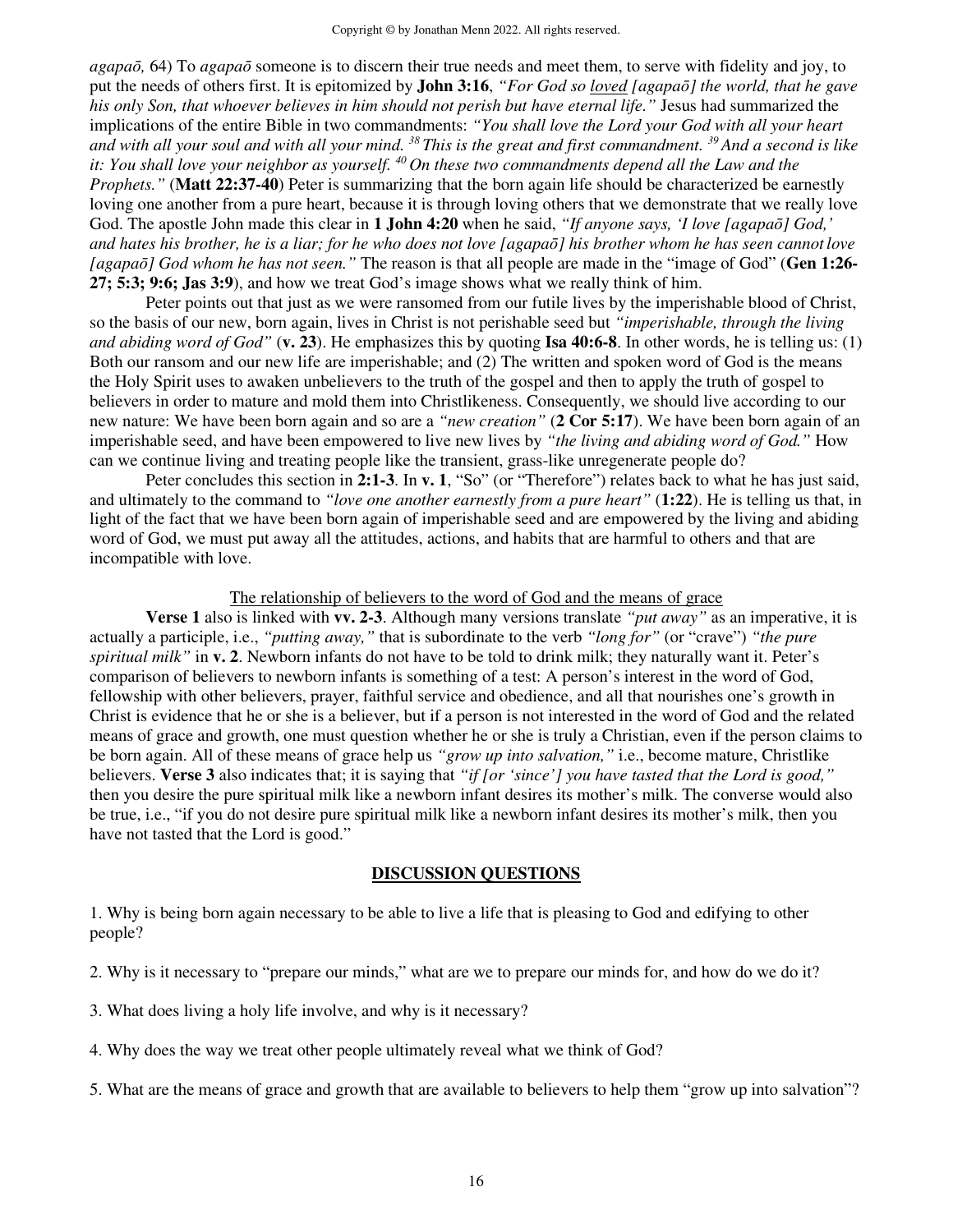*agapaō,* 64) To *agapaō* someone is to discern their true needs and meet them, to serve with fidelity and joy, to put the needs of others first. It is epitomized by **John 3:16**, *"For God so loved [agapaō] the world, that he gave his only Son, that whoever believes in him should not perish but have eternal life."* Jesus had summarized the implications of the entire Bible in two commandments: *"You shall love the Lord your God with all your heart and with all your soul and with all your mind.* [38] *This is the great and first commandment.* [39] *And a second is like it: You shall love your neighbor as yourself.* [40] *On these two commandments depend all the Law and the Prophets."* (**Matt 22:37-40**) Peter is summarizing that the born again life should be characterized be earnestly loving one another from a pure heart, because it is through loving others that we demonstrate that we really love God. The apostle John made this clear in **1 John 4:20** when he said, *"If anyone says, 'I love [agapaō] God,' and hates his brother, he is a liar; for he who does not love [agapaō] his brother whom he has seen cannot love [agapaō] God whom he has not seen."* The reason is that all people are made in the "image of God" (**Gen 1:26-27; 5:3; 9:6; Jas 3:9**), and how we treat God's image shows what we really think of him.

Peter points out that just as we were ransomed from our futile lives by the imperishable blood of Christ, so the basis of our new, born again, lives in Christ is not perishable seed but *"imperishable, through the living and abiding word of God"* (**v. 23**). He emphasizes this by quoting **Isa 40:6-8**. In other words, he is telling us: (1) Both our ransom and our new life are imperishable; and (2) The written and spoken word of God is the means the Holy Spirit uses to awaken unbelievers to the truth of the gospel and then to apply the truth of gospel to believers in order to mature and mold them into Christlikeness. Consequently, we should live according to our new nature: We have been born again and so are a *"new creation"* (**2 Cor 5:17**). We have been born again of an imperishable seed, and have been empowered to live new lives by *"the living and abiding word of God."* How can we continue living and treating people like the transient, grass-like unregenerate people do?

Peter concludes this section in **2:1-3**. In **v. 1**, "So" (or "Therefore") relates back to what he has just said, and ultimately to the command to *"love one another earnestly from a pure heart"* (**1:22**). He is telling us that, in light of the fact that we have been born again of imperishable seed and are empowered by the living and abiding word of God, we must put away all the attitudes, actions, and habits that are harmful to others and that are incompatible with love.

The relationship of believers to the word of God and the means of grace

**Verse 1** also is linked with **vv. 2-3**. Although many versions translate *"put away"* as an imperative, it is actually a participle, i.e., *"putting away,"* that is subordinate to the verb *"long for"* (or "crave") *"the pure spiritual milk"* in **v. 2**. Newborn infants do not have to be told to drink milk; they naturally want it. Peter's comparison of believers to newborn infants is something of a test: A person's interest in the word of God, fellowship with other believers, prayer, faithful service and obedience, and all that nourishes one's growth in Christ is evidence that he or she is a believer, but if a person is not interested in the word of God and the related means of grace and growth, one must question whether he or she is truly a Christian, even if the person claims to be born again. All of these means of grace help us *"grow up into salvation,"* i.e., become mature, Christlike believers. **Verse 3** also indicates that; it is saying that *"if [or 'since'] you have tasted that the Lord is good,"* then you desire the pure spiritual milk like a newborn infant desires its mother's milk. The converse would also be true, i.e., "if you do not desire pure spiritual milk like a newborn infant desires its mother's milk, then you have not tasted that the Lord is good."

## DISCUSSION QUESTIONS

1. Why is being born again necessary to be able to live a life that is pleasing to God and edifying to other people?

2. Why is it necessary to "prepare our minds," what are we to prepare our minds for, and how do we do it?

3. What does living a holy life involve, and why is it necessary?

4. Why does the way we treat other people ultimately reveal what we think of God?

5. What are the means of grace and growth that are available to believers to help them "grow up into salvation"?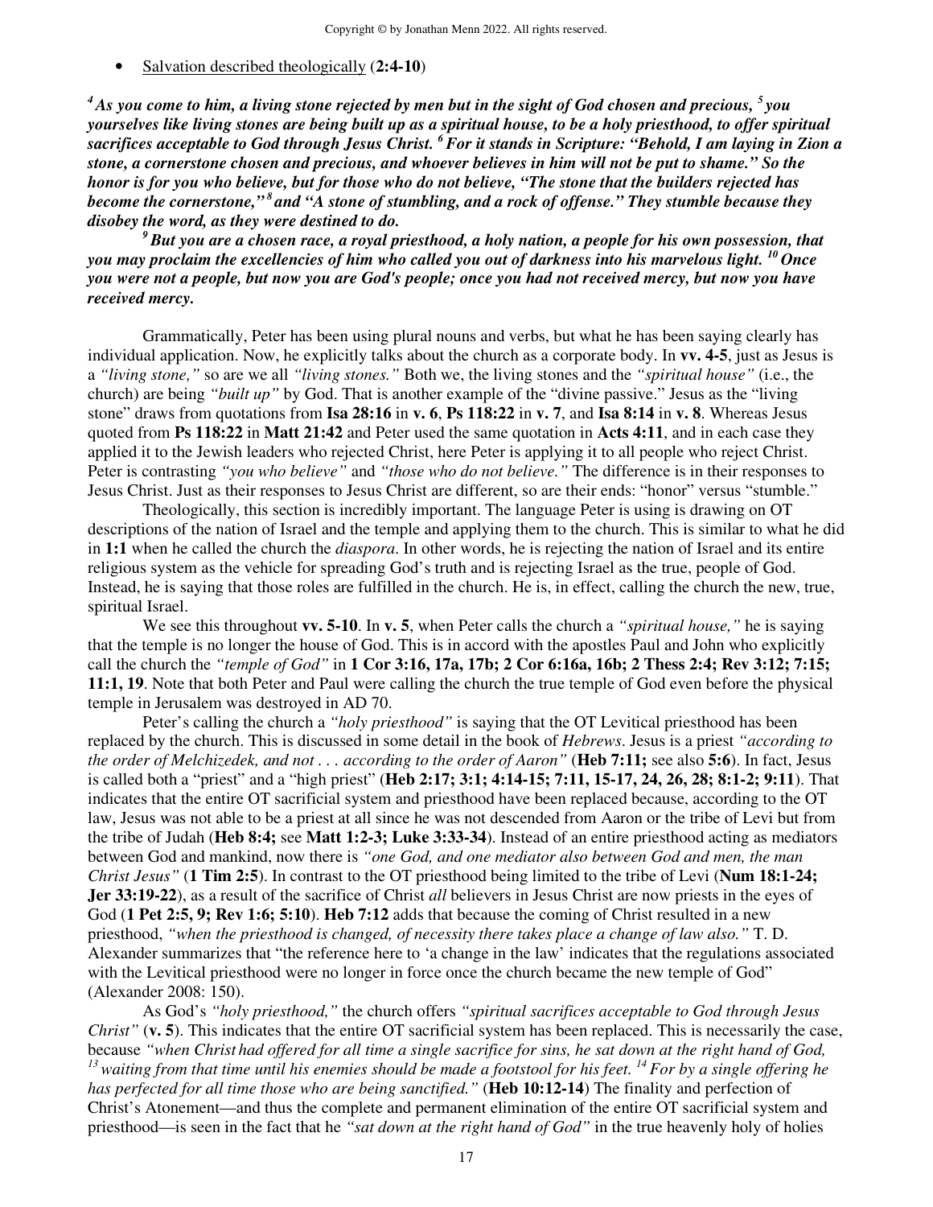- <u>Salvation described theologically</u> (**2:4-10**)

***[4] As you come to him, a living stone rejected by men but in the sight of God chosen and precious, [5] you yourselves like living stones are being built up as a spiritual house, to be a holy priesthood, to offer spiritual sacrifices acceptable to God through Jesus Christ. [6] For it stands in Scripture: "Behold, I am laying in Zion a stone, a cornerstone chosen and precious, and whoever believes in him will not be put to shame." So the honor is for you who believe, but for those who do not believe, "The stone that the builders rejected has become the cornerstone," [8] and "A stone of stumbling, and a rock of offense." They stumble because they disobey the word, as they were destined to do.***

***[9] But you are a chosen race, a royal priesthood, a holy nation, a people for his own possession, that you may proclaim the excellencies of him who called you out of darkness into his marvelous light. [10] Once you were not a people, but now you are God's people; once you had not received mercy, but now you have received mercy.***

Grammatically, Peter has been using plural nouns and verbs, but what he has been saying clearly has individual application. Now, he explicitly talks about the church as a corporate body. In **vv. 4-5**, just as Jesus is a *"living stone,"* so are we all *"living stones."* Both we, the living stones and the *"spiritual house"* (i.e., the church) are being *"built up"* by God. That is another example of the "divine passive." Jesus as the "living stone" draws from quotations from **Isa 28:16** in **v. 6**, **Ps 118:22** in **v. 7**, and **Isa 8:14** in **v. 8**. Whereas Jesus quoted from **Ps 118:22** in **Matt 21:42** and Peter used the same quotation in **Acts 4:11**, and in each case they applied it to the Jewish leaders who rejected Christ, here Peter is applying it to all people who reject Christ. Peter is contrasting *"you who believe"* and *"those who do not believe."* The difference is in their responses to Jesus Christ. Just as their responses to Jesus Christ are different, so are their ends: "honor" versus "stumble."

Theologically, this section is incredibly important. The language Peter is using is drawing on OT descriptions of the nation of Israel and the temple and applying them to the church. This is similar to what he did in **1:1** when he called the church the *diaspora*. In other words, he is rejecting the nation of Israel and its entire religious system as the vehicle for spreading God's truth and is rejecting Israel as the true, people of God. Instead, he is saying that those roles are fulfilled in the church. He is, in effect, calling the church the new, true, spiritual Israel.

We see this throughout **vv. 5-10**. In **v. 5**, when Peter calls the church a *"spiritual house,"* he is saying that the temple is no longer the house of God. This is in accord with the apostles Paul and John who explicitly call the church the *"temple of God"* in **1 Cor 3:16, 17a, 17b; 2 Cor 6:16a, 16b; 2 Thess 2:4; Rev 3:12; 7:15; 11:1, 19**. Note that both Peter and Paul were calling the church the true temple of God even before the physical temple in Jerusalem was destroyed in AD 70.

Peter's calling the church a *"holy priesthood"* is saying that the OT Levitical priesthood has been replaced by the church. This is discussed in some detail in the book of *Hebrews*. Jesus is a priest *"according to the order of Melchizedek, and not . . . according to the order of Aaron"* (**Heb 7:11;** see also **5:6**). In fact, Jesus is called both a "priest" and a "high priest" (**Heb 2:17; 3:1; 4:14-15; 7:11, 15-17, 24, 26, 28; 8:1-2; 9:11**). That indicates that the entire OT sacrificial system and priesthood have been replaced because, according to the OT law, Jesus was not able to be a priest at all since he was not descended from Aaron or the tribe of Levi but from the tribe of Judah (**Heb 8:4;** see **Matt 1:2-3; Luke 3:33-34**). Instead of an entire priesthood acting as mediators between God and mankind, now there is *"one God, and one mediator also between God and men, the man Christ Jesus"* (**1 Tim 2:5**). In contrast to the OT priesthood being limited to the tribe of Levi (**Num 18:1-24; Jer 33:19-22**), as a result of the sacrifice of Christ *all* believers in Jesus Christ are now priests in the eyes of God (**1 Pet 2:5, 9; Rev 1:6; 5:10**). **Heb 7:12** adds that because the coming of Christ resulted in a new priesthood, *"when the priesthood is changed, of necessity there takes place a change of law also."* T. D. Alexander summarizes that "the reference here to 'a change in the law' indicates that the regulations associated with the Levitical priesthood were no longer in force once the church became the new temple of God" (Alexander 2008: 150).

As God's *"holy priesthood,"* the church offers *"spiritual sacrifices acceptable to God through Jesus Christ"* (**v. 5**). This indicates that the entire OT sacrificial system has been replaced. This is necessarily the case, because *"when Christ had offered for all time a single sacrifice for sins, he sat down at the right hand of God, [13] waiting from that time until his enemies should be made a footstool for his feet. [14] For by a single offering he has perfected for all time those who are being sanctified."* (**Heb 10:12-14**) The finality and perfection of Christ's Atonement—and thus the complete and permanent elimination of the entire OT sacrificial system and priesthood—is seen in the fact that he *"sat down at the right hand of God"* in the true heavenly holy of holies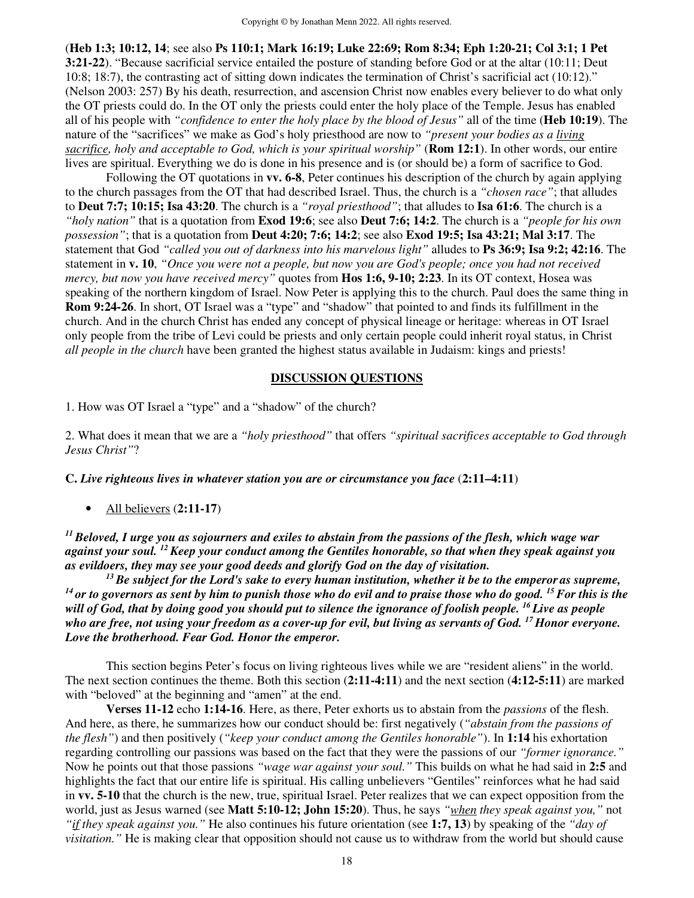(**Heb 1:3; 10:12, 14**; see also **Ps 110:1; Mark 16:19; Luke 22:69; Rom 8:34; Eph 1:20-21; Col 3:1; 1 Pet 3:21-22**). "Because sacrificial service entailed the posture of standing before God or at the altar (10:11; Deut 10:8; 18:7), the contrasting act of sitting down indicates the termination of Christ's sacrificial act (10:12)." (Nelson 2003: 257) By his death, resurrection, and ascension Christ now enables every believer to do what only the OT priests could do. In the OT only the priests could enter the holy place of the Temple. Jesus has enabled all of his people with *"confidence to enter the holy place by the blood of Jesus"* all of the time (**Heb 10:19**). The nature of the "sacrifices" we make as God's holy priesthood are now to *"present your bodies as a <u>living sacrifice</u>, holy and acceptable to God, which is your spiritual worship"* (**Rom 12:1**). In other words, our entire lives are spiritual. Everything we do is done in his presence and is (or should be) a form of sacrifice to God.

Following the OT quotations in **vv. 6-8**, Peter continues his description of the church by again applying to the church passages from the OT that had described Israel. Thus, the church is a *"chosen race"*; that alludes to **Deut 7:7; 10:15; Isa 43:20**. The church is a *"royal priesthood"*; that alludes to **Isa 61:6**. The church is a *"holy nation"* that is a quotation from **Exod 19:6**; see also **Deut 7:6; 14:2**. The church is a *"people for his own possession"*; that is a quotation from **Deut 4:20; 7:6; 14:2**; see also **Exod 19:5; Isa 43:21; Mal 3:17**. The statement that God *"called you out of darkness into his marvelous light"* alludes to **Ps 36:9; Isa 9:2; 42:16**. The statement in **v. 10**, *"Once you were not a people, but now you are God's people; once you had not received mercy, but now you have received mercy"* quotes from **Hos 1:6, 9-10; 2:23**. In its OT context, Hosea was speaking of the northern kingdom of Israel. Now Peter is applying this to the church. Paul does the same thing in **Rom 9:24-26**. In short, OT Israel was a "type" and "shadow" that pointed to and finds its fulfillment in the church. And in the church Christ has ended any concept of physical lineage or heritage: whereas in OT Israel only people from the tribe of Levi could be priests and only certain people could inherit royal status, in Christ *all people in the church* have been granted the highest status available in Judaism: kings and priests!

## <u>DISCUSSION QUESTIONS</u>

1. How was OT Israel a "type" and a "shadow" of the church?

2. What does it mean that we are a *"holy priesthood"* that offers *"spiritual sacrifices acceptable to God through Jesus Christ"*?

**C.** ***Live righteous lives in whatever station you are or circumstance you face*** (**2:11–4:11**)

- <u>All believers</u> (**2:11-17**)

***[11] Beloved, I urge you as sojourners and exiles to abstain from the passions of the flesh, which wage war against your soul. [12] Keep your conduct among the Gentiles honorable, so that when they speak against you as evildoers, they may see your good deeds and glorify God on the day of visitation.***

***[13] Be subject for the Lord's sake to every human institution, whether it be to the emperor as supreme, [14] or to governors as sent by him to punish those who do evil and to praise those who do good. [15] For this is the will of God, that by doing good you should put to silence the ignorance of foolish people. [16] Live as people who are free, not using your freedom as a cover-up for evil, but living as servants of God. [17] Honor everyone. Love the brotherhood. Fear God. Honor the emperor.***

This section begins Peter's focus on living righteous lives while we are "resident aliens" in the world. The next section continues the theme. Both this section (**2:11-4:11**) and the next section (**4:12-5:11**) are marked with "beloved" at the beginning and "amen" at the end.

**Verses 11-12** echo **1:14-16**. Here, as there, Peter exhorts us to abstain from the *passions* of the flesh. And here, as there, he summarizes how our conduct should be: first negatively (*"abstain from the passions of the flesh"*) and then positively (*"keep your conduct among the Gentiles honorable"*). In **1:14** his exhortation regarding controlling our passions was based on the fact that they were the passions of our *"former ignorance."* Now he points out that those passions *"wage war against your soul."* This builds on what he had said in **2:5** and highlights the fact that our entire life is spiritual. His calling unbelievers "Gentiles" reinforces what he had said in **vv. 5-10** that the church is the new, true, spiritual Israel. Peter realizes that we can expect opposition from the world, just as Jesus warned (see **Matt 5:10-12; John 15:20**). Thus, he says *"<u>when</u> they speak against you,"* not *"<u>if</u> they speak against you."* He also continues his future orientation (see **1:7, 13**) by speaking of the *"day of visitation."* He is making clear that opposition should not cause us to withdraw from the world but should cause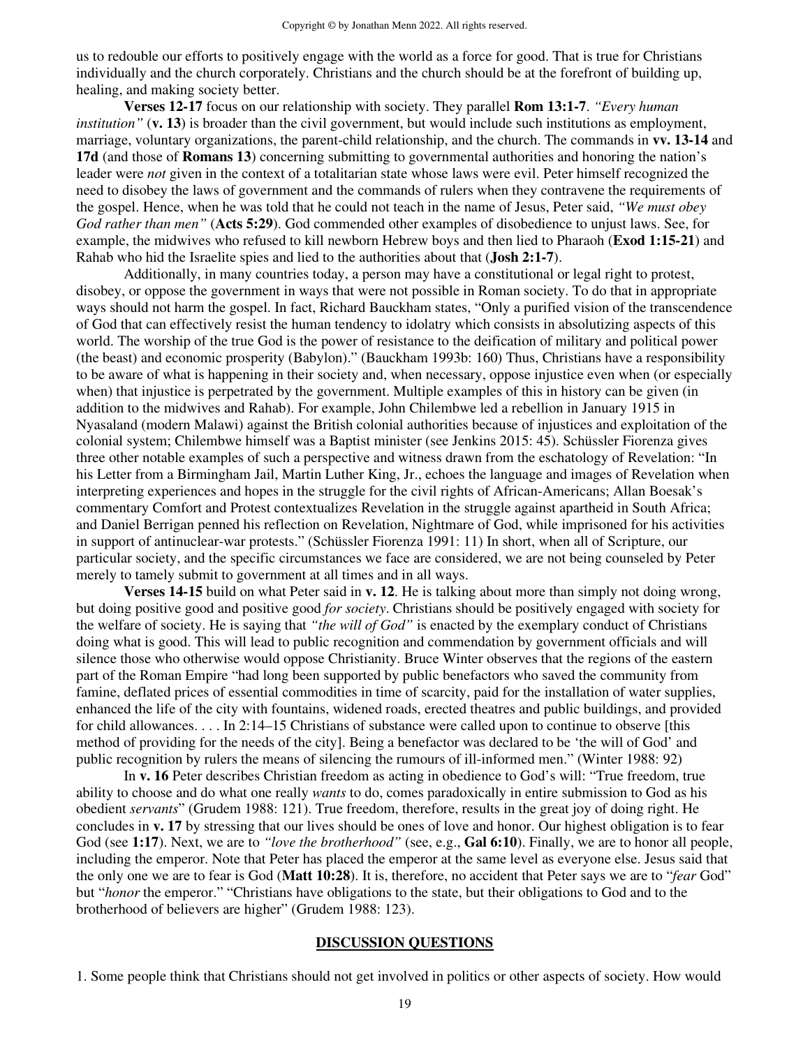us to redouble our efforts to positively engage with the world as a force for good. That is true for Christians individually and the church corporately. Christians and the church should be at the forefront of building up, healing, and making society better.

**Verses 12-17** focus on our relationship with society. They parallel **Rom 13:1-7**. *"Every human institution"* (**v. 13**) is broader than the civil government, but would include such institutions as employment, marriage, voluntary organizations, the parent-child relationship, and the church. The commands in **vv. 13-14** and **17d** (and those of **Romans 13**) concerning submitting to governmental authorities and honoring the nation's leader were *not* given in the context of a totalitarian state whose laws were evil. Peter himself recognized the need to disobey the laws of government and the commands of rulers when they contravene the requirements of the gospel. Hence, when he was told that he could not teach in the name of Jesus, Peter said, *"We must obey God rather than men"* (**Acts 5:29**). God commended other examples of disobedience to unjust laws. See, for example, the midwives who refused to kill newborn Hebrew boys and then lied to Pharaoh (**Exod 1:15-21**) and Rahab who hid the Israelite spies and lied to the authorities about that (**Josh 2:1-7**).

Additionally, in many countries today, a person may have a constitutional or legal right to protest, disobey, or oppose the government in ways that were not possible in Roman society. To do that in appropriate ways should not harm the gospel. In fact, Richard Bauckham states, "Only a purified vision of the transcendence of God that can effectively resist the human tendency to idolatry which consists in absolutizing aspects of this world. The worship of the true God is the power of resistance to the deification of military and political power (the beast) and economic prosperity (Babylon)." (Bauckham 1993b: 160) Thus, Christians have a responsibility to be aware of what is happening in their society and, when necessary, oppose injustice even when (or especially when) that injustice is perpetrated by the government. Multiple examples of this in history can be given (in addition to the midwives and Rahab). For example, John Chilembwe led a rebellion in January 1915 in Nyasaland (modern Malawi) against the British colonial authorities because of injustices and exploitation of the colonial system; Chilembwe himself was a Baptist minister (see Jenkins 2015: 45). Schüssler Fiorenza gives three other notable examples of such a perspective and witness drawn from the eschatology of Revelation: "In his Letter from a Birmingham Jail, Martin Luther King, Jr., echoes the language and images of Revelation when interpreting experiences and hopes in the struggle for the civil rights of African-Americans; Allan Boesak's commentary Comfort and Protest contextualizes Revelation in the struggle against apartheid in South Africa; and Daniel Berrigan penned his reflection on Revelation, Nightmare of God, while imprisoned for his activities in support of antinuclear-war protests." (Schüssler Fiorenza 1991: 11) In short, when all of Scripture, our particular society, and the specific circumstances we face are considered, we are not being counseled by Peter merely to tamely submit to government at all times and in all ways.

**Verses 14-15** build on what Peter said in **v. 12**. He is talking about more than simply not doing wrong, but doing positive good and positive good *for society*. Christians should be positively engaged with society for the welfare of society. He is saying that *"the will of God"* is enacted by the exemplary conduct of Christians doing what is good. This will lead to public recognition and commendation by government officials and will silence those who otherwise would oppose Christianity. Bruce Winter observes that the regions of the eastern part of the Roman Empire "had long been supported by public benefactors who saved the community from famine, deflated prices of essential commodities in time of scarcity, paid for the installation of water supplies, enhanced the life of the city with fountains, widened roads, erected theatres and public buildings, and provided for child allowances. . . . In 2:14–15 Christians of substance were called upon to continue to observe [this method of providing for the needs of the city]. Being a benefactor was declared to be 'the will of God' and public recognition by rulers the means of silencing the rumours of ill-informed men." (Winter 1988: 92)

In **v. 16** Peter describes Christian freedom as acting in obedience to God's will: "True freedom, true ability to choose and do what one really *wants* to do, comes paradoxically in entire submission to God as his obedient *servants*" (Grudem 1988: 121). True freedom, therefore, results in the great joy of doing right. He concludes in **v. 17** by stressing that our lives should be ones of love and honor. Our highest obligation is to fear God (see **1:17**). Next, we are to *"love the brotherhood"* (see, e.g., **Gal 6:10**). Finally, we are to honor all people, including the emperor. Note that Peter has placed the emperor at the same level as everyone else. Jesus said that the only one we are to fear is God (**Matt 10:28**). It is, therefore, no accident that Peter says we are to "*fear* God" but "*honor* the emperor." "Christians have obligations to the state, but their obligations to God and to the brotherhood of believers are higher" (Grudem 1988: 123).

## DISCUSSION QUESTIONS

1. Some people think that Christians should not get involved in politics or other aspects of society. How would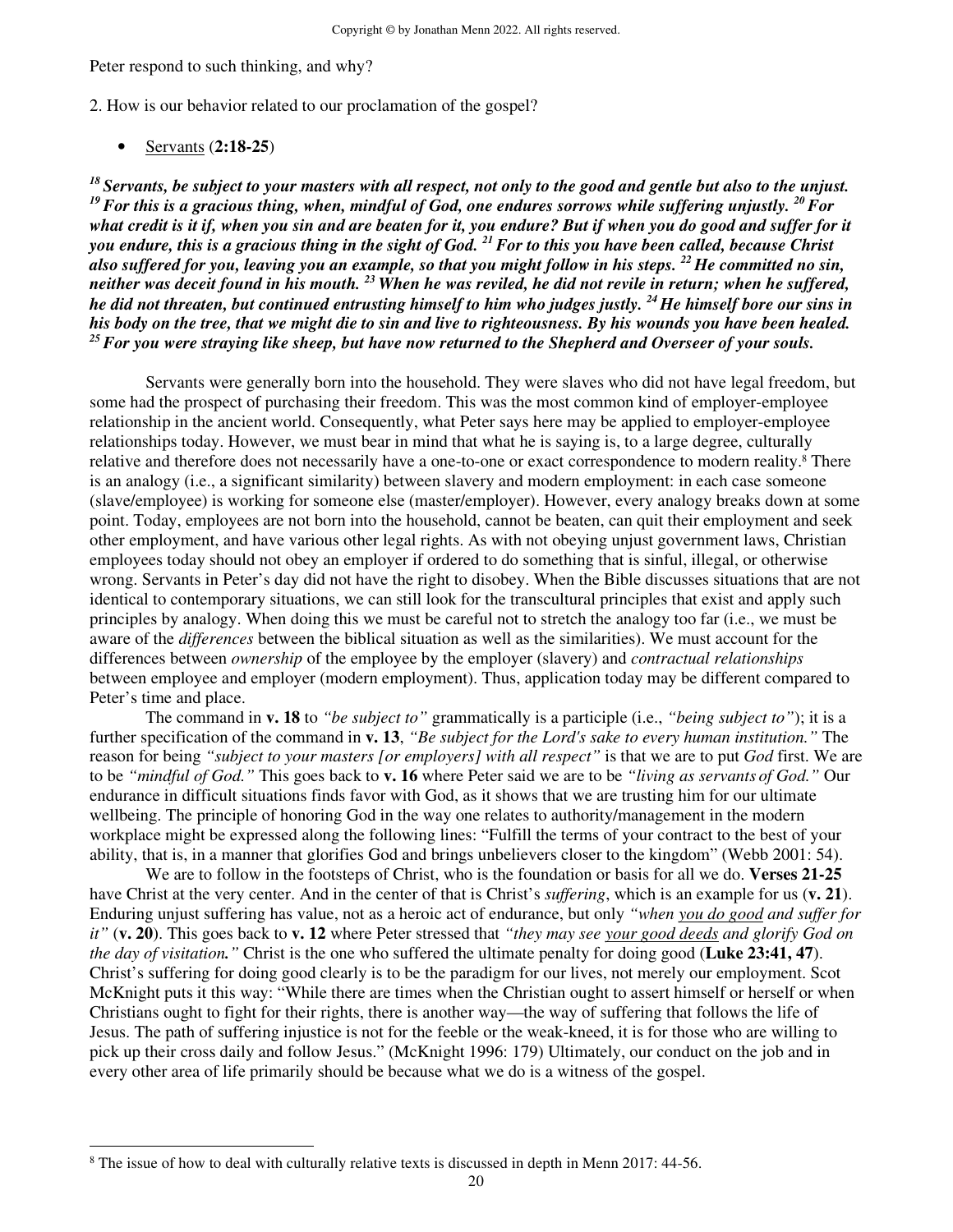Peter respond to such thinking, and why?

2. How is our behavior related to our proclamation of the gospel?

- Servants (**2:18-25**)

***[18] Servants, be subject to your masters with all respect, not only to the good and gentle but also to the unjust. [19] For this is a gracious thing, when, mindful of God, one endures sorrows while suffering unjustly. [20] For what credit is it if, when you sin and are beaten for it, you endure? But if when you do good and suffer for it you endure, this is a gracious thing in the sight of God. [21] For to this you have been called, because Christ also suffered for you, leaving you an example, so that you might follow in his steps. [22] He committed no sin, neither was deceit found in his mouth. [23] When he was reviled, he did not revile in return; when he suffered, he did not threaten, but continued entrusting himself to him who judges justly. [24] He himself bore our sins in his body on the tree, that we might die to sin and live to righteousness. By his wounds you have been healed. [25] For you were straying like sheep, but have now returned to the Shepherd and Overseer of your souls.***

Servants were generally born into the household. They were slaves who did not have legal freedom, but some had the prospect of purchasing their freedom. This was the most common kind of employer-employee relationship in the ancient world. Consequently, what Peter says here may be applied to employer-employee relationships today. However, we must bear in mind that what he is saying is, to a large degree, culturally relative and therefore does not necessarily have a one-to-one or exact correspondence to modern reality.[8] There is an analogy (i.e., a significant similarity) between slavery and modern employment: in each case someone (slave/employee) is working for someone else (master/employer). However, every analogy breaks down at some point. Today, employees are not born into the household, cannot be beaten, can quit their employment and seek other employment, and have various other legal rights. As with not obeying unjust government laws, Christian employees today should not obey an employer if ordered to do something that is sinful, illegal, or otherwise wrong. Servants in Peter's day did not have the right to disobey. When the Bible discusses situations that are not identical to contemporary situations, we can still look for the transcultural principles that exist and apply such principles by analogy. When doing this we must be careful not to stretch the analogy too far (i.e., we must be aware of the *differences* between the biblical situation as well as the similarities). We must account for the differences between *ownership* of the employee by the employer (slavery) and *contractual relationships* between employee and employer (modern employment). Thus, application today may be different compared to Peter's time and place.

The command in **v. 18** to *"be subject to"* grammatically is a participle (i.e., *"being subject to"*); it is a further specification of the command in **v. 13**, *"Be subject for the Lord's sake to every human institution."* The reason for being *"subject to your masters [or employers] with all respect"* is that we are to put *God* first. We are to be *"mindful of God."* This goes back to **v. 16** where Peter said we are to be *"living as servants of God."* Our endurance in difficult situations finds favor with God, as it shows that we are trusting him for our ultimate wellbeing. The principle of honoring God in the way one relates to authority/management in the modern workplace might be expressed along the following lines: "Fulfill the terms of your contract to the best of your ability, that is, in a manner that glorifies God and brings unbelievers closer to the kingdom" (Webb 2001: 54).

We are to follow in the footsteps of Christ, who is the foundation or basis for all we do. **Verses 21-25** have Christ at the very center. And in the center of that is Christ's *suffering*, which is an example for us (**v. 21**). Enduring unjust suffering has value, not as a heroic act of endurance, but only *"when <u>you do good</u> and suffer for it"* (**v. 20**). This goes back to **v. 12** where Peter stressed that *"they may see <u>your good deeds</u> and glorify God on the day of visitation."* Christ is the one who suffered the ultimate penalty for doing good (**Luke 23:41, 47**). Christ's suffering for doing good clearly is to be the paradigm for our lives, not merely our employment. Scot McKnight puts it this way: "While there are times when the Christian ought to assert himself or herself or when Christians ought to fight for their rights, there is another way—the way of suffering that follows the life of Jesus. The path of suffering injustice is not for the feeble or the weak-kneed, it is for those who are willing to pick up their cross daily and follow Jesus." (McKnight 1996: 179) Ultimately, our conduct on the job and in every other area of life primarily should be because what we do is a witness of the gospel.

---

[8] The issue of how to deal with culturally relative texts is discussed in depth in Menn 2017: 44-56.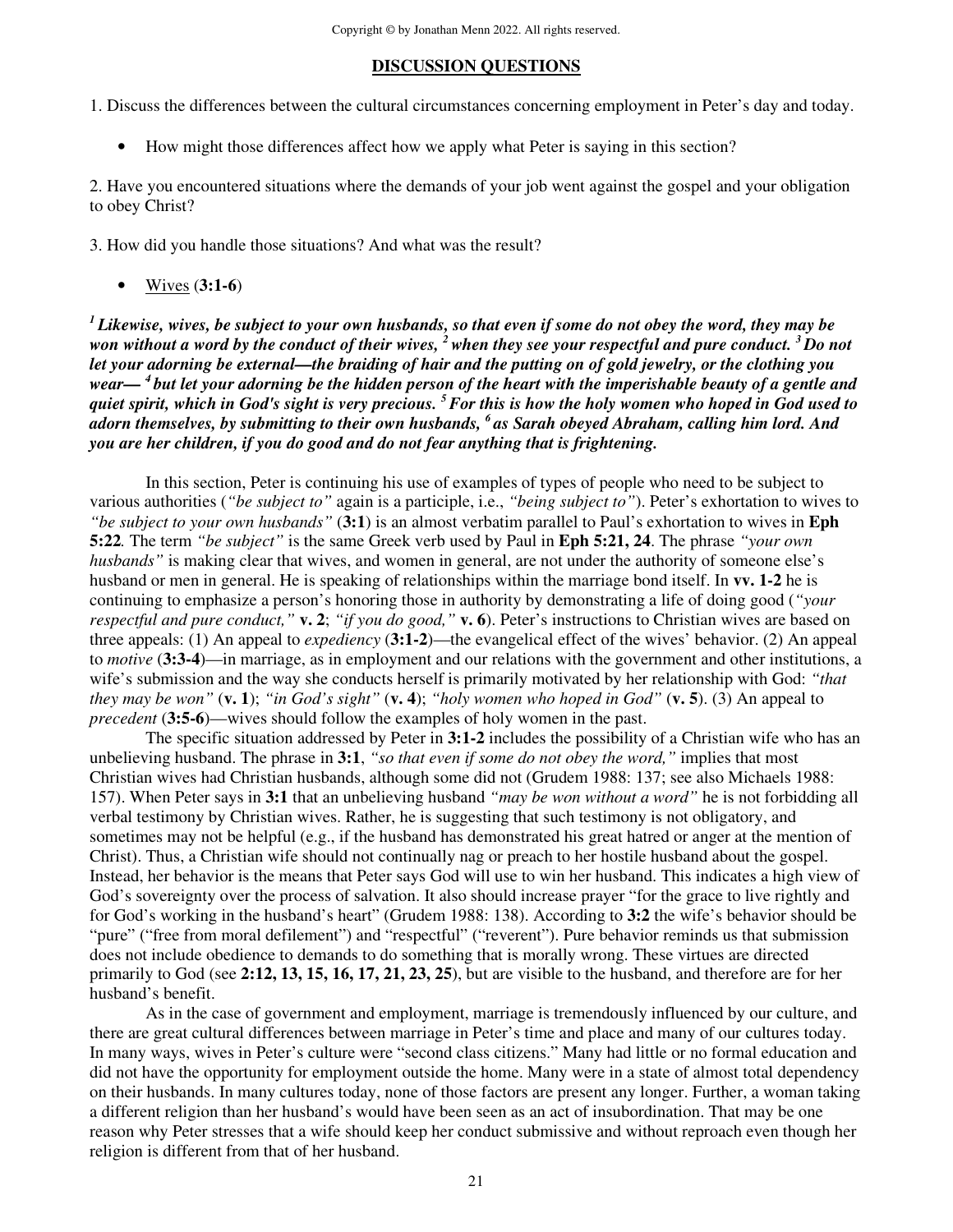## DISCUSSION QUESTIONS

1. Discuss the differences between the cultural circumstances concerning employment in Peter's day and today.

- How might those differences affect how we apply what Peter is saying in this section?

2. Have you encountered situations where the demands of your job went against the gospel and your obligation to obey Christ?

3. How did you handle those situations? And what was the result?

- Wives (**3:1-6**)

***[1] Likewise, wives, be subject to your own husbands, so that even if some do not obey the word, they may be won without a word by the conduct of their wives, [2] when they see your respectful and pure conduct. [3] Do not let your adorning be external—the braiding of hair and the putting on of gold jewelry, or the clothing you wear— [4] but let your adorning be the hidden person of the heart with the imperishable beauty of a gentle and quiet spirit, which in God's sight is very precious. [5] For this is how the holy women who hoped in God used to adorn themselves, by submitting to their own husbands, [6] as Sarah obeyed Abraham, calling him lord. And you are her children, if you do good and do not fear anything that is frightening.***

In this section, Peter is continuing his use of examples of types of people who need to be subject to various authorities (*"be subject to"* again is a participle, i.e., *"being subject to"*). Peter's exhortation to wives to *"be subject to your own husbands"* (**3:1**) is an almost verbatim parallel to Paul's exhortation to wives in **Eph 5:22***.* The term *"be subject"* is the same Greek verb used by Paul in **Eph 5:21, 24**. The phrase *"your own husbands"* is making clear that wives, and women in general, are not under the authority of someone else's husband or men in general. He is speaking of relationships within the marriage bond itself. In **vv. 1-2** he is continuing to emphasize a person's honoring those in authority by demonstrating a life of doing good (*"your respectful and pure conduct,"* **v. 2**; *"if you do good,"* **v. 6**). Peter's instructions to Christian wives are based on three appeals: (1) An appeal to *expediency* (**3:1-2**)—the evangelical effect of the wives' behavior. (2) An appeal to *motive* (**3:3-4**)—in marriage, as in employment and our relations with the government and other institutions, a wife's submission and the way she conducts herself is primarily motivated by her relationship with God: *"that they may be won"* (**v. 1**); *"in God's sight"* (**v. 4**); *"holy women who hoped in God"* (**v. 5**). (3) An appeal to *precedent* (**3:5-6**)—wives should follow the examples of holy women in the past.

The specific situation addressed by Peter in **3:1-2** includes the possibility of a Christian wife who has an unbelieving husband. The phrase in **3:1**, *"so that even if some do not obey the word,"* implies that most Christian wives had Christian husbands, although some did not (Grudem 1988: 137; see also Michaels 1988: 157). When Peter says in **3:1** that an unbelieving husband *"may be won without a word"* he is not forbidding all verbal testimony by Christian wives. Rather, he is suggesting that such testimony is not obligatory, and sometimes may not be helpful (e.g., if the husband has demonstrated his great hatred or anger at the mention of Christ). Thus, a Christian wife should not continually nag or preach to her hostile husband about the gospel. Instead, her behavior is the means that Peter says God will use to win her husband. This indicates a high view of God's sovereignty over the process of salvation. It also should increase prayer "for the grace to live rightly and for God's working in the husband's heart" (Grudem 1988: 138). According to **3:2** the wife's behavior should be "pure" ("free from moral defilement") and "respectful" ("reverent"). Pure behavior reminds us that submission does not include obedience to demands to do something that is morally wrong. These virtues are directed primarily to God (see **2:12, 13, 15, 16, 17, 21, 23, 25**), but are visible to the husband, and therefore are for her husband's benefit.

As in the case of government and employment, marriage is tremendously influenced by our culture, and there are great cultural differences between marriage in Peter's time and place and many of our cultures today. In many ways, wives in Peter's culture were "second class citizens." Many had little or no formal education and did not have the opportunity for employment outside the home. Many were in a state of almost total dependency on their husbands. In many cultures today, none of those factors are present any longer. Further, a woman taking a different religion than her husband's would have been seen as an act of insubordination. That may be one reason why Peter stresses that a wife should keep her conduct submissive and without reproach even though her religion is different from that of her husband.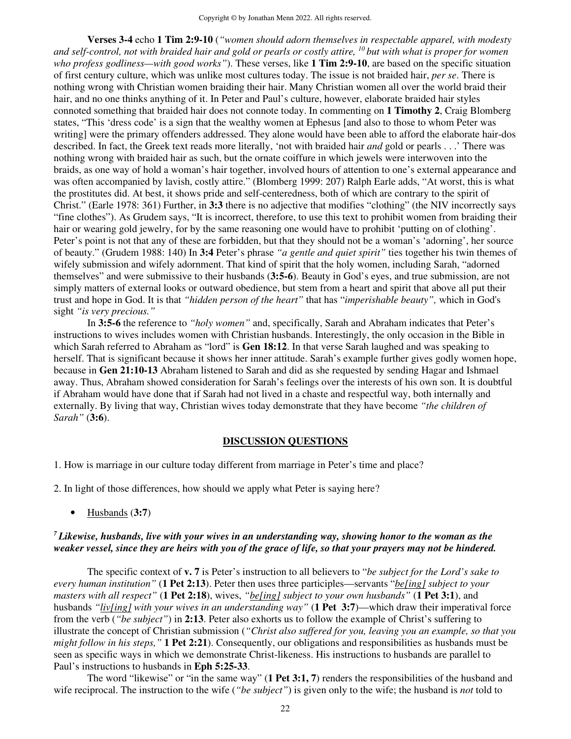**Verses 3-4** echo **1 Tim 2:9-10** (*"women should adorn themselves in respectable apparel, with modesty and self-control, not with braided hair and gold or pearls or costly attire, [10] but with what is proper for women who profess godliness—with good works"*). These verses, like **1 Tim 2:9-10**, are based on the specific situation of first century culture, which was unlike most cultures today. The issue is not braided hair, *per se*. There is nothing wrong with Christian women braiding their hair. Many Christian women all over the world braid their hair, and no one thinks anything of it. In Peter and Paul's culture, however, elaborate braided hair styles connoted something that braided hair does not connote today. In commenting on **1 Timothy 2**, Craig Blomberg states, "This 'dress code' is a sign that the wealthy women at Ephesus [and also to those to whom Peter was writing] were the primary offenders addressed. They alone would have been able to afford the elaborate hair-dos described. In fact, the Greek text reads more literally, 'not with braided hair *and* gold or pearls . . .' There was nothing wrong with braided hair as such, but the ornate coiffure in which jewels were interwoven into the braids, as one way of hold a woman's hair together, involved hours of attention to one's external appearance and was often accompanied by lavish, costly attire." (Blomberg 1999: 207) Ralph Earle adds, "At worst, this is what the prostitutes did. At best, it shows pride and self-centeredness, both of which are contrary to the spirit of Christ." (Earle 1978: 361) Further, in **3:3** there is no adjective that modifies "clothing" (the NIV incorrectly says "fine clothes"). As Grudem says, "It is incorrect, therefore, to use this text to prohibit women from braiding their hair or wearing gold jewelry, for by the same reasoning one would have to prohibit 'putting on of clothing'. Peter's point is not that any of these are forbidden, but that they should not be a woman's 'adorning', her source of beauty." (Grudem 1988: 140) In **3:4** Peter's phrase *"a gentle and quiet spirit"* ties together his twin themes of wifely submission and wifely adornment. That kind of spirit that the holy women, including Sarah, "adorned themselves" and were submissive to their husbands (**3:5-6**). Beauty in God's eyes, and true submission, are not simply matters of external looks or outward obedience, but stem from a heart and spirit that above all put their trust and hope in God. It is that *"hidden person of the heart"* that has "*imperishable beauty",* which in God's sight *"is very precious."*

In **3:5-6** the reference to *"holy women"* and, specifically, Sarah and Abraham indicates that Peter's instructions to wives includes women with Christian husbands. Interestingly, the only occasion in the Bible in which Sarah referred to Abraham as "lord" is **Gen 18:12**. In that verse Sarah laughed and was speaking to herself. That is significant because it shows her inner attitude. Sarah's example further gives godly women hope, because in **Gen 21:10-13** Abraham listened to Sarah and did as she requested by sending Hagar and Ishmael away. Thus, Abraham showed consideration for Sarah's feelings over the interests of his own son. It is doubtful if Abraham would have done that if Sarah had not lived in a chaste and respectful way, both internally and externally. By living that way, Christian wives today demonstrate that they have become *"the children of Sarah"* (**3:6**).

## DISCUSSION QUESTIONS

1. How is marriage in our culture today different from marriage in Peter's time and place?

2. In light of those differences, how should we apply what Peter is saying here?

- Husbands (**3:7**)

***[7] Likewise, husbands, live with your wives in an understanding way, showing honor to the woman as the weaker vessel, since they are heirs with you of the grace of life, so that your prayers may not be hindered.***

The specific context of **v. 7** is Peter's instruction to all believers to "*be subject for the Lord's sake to every human institution"* (**1 Pet 2:13**). Peter then uses three participles—servants "*be[ing] subject to your masters with all respect"* (**1 Pet 2:18**), wives, *"be[ing] subject to your own husbands"* (**1 Pet 3:1**), and husbands *"liv[ing] with your wives in an understanding way"* (**1 Pet 3:7**)—which draw their imperatival force from the verb (*"be subject"*) in **2:13**. Peter also exhorts us to follow the example of Christ's suffering to illustrate the concept of Christian submission (*"Christ also suffered for you, leaving you an example, so that you might follow in his steps,"* **1 Pet 2:21**). Consequently, our obligations and responsibilities as husbands must be seen as specific ways in which we demonstrate Christ-likeness. His instructions to husbands are parallel to Paul's instructions to husbands in **Eph 5:25-33**.

The word "likewise" or "in the same way" (**1 Pet 3:1, 7**) renders the responsibilities of the husband and wife reciprocal. The instruction to the wife (*"be subject"*) is given only to the wife; the husband is *not* told to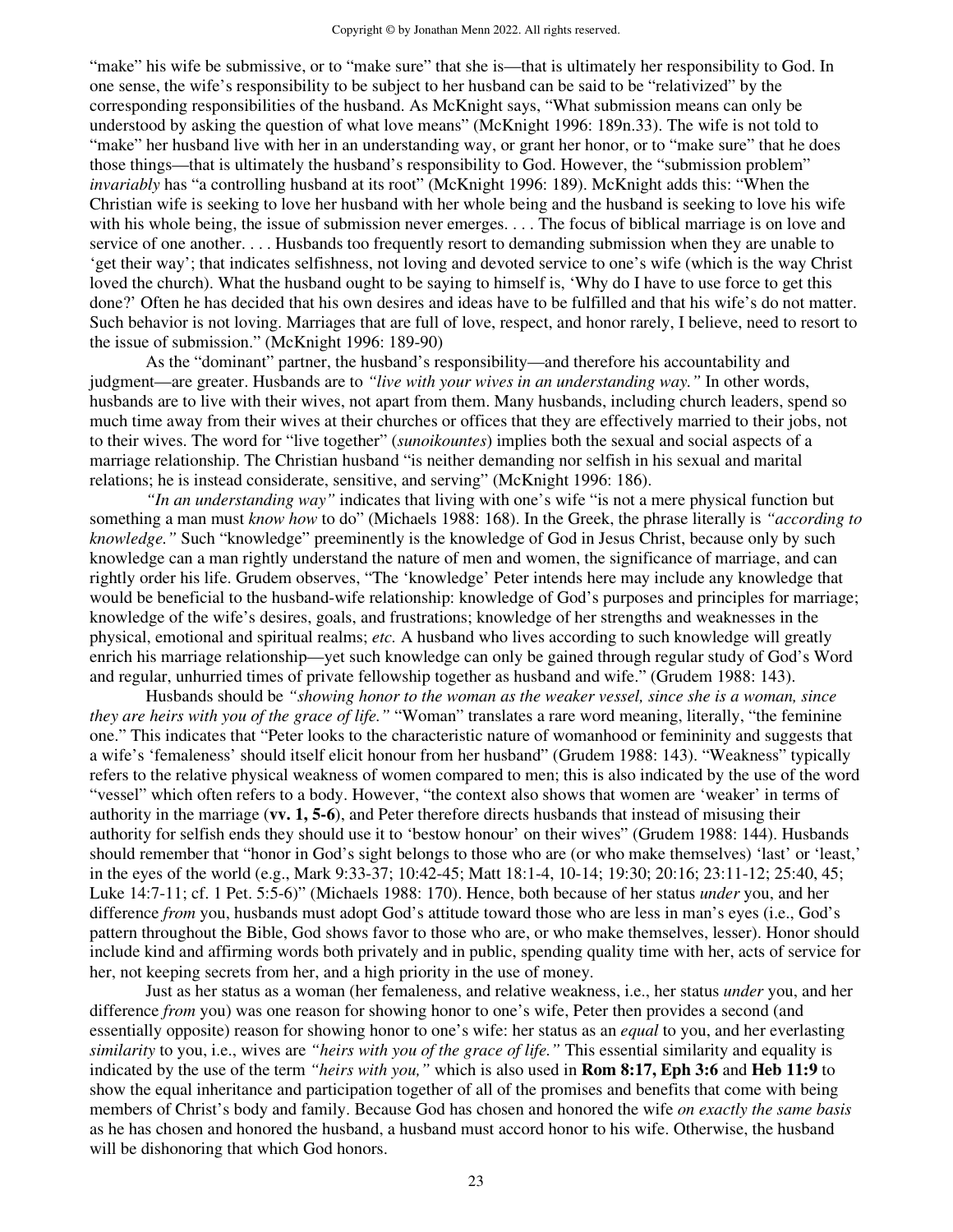"make" his wife be submissive, or to "make sure" that she is—that is ultimately her responsibility to God. In one sense, the wife's responsibility to be subject to her husband can be said to be "relativized" by the corresponding responsibilities of the husband. As McKnight says, "What submission means can only be understood by asking the question of what love means" (McKnight 1996: 189n.33). The wife is not told to "make" her husband live with her in an understanding way, or grant her honor, or to "make sure" that he does those things—that is ultimately the husband's responsibility to God. However, the "submission problem" *invariably* has "a controlling husband at its root" (McKnight 1996: 189). McKnight adds this: "When the Christian wife is seeking to love her husband with her whole being and the husband is seeking to love his wife with his whole being, the issue of submission never emerges. . . . The focus of biblical marriage is on love and service of one another. . . . Husbands too frequently resort to demanding submission when they are unable to 'get their way'; that indicates selfishness, not loving and devoted service to one's wife (which is the way Christ loved the church). What the husband ought to be saying to himself is, 'Why do I have to use force to get this done?' Often he has decided that his own desires and ideas have to be fulfilled and that his wife's do not matter. Such behavior is not loving. Marriages that are full of love, respect, and honor rarely, I believe, need to resort to the issue of submission." (McKnight 1996: 189-90)

As the "dominant" partner, the husband's responsibility—and therefore his accountability and judgment—are greater. Husbands are to *"live with your wives in an understanding way."* In other words, husbands are to live with their wives, not apart from them. Many husbands, including church leaders, spend so much time away from their wives at their churches or offices that they are effectively married to their jobs, not to their wives. The word for "live together" (*sunoikountes*) implies both the sexual and social aspects of a marriage relationship. The Christian husband "is neither demanding nor selfish in his sexual and marital relations; he is instead considerate, sensitive, and serving" (McKnight 1996: 186).

*"In an understanding way"* indicates that living with one's wife "is not a mere physical function but something a man must *know how* to do" (Michaels 1988: 168). In the Greek, the phrase literally is *"according to knowledge."* Such "knowledge" preeminently is the knowledge of God in Jesus Christ, because only by such knowledge can a man rightly understand the nature of men and women, the significance of marriage, and can rightly order his life. Grudem observes, "The 'knowledge' Peter intends here may include any knowledge that would be beneficial to the husband-wife relationship: knowledge of God's purposes and principles for marriage; knowledge of the wife's desires, goals, and frustrations; knowledge of her strengths and weaknesses in the physical, emotional and spiritual realms; *etc.* A husband who lives according to such knowledge will greatly enrich his marriage relationship—yet such knowledge can only be gained through regular study of God's Word and regular, unhurried times of private fellowship together as husband and wife." (Grudem 1988: 143).

Husbands should be *"showing honor to the woman as the weaker vessel, since she is a woman, since they are heirs with you of the grace of life."* "Woman" translates a rare word meaning, literally, "the feminine one." This indicates that "Peter looks to the characteristic nature of womanhood or femininity and suggests that a wife's 'femaleness' should itself elicit honour from her husband" (Grudem 1988: 143). "Weakness" typically refers to the relative physical weakness of women compared to men; this is also indicated by the use of the word "vessel" which often refers to a body. However, "the context also shows that women are 'weaker' in terms of authority in the marriage (**vv. 1, 5-6**), and Peter therefore directs husbands that instead of misusing their authority for selfish ends they should use it to 'bestow honour' on their wives" (Grudem 1988: 144). Husbands should remember that "honor in God's sight belongs to those who are (or who make themselves) 'last' or 'least,' in the eyes of the world (e.g., Mark 9:33-37; 10:42-45; Matt 18:1-4, 10-14; 19:30; 20:16; 23:11-12; 25:40, 45; Luke 14:7-11; cf. 1 Pet. 5:5-6)" (Michaels 1988: 170). Hence, both because of her status *under* you, and her difference *from* you, husbands must adopt God's attitude toward those who are less in man's eyes (i.e., God's pattern throughout the Bible, God shows favor to those who are, or who make themselves, lesser). Honor should include kind and affirming words both privately and in public, spending quality time with her, acts of service for her, not keeping secrets from her, and a high priority in the use of money.

Just as her status as a woman (her femaleness, and relative weakness, i.e., her status *under* you, and her difference *from* you) was one reason for showing honor to one's wife, Peter then provides a second (and essentially opposite) reason for showing honor to one's wife: her status as an *equal* to you, and her everlasting *similarity* to you, i.e., wives are *"heirs with you of the grace of life."* This essential similarity and equality is indicated by the use of the term *"heirs with you,"* which is also used in **Rom 8:17, Eph 3:6** and **Heb 11:9** to show the equal inheritance and participation together of all of the promises and benefits that come with being members of Christ's body and family. Because God has chosen and honored the wife *on exactly the same basis* as he has chosen and honored the husband, a husband must accord honor to his wife. Otherwise, the husband will be dishonoring that which God honors.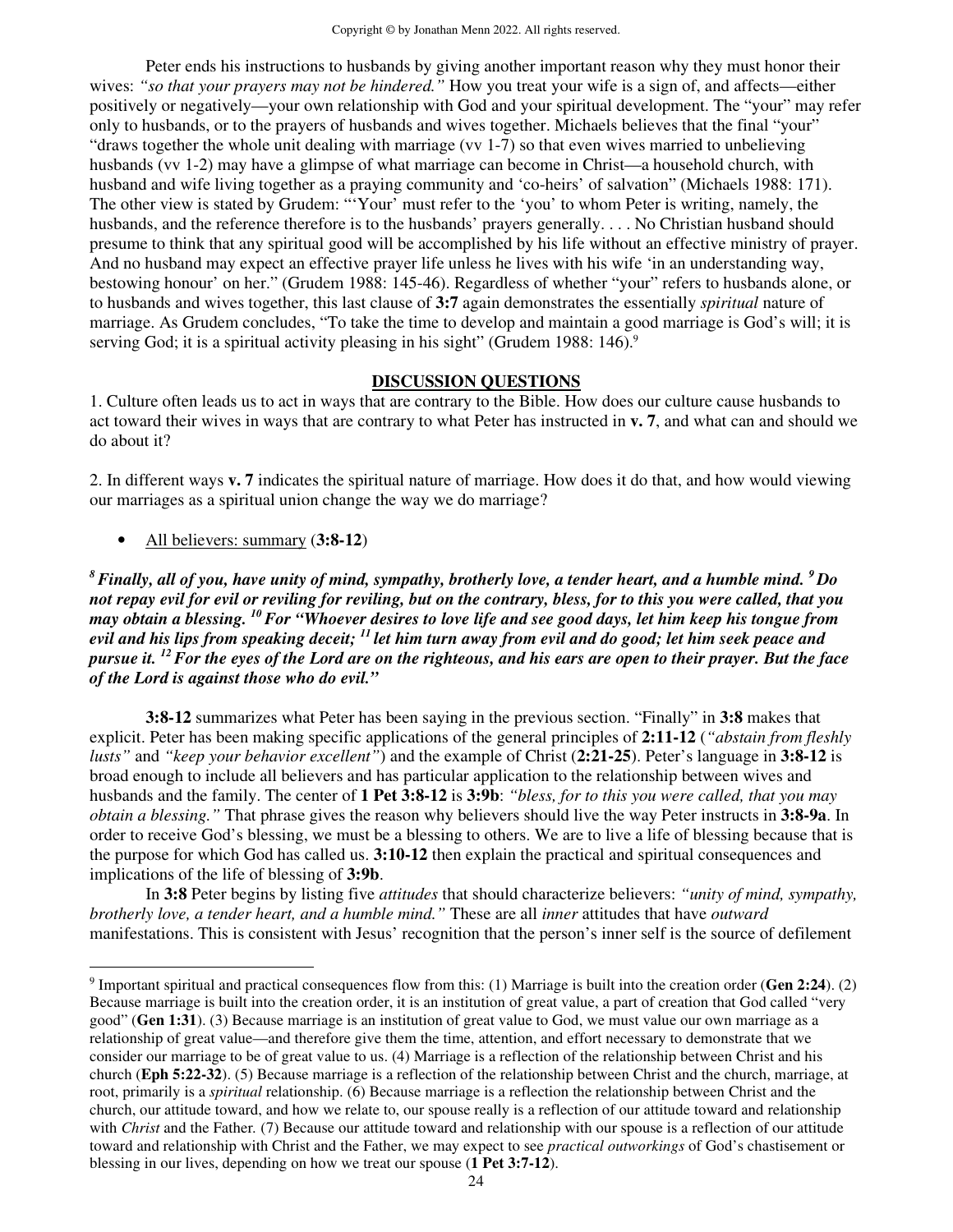Peter ends his instructions to husbands by giving another important reason why they must honor their wives: *"so that your prayers may not be hindered."* How you treat your wife is a sign of, and affects—either positively or negatively—your own relationship with God and your spiritual development. The "your" may refer only to husbands, or to the prayers of husbands and wives together. Michaels believes that the final "your" "draws together the whole unit dealing with marriage (vv 1-7) so that even wives married to unbelieving husbands (vv 1-2) may have a glimpse of what marriage can become in Christ—a household church, with husband and wife living together as a praying community and 'co-heirs' of salvation" (Michaels 1988: 171). The other view is stated by Grudem: "'Your' must refer to the 'you' to whom Peter is writing, namely, the husbands, and the reference therefore is to the husbands' prayers generally. . . . No Christian husband should presume to think that any spiritual good will be accomplished by his life without an effective ministry of prayer. And no husband may expect an effective prayer life unless he lives with his wife 'in an understanding way, bestowing honour' on her." (Grudem 1988: 145-46). Regardless of whether "your" refers to husbands alone, or to husbands and wives together, this last clause of **3:7** again demonstrates the essentially *spiritual* nature of marriage. As Grudem concludes, "To take the time to develop and maintain a good marriage is God's will; it is serving God; it is a spiritual activity pleasing in his sight" (Grudem 1988: 146).[9]

## DISCUSSION QUESTIONS

1. Culture often leads us to act in ways that are contrary to the Bible. How does our culture cause husbands to act toward their wives in ways that are contrary to what Peter has instructed in **v. 7**, and what can and should we do about it?

2. In different ways **v. 7** indicates the spiritual nature of marriage. How does it do that, and how would viewing our marriages as a spiritual union change the way we do marriage?

- All believers: summary (**3:8-12**)

***[8] Finally, all of you, have unity of mind, sympathy, brotherly love, a tender heart, and a humble mind. [9] Do not repay evil for evil or reviling for reviling, but on the contrary, bless, for to this you were called, that you may obtain a blessing. [10] For "Whoever desires to love life and see good days, let him keep his tongue from evil and his lips from speaking deceit; [11] let him turn away from evil and do good; let him seek peace and pursue it. [12] For the eyes of the Lord are on the righteous, and his ears are open to their prayer. But the face of the Lord is against those who do evil."***

**3:8-12** summarizes what Peter has been saying in the previous section. "Finally" in **3:8** makes that explicit. Peter has been making specific applications of the general principles of **2:11-12** (*"abstain from fleshly lusts"* and *"keep your behavior excellent"*) and the example of Christ (**2:21-25**). Peter's language in **3:8-12** is broad enough to include all believers and has particular application to the relationship between wives and husbands and the family. The center of **1 Pet 3:8-12** is **3:9b**: *"bless, for to this you were called, that you may obtain a blessing."* That phrase gives the reason why believers should live the way Peter instructs in **3:8-9a**. In order to receive God's blessing, we must be a blessing to others. We are to live a life of blessing because that is the purpose for which God has called us. **3:10-12** then explain the practical and spiritual consequences and implications of the life of blessing of **3:9b**.

In **3:8** Peter begins by listing five *attitudes* that should characterize believers: *"unity of mind, sympathy, brotherly love, a tender heart, and a humble mind."* These are all *inner* attitudes that have *outward* manifestations. This is consistent with Jesus' recognition that the person's inner self is the source of defilement

---

[9] Important spiritual and practical consequences flow from this: (1) Marriage is built into the creation order (**Gen 2:24**). (2) Because marriage is built into the creation order, it is an institution of great value, a part of creation that God called "very good" (**Gen 1:31**). (3) Because marriage is an institution of great value to God, we must value our own marriage as a relationship of great value—and therefore give them the time, attention, and effort necessary to demonstrate that we consider our marriage to be of great value to us. (4) Marriage is a reflection of the relationship between Christ and his church (**Eph 5:22-32**). (5) Because marriage is a reflection of the relationship between Christ and the church, marriage, at root, primarily is a *spiritual* relationship. (6) Because marriage is a reflection the relationship between Christ and the church, our attitude toward, and how we relate to, our spouse really is a reflection of our attitude toward and relationship with *Christ* and the Father. (7) Because our attitude toward and relationship with our spouse is a reflection of our attitude toward and relationship with Christ and the Father, we may expect to see *practical outworkings* of God's chastisement or blessing in our lives, depending on how we treat our spouse (**1 Pet 3:7-12**).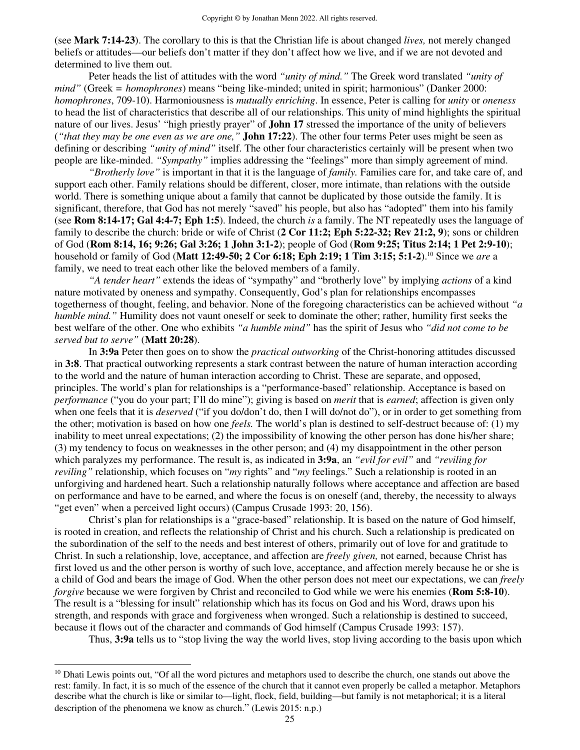(see **Mark 7:14-23**). The corollary to this is that the Christian life is about changed *lives,* not merely changed beliefs or attitudes—our beliefs don't matter if they don't affect how we live, and if we are not devoted and determined to live them out.

Peter heads the list of attitudes with the word *"unity of mind."* The Greek word translated *"unity of mind"* (Greek = *homophrones*) means "being like-minded; united in spirit; harmonious" (Danker 2000: *homophrones*, 709-10). Harmoniousness is *mutually enriching*. In essence, Peter is calling for *unity* or *oneness* to head the list of characteristics that describe all of our relationships. This unity of mind highlights the spiritual nature of our lives. Jesus' "high priestly prayer" of **John 17** stressed the importance of the unity of believers (*"that they may be one even as we are one,"* **John 17:22**). The other four terms Peter uses might be seen as defining or describing *"unity of mind"* itself. The other four characteristics certainly will be present when two people are like-minded. *"Sympathy"* implies addressing the "feelings" more than simply agreement of mind.

*"Brotherly love"* is important in that it is the language of *family.* Families care for, and take care of, and support each other. Family relations should be different, closer, more intimate, than relations with the outside world. There is something unique about a family that cannot be duplicated by those outside the family. It is significant, therefore, that God has not merely "saved" his people, but also has "adopted" them into his family (see **Rom 8:14-17; Gal 4:4-7; Eph 1:5**). Indeed, the church *is* a family. The NT repeatedly uses the language of family to describe the church: bride or wife of Christ (**2 Cor 11:2; Eph 5:22-32; Rev 21:2, 9**); sons or children of God (**Rom 8:14, 16; 9:26; Gal 3:26; 1 John 3:1-2**); people of God (**Rom 9:25; Titus 2:14; 1 Pet 2:9-10**); household or family of God (**Matt 12:49-50; 2 Cor 6:18; Eph 2:19; 1 Tim 3:15; 5:1-2**).[10] Since we *are* a family, we need to treat each other like the beloved members of a family.

*"A tender heart"* extends the ideas of "sympathy" and "brotherly love" by implying *actions* of a kind nature motivated by oneness and sympathy. Consequently, God's plan for relationships encompasses togetherness of thought, feeling, and behavior. None of the foregoing characteristics can be achieved without *"a humble mind."* Humility does not vaunt oneself or seek to dominate the other; rather, humility first seeks the best welfare of the other. One who exhibits *"a humble mind"* has the spirit of Jesus who *"did not come to be served but to serve"* (**Matt 20:28**).

In **3:9a** Peter then goes on to show the *practical outworking* of the Christ-honoring attitudes discussed in **3:8**. That practical outworking represents a stark contrast between the nature of human interaction according to the world and the nature of human interaction according to Christ. These are separate, and opposed, principles. The world's plan for relationships is a "performance-based" relationship. Acceptance is based on *performance* ("you do your part; I'll do mine"); giving is based on *merit* that is *earned*; affection is given only when one feels that it is *deserved* ("if you do/don't do, then I will do/not do"), or in order to get something from the other; motivation is based on how one *feels.* The world's plan is destined to self-destruct because of: (1) my inability to meet unreal expectations; (2) the impossibility of knowing the other person has done his/her share; (3) my tendency to focus on weaknesses in the other person; and (4) my disappointment in the other person which paralyzes my performance. The result is, as indicated in **3:9a**, an *"evil for evil"* and *"reviling for reviling"* relationship, which focuses on "*my* rights" and "*my* feelings." Such a relationship is rooted in an unforgiving and hardened heart. Such a relationship naturally follows where acceptance and affection are based on performance and have to be earned, and where the focus is on oneself (and, thereby, the necessity to always "get even" when a perceived light occurs) (Campus Crusade 1993: 20, 156).

Christ's plan for relationships is a "grace-based" relationship. It is based on the nature of God himself, is rooted in creation, and reflects the relationship of Christ and his church. Such a relationship is predicated on the subordination of the self to the needs and best interest of others, primarily out of love for and gratitude to Christ. In such a relationship, love, acceptance, and affection are *freely given,* not earned, because Christ has first loved us and the other person is worthy of such love, acceptance, and affection merely because he or she is a child of God and bears the image of God. When the other person does not meet our expectations, we can *freely forgive* because we were forgiven by Christ and reconciled to God while we were his enemies (**Rom 5:8-10**). The result is a "blessing for insult" relationship which has its focus on God and his Word, draws upon his strength, and responds with grace and forgiveness when wronged. Such a relationship is destined to succeed, because it flows out of the character and commands of God himself (Campus Crusade 1993: 157).

Thus, **3:9a** tells us to "stop living the way the world lives, stop living according to the basis upon which

---

[10] Dhati Lewis points out, "Of all the word pictures and metaphors used to describe the church, one stands out above the rest: family. In fact, it is so much of the essence of the church that it cannot even properly be called a metaphor. Metaphors describe what the church is like or similar to—light, flock, field, building—but family is not metaphorical; it is a literal description of the phenomena we know as church." (Lewis 2015: n.p.)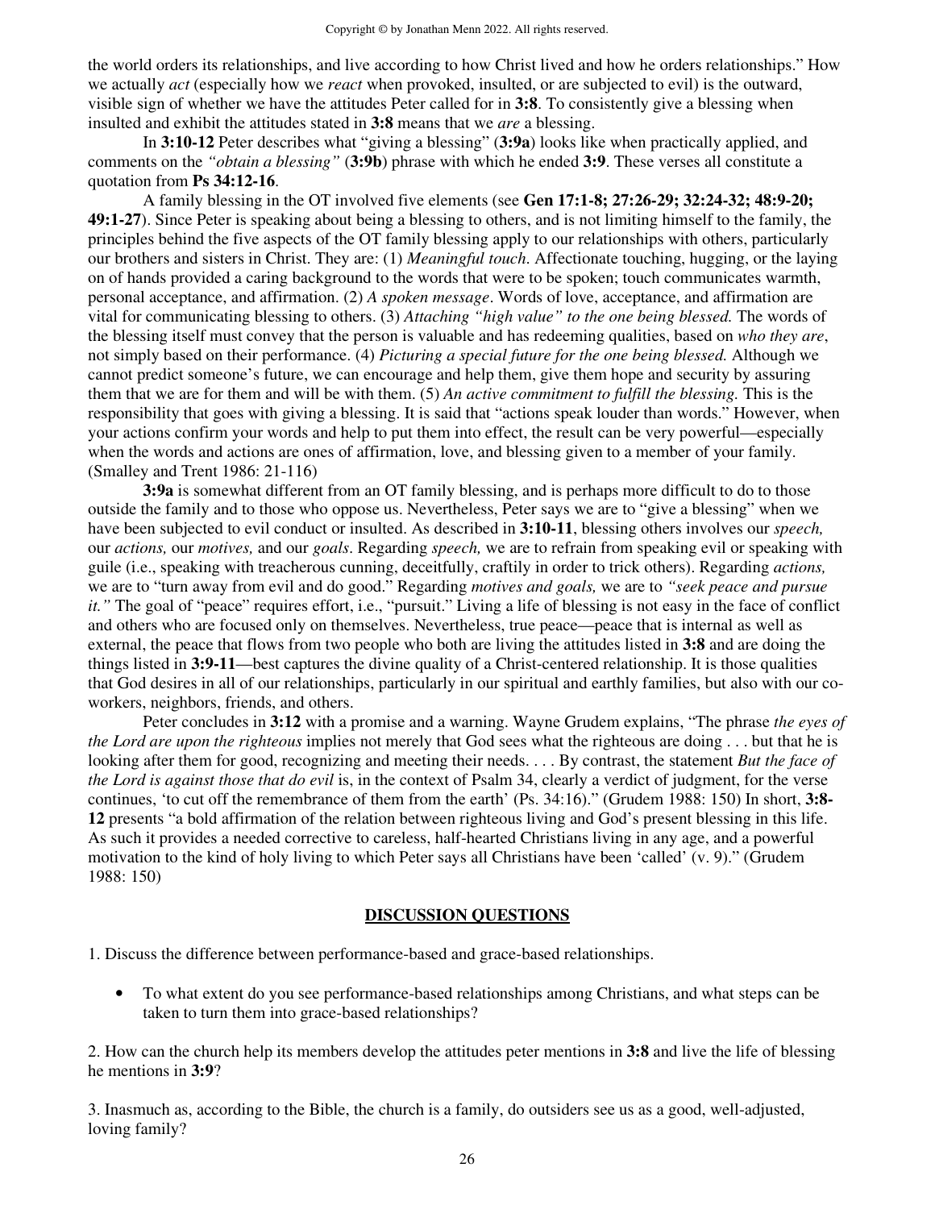the world orders its relationships, and live according to how Christ lived and how he orders relationships." How we actually *act* (especially how we *react* when provoked, insulted, or are subjected to evil) is the outward, visible sign of whether we have the attitudes Peter called for in **3:8**. To consistently give a blessing when insulted and exhibit the attitudes stated in **3:8** means that we *are* a blessing.

In **3:10-12** Peter describes what "giving a blessing" (**3:9a**) looks like when practically applied, and comments on the *"obtain a blessing"* (**3:9b**) phrase with which he ended **3:9**. These verses all constitute a quotation from **Ps 34:12-16**.

A family blessing in the OT involved five elements (see **Gen 17:1-8; 27:26-29; 32:24-32; 48:9-20; 49:1-27**). Since Peter is speaking about being a blessing to others, and is not limiting himself to the family, the principles behind the five aspects of the OT family blessing apply to our relationships with others, particularly our brothers and sisters in Christ. They are: (1) *Meaningful touch*. Affectionate touching, hugging, or the laying on of hands provided a caring background to the words that were to be spoken; touch communicates warmth, personal acceptance, and affirmation. (2) *A spoken message*. Words of love, acceptance, and affirmation are vital for communicating blessing to others. (3) *Attaching "high value" to the one being blessed.* The words of the blessing itself must convey that the person is valuable and has redeeming qualities, based on *who they are*, not simply based on their performance. (4) *Picturing a special future for the one being blessed.* Although we cannot predict someone's future, we can encourage and help them, give them hope and security by assuring them that we are for them and will be with them. (5) *An active commitment to fulfill the blessing.* This is the responsibility that goes with giving a blessing. It is said that "actions speak louder than words." However, when your actions confirm your words and help to put them into effect, the result can be very powerful—especially when the words and actions are ones of affirmation, love, and blessing given to a member of your family. (Smalley and Trent 1986: 21-116)

**3:9a** is somewhat different from an OT family blessing, and is perhaps more difficult to do to those outside the family and to those who oppose us. Nevertheless, Peter says we are to "give a blessing" when we have been subjected to evil conduct or insulted. As described in **3:10-11**, blessing others involves our *speech,* our *actions,* our *motives,* and our *goals*. Regarding *speech,* we are to refrain from speaking evil or speaking with guile (i.e., speaking with treacherous cunning, deceitfully, craftily in order to trick others). Regarding *actions,* we are to "turn away from evil and do good." Regarding *motives and goals,* we are to *"seek peace and pursue it."* The goal of "peace" requires effort, i.e., "pursuit." Living a life of blessing is not easy in the face of conflict and others who are focused only on themselves. Nevertheless, true peace—peace that is internal as well as external, the peace that flows from two people who both are living the attitudes listed in **3:8** and are doing the things listed in **3:9-11**—best captures the divine quality of a Christ-centered relationship. It is those qualities that God desires in all of our relationships, particularly in our spiritual and earthly families, but also with our co-workers, neighbors, friends, and others.

Peter concludes in **3:12** with a promise and a warning. Wayne Grudem explains, "The phrase *the eyes of the Lord are upon the righteous* implies not merely that God sees what the righteous are doing . . . but that he is looking after them for good, recognizing and meeting their needs. . . . By contrast, the statement *But the face of the Lord is against those that do evil* is, in the context of Psalm 34, clearly a verdict of judgment, for the verse continues, 'to cut off the remembrance of them from the earth' (Ps. 34:16)." (Grudem 1988: 150) In short, **3:8-12** presents "a bold affirmation of the relation between righteous living and God's present blessing in this life. As such it provides a needed corrective to careless, half-hearted Christians living in any age, and a powerful motivation to the kind of holy living to which Peter says all Christians have been 'called' (v. 9)." (Grudem 1988: 150)

## DISCUSSION QUESTIONS

1. Discuss the difference between performance-based and grace-based relationships.

- To what extent do you see performance-based relationships among Christians, and what steps can be taken to turn them into grace-based relationships?

2. How can the church help its members develop the attitudes peter mentions in **3:8** and live the life of blessing he mentions in **3:9**?

3. Inasmuch as, according to the Bible, the church is a family, do outsiders see us as a good, well-adjusted, loving family?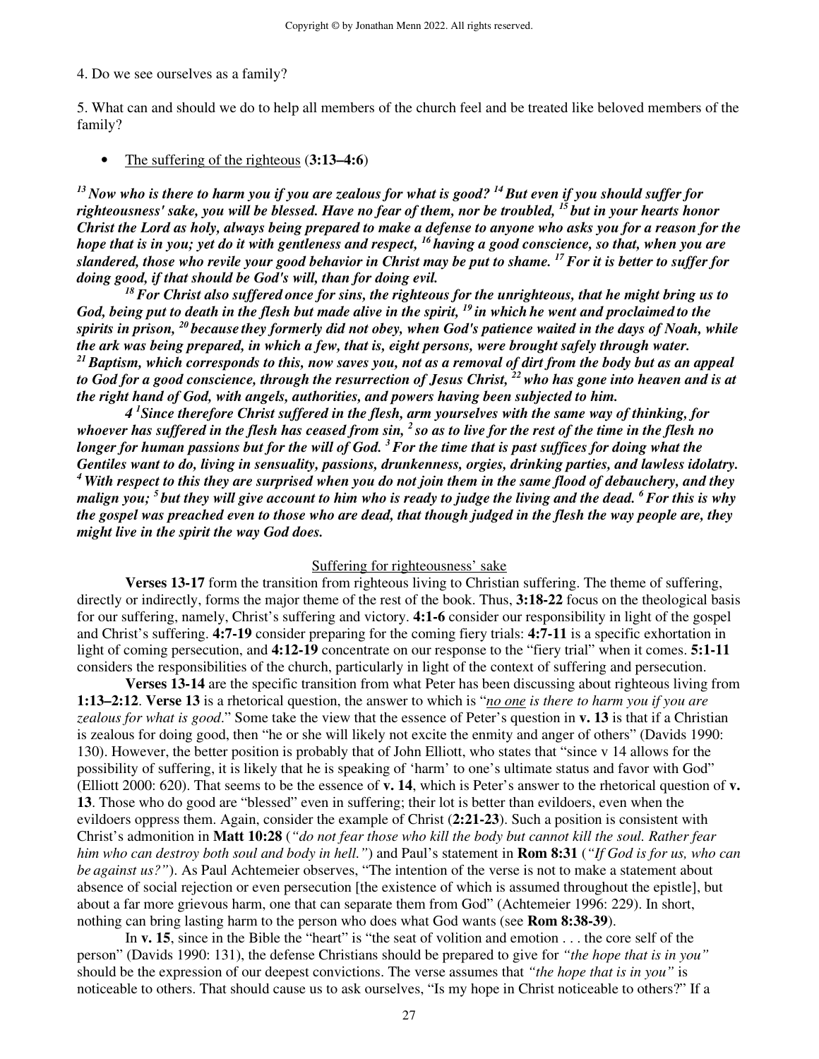4. Do we see ourselves as a family?

5. What can and should we do to help all members of the church feel and be treated like beloved members of the family?

- The suffering of the righteous (**3:13–4:6**)

***[13] Now who is there to harm you if you are zealous for what is good? [14] But even if you should suffer for righteousness' sake, you will be blessed. Have no fear of them, nor be troubled, [15] but in your hearts honor Christ the Lord as holy, always being prepared to make a defense to anyone who asks you for a reason for the hope that is in you; yet do it with gentleness and respect, [16] having a good conscience, so that, when you are slandered, those who revile your good behavior in Christ may be put to shame. [17] For it is better to suffer for doing good, if that should be God's will, than for doing evil.***

***[18] For Christ also suffered once for sins, the righteous for the unrighteous, that he might bring us to God, being put to death in the flesh but made alive in the spirit, [19] in which he went and proclaimed to the spirits in prison, [20] because they formerly did not obey, when God's patience waited in the days of Noah, while the ark was being prepared, in which a few, that is, eight persons, were brought safely through water. [21] Baptism, which corresponds to this, now saves you, not as a removal of dirt from the body but as an appeal to God for a good conscience, through the resurrection of Jesus Christ, [22] who has gone into heaven and is at the right hand of God, with angels, authorities, and powers having been subjected to him.***

***4 [1] Since therefore Christ suffered in the flesh, arm yourselves with the same way of thinking, for whoever has suffered in the flesh has ceased from sin, [2] so as to live for the rest of the time in the flesh no longer for human passions but for the will of God. [3] For the time that is past suffices for doing what the Gentiles want to do, living in sensuality, passions, drunkenness, orgies, drinking parties, and lawless idolatry. [4] With respect to this they are surprised when you do not join them in the same flood of debauchery, and they malign you; [5] but they will give account to him who is ready to judge the living and the dead. [6] For this is why the gospel was preached even to those who are dead, that though judged in the flesh the way people are, they might live in the spirit the way God does.***

<u>Suffering for righteousness' sake</u>

**Verses 13-17** form the transition from righteous living to Christian suffering. The theme of suffering, directly or indirectly, forms the major theme of the rest of the book. Thus, **3:18-22** focus on the theological basis for our suffering, namely, Christ's suffering and victory. **4:1-6** consider our responsibility in light of the gospel and Christ's suffering. **4:7-19** consider preparing for the coming fiery trials: **4:7-11** is a specific exhortation in light of coming persecution, and **4:12-19** concentrate on our response to the "fiery trial" when it comes. **5:1-11** considers the responsibilities of the church, particularly in light of the context of suffering and persecution.

**Verses 13-14** are the specific transition from what Peter has been discussing about righteous living from **1:13–2:12**. **Verse 13** is a rhetorical question, the answer to which is "*<u>no one</u> is there to harm you if you are zealous for what is good*." Some take the view that the essence of Peter's question in **v. 13** is that if a Christian is zealous for doing good, then "he or she will likely not excite the enmity and anger of others" (Davids 1990: 130). However, the better position is probably that of John Elliott, who states that "since v 14 allows for the possibility of suffering, it is likely that he is speaking of 'harm' to one's ultimate status and favor with God" (Elliott 2000: 620). That seems to be the essence of **v. 14**, which is Peter's answer to the rhetorical question of **v. 13**. Those who do good are "blessed" even in suffering; their lot is better than evildoers, even when the evildoers oppress them. Again, consider the example of Christ (**2:21-23**). Such a position is consistent with Christ's admonition in **Matt 10:28** (*"do not fear those who kill the body but cannot kill the soul. Rather fear him who can destroy both soul and body in hell."*) and Paul's statement in **Rom 8:31** (*"If God is for us, who can be against us?"*). As Paul Achtemeier observes, "The intention of the verse is not to make a statement about absence of social rejection or even persecution [the existence of which is assumed throughout the epistle], but about a far more grievous harm, one that can separate them from God" (Achtemeier 1996: 229). In short, nothing can bring lasting harm to the person who does what God wants (see **Rom 8:38-39**).

In **v. 15**, since in the Bible the "heart" is "the seat of volition and emotion . . . the core self of the person" (Davids 1990: 131), the defense Christians should be prepared to give for *"the hope that is in you"* should be the expression of our deepest convictions. The verse assumes that *"the hope that is in you"* is noticeable to others. That should cause us to ask ourselves, "Is my hope in Christ noticeable to others?" If a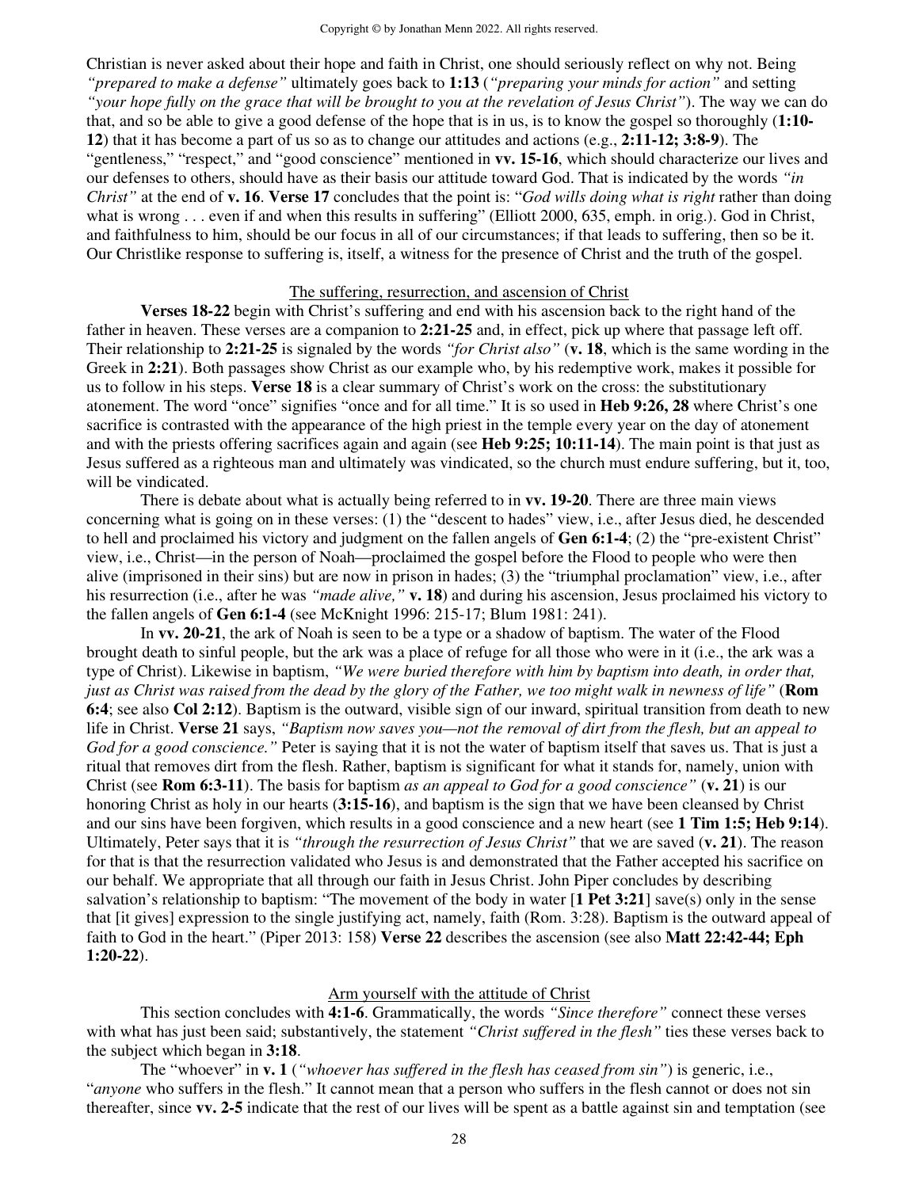Christian is never asked about their hope and faith in Christ, one should seriously reflect on why not. Being *"prepared to make a defense"* ultimately goes back to **1:13** (*"preparing your minds for action"* and setting *"your hope fully on the grace that will be brought to you at the revelation of Jesus Christ"*). The way we can do that, and so be able to give a good defense of the hope that is in us, is to know the gospel so thoroughly (**1:10-12**) that it has become a part of us so as to change our attitudes and actions (e.g., **2:11-12; 3:8-9**). The "gentleness," "respect," and "good conscience" mentioned in **vv. 15-16**, which should characterize our lives and our defenses to others, should have as their basis our attitude toward God. That is indicated by the words *"in Christ"* at the end of **v. 16**. **Verse 17** concludes that the point is: "*God wills doing what is right* rather than doing what is wrong . . . even if and when this results in suffering" (Elliott 2000, 635, emph. in orig.). God in Christ, and faithfulness to him, should be our focus in all of our circumstances; if that leads to suffering, then so be it. Our Christlike response to suffering is, itself, a witness for the presence of Christ and the truth of the gospel.

<u>The suffering, resurrection, and ascension of Christ</u>

**Verses 18-22** begin with Christ's suffering and end with his ascension back to the right hand of the father in heaven. These verses are a companion to **2:21-25** and, in effect, pick up where that passage left off. Their relationship to **2:21-25** is signaled by the words *"for Christ also"* (**v. 18**, which is the same wording in the Greek in **2:21**). Both passages show Christ as our example who, by his redemptive work, makes it possible for us to follow in his steps. **Verse 18** is a clear summary of Christ's work on the cross: the substitutionary atonement. The word "once" signifies "once and for all time." It is so used in **Heb 9:26, 28** where Christ's one sacrifice is contrasted with the appearance of the high priest in the temple every year on the day of atonement and with the priests offering sacrifices again and again (see **Heb 9:25; 10:11-14**). The main point is that just as Jesus suffered as a righteous man and ultimately was vindicated, so the church must endure suffering, but it, too, will be vindicated.

There is debate about what is actually being referred to in **vv. 19-20**. There are three main views concerning what is going on in these verses: (1) the "descent to hades" view, i.e., after Jesus died, he descended to hell and proclaimed his victory and judgment on the fallen angels of **Gen 6:1-4**; (2) the "pre-existent Christ" view, i.e., Christ—in the person of Noah—proclaimed the gospel before the Flood to people who were then alive (imprisoned in their sins) but are now in prison in hades; (3) the "triumphal proclamation" view, i.e., after his resurrection (i.e., after he was *"made alive,"* **v. 18**) and during his ascension, Jesus proclaimed his victory to the fallen angels of **Gen 6:1-4** (see McKnight 1996: 215-17; Blum 1981: 241).

In **vv. 20-21**, the ark of Noah is seen to be a type or a shadow of baptism. The water of the Flood brought death to sinful people, but the ark was a place of refuge for all those who were in it (i.e., the ark was a type of Christ). Likewise in baptism, *"We were buried therefore with him by baptism into death, in order that, just as Christ was raised from the dead by the glory of the Father, we too might walk in newness of life"* (**Rom 6:4**; see also **Col 2:12**). Baptism is the outward, visible sign of our inward, spiritual transition from death to new life in Christ. **Verse 21** says, *"Baptism now saves you—not the removal of dirt from the flesh, but an appeal to God for a good conscience."* Peter is saying that it is not the water of baptism itself that saves us. That is just a ritual that removes dirt from the flesh. Rather, baptism is significant for what it stands for, namely, union with Christ (see **Rom 6:3-11**). The basis for baptism *as an appeal to God for a good conscience"* (**v. 21**) is our honoring Christ as holy in our hearts (**3:15-16**), and baptism is the sign that we have been cleansed by Christ and our sins have been forgiven, which results in a good conscience and a new heart (see **1 Tim 1:5; Heb 9:14**). Ultimately, Peter says that it is *"through the resurrection of Jesus Christ"* that we are saved (**v. 21**). The reason for that is that the resurrection validated who Jesus is and demonstrated that the Father accepted his sacrifice on our behalf. We appropriate that all through our faith in Jesus Christ. John Piper concludes by describing salvation's relationship to baptism: "The movement of the body in water [**1 Pet 3:21**] save(s) only in the sense that [it gives] expression to the single justifying act, namely, faith (Rom. 3:28). Baptism is the outward appeal of faith to God in the heart." (Piper 2013: 158) **Verse 22** describes the ascension (see also **Matt 22:42-44; Eph 1:20-22**).

<u>Arm yourself with the attitude of Christ</u>

This section concludes with **4:1-6**. Grammatically, the words *"Since therefore"* connect these verses with what has just been said; substantively, the statement *"Christ suffered in the flesh"* ties these verses back to the subject which began in **3:18**.

The "whoever" in **v. 1** (*"whoever has suffered in the flesh has ceased from sin"*) is generic, i.e., "*anyone* who suffers in the flesh." It cannot mean that a person who suffers in the flesh cannot or does not sin thereafter, since **vv. 2-5** indicate that the rest of our lives will be spent as a battle against sin and temptation (see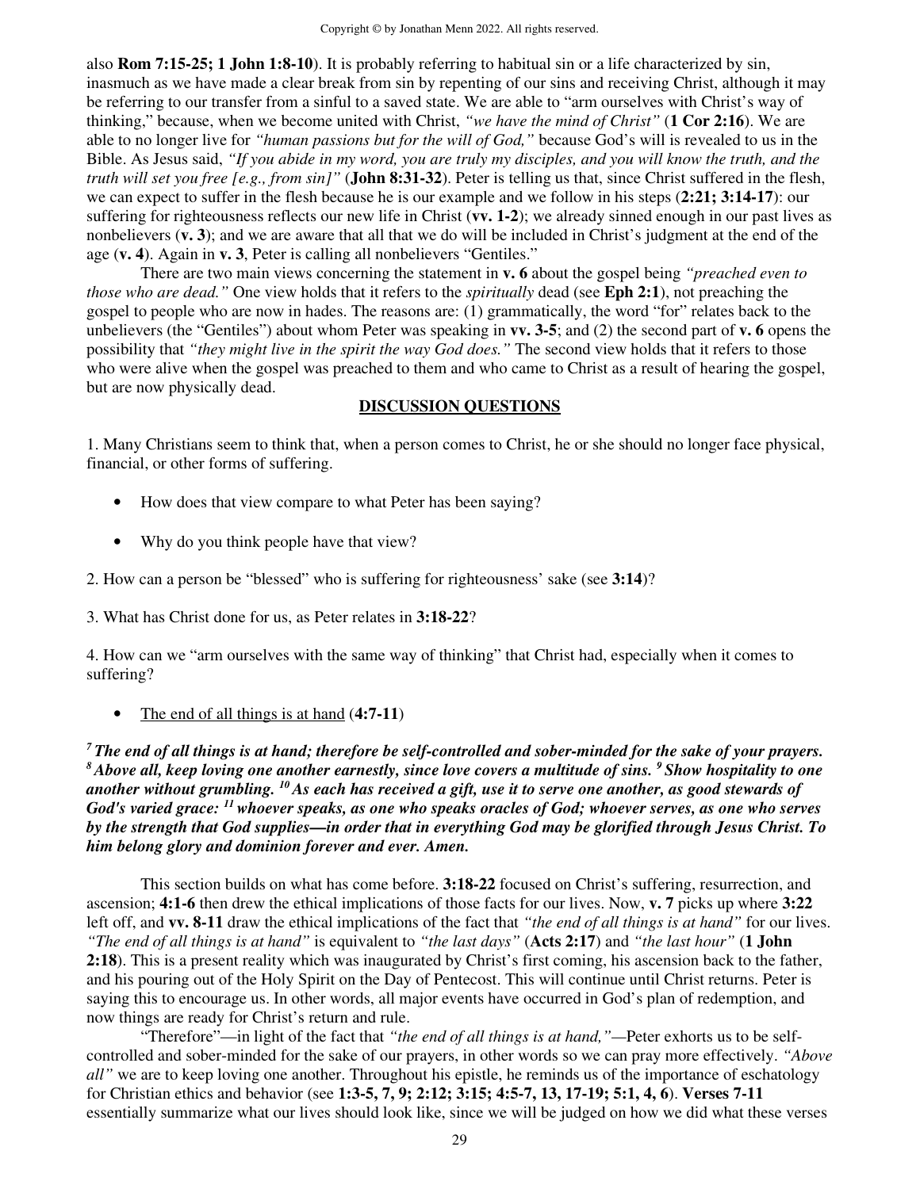also **Rom 7:15-25; 1 John 1:8-10**). It is probably referring to habitual sin or a life characterized by sin, inasmuch as we have made a clear break from sin by repenting of our sins and receiving Christ, although it may be referring to our transfer from a sinful to a saved state. We are able to "arm ourselves with Christ's way of thinking," because, when we become united with Christ, *"we have the mind of Christ"* (**1 Cor 2:16**). We are able to no longer live for *"human passions but for the will of God,"* because God's will is revealed to us in the Bible. As Jesus said, *"If you abide in my word, you are truly my disciples, and you will know the truth, and the truth will set you free [e.g., from sin]"* (**John 8:31-32**). Peter is telling us that, since Christ suffered in the flesh, we can expect to suffer in the flesh because he is our example and we follow in his steps (**2:21; 3:14-17**): our suffering for righteousness reflects our new life in Christ (**vv. 1-2**); we already sinned enough in our past lives as nonbelievers (**v. 3**); and we are aware that all that we do will be included in Christ's judgment at the end of the age (**v. 4**). Again in **v. 3**, Peter is calling all nonbelievers "Gentiles."

There are two main views concerning the statement in **v. 6** about the gospel being *"preached even to those who are dead."* One view holds that it refers to the *spiritually* dead (see **Eph 2:1**), not preaching the gospel to people who are now in hades. The reasons are: (1) grammatically, the word "for" relates back to the unbelievers (the "Gentiles") about whom Peter was speaking in **vv. 3-5**; and (2) the second part of **v. 6** opens the possibility that *"they might live in the spirit the way God does."* The second view holds that it refers to those who were alive when the gospel was preached to them and who came to Christ as a result of hearing the gospel, but are now physically dead.

## DISCUSSION QUESTIONS

1. Many Christians seem to think that, when a person comes to Christ, he or she should no longer face physical, financial, or other forms of suffering.

- How does that view compare to what Peter has been saying?
- Why do you think people have that view?

2. How can a person be "blessed" who is suffering for righteousness' sake (see **3:14**)?

3. What has Christ done for us, as Peter relates in **3:18-22**?

4. How can we "arm ourselves with the same way of thinking" that Christ had, especially when it comes to suffering?

- <u>The end of all things is at hand</u> (**4:7-11**)

***[7] The end of all things is at hand; therefore be self-controlled and sober-minded for the sake of your prayers. [8] Above all, keep loving one another earnestly, since love covers a multitude of sins. [9] Show hospitality to one another without grumbling. [10] As each has received a gift, use it to serve one another, as good stewards of God's varied grace: [11] whoever speaks, as one who speaks oracles of God; whoever serves, as one who serves by the strength that God supplies—in order that in everything God may be glorified through Jesus Christ. To him belong glory and dominion forever and ever. Amen.***

This section builds on what has come before. **3:18-22** focused on Christ's suffering, resurrection, and ascension; **4:1-6** then drew the ethical implications of those facts for our lives. Now, **v. 7** picks up where **3:22** left off, and **vv. 8-11** draw the ethical implications of the fact that *"the end of all things is at hand"* for our lives. *"The end of all things is at hand"* is equivalent to *"the last days"* (**Acts 2:17**) and *"the last hour"* (**1 John 2:18**). This is a present reality which was inaugurated by Christ's first coming, his ascension back to the father, and his pouring out of the Holy Spirit on the Day of Pentecost. This will continue until Christ returns. Peter is saying this to encourage us. In other words, all major events have occurred in God's plan of redemption, and now things are ready for Christ's return and rule.

"Therefore"—in light of the fact that *"the end of all things is at hand,"*—Peter exhorts us to be self-controlled and sober-minded for the sake of our prayers, in other words so we can pray more effectively. *"Above all"* we are to keep loving one another. Throughout his epistle, he reminds us of the importance of eschatology for Christian ethics and behavior (see **1:3-5, 7, 9; 2:12; 3:15; 4:5-7, 13, 17-19; 5:1, 4, 6**). **Verses 7-11** essentially summarize what our lives should look like, since we will be judged on how we did what these verses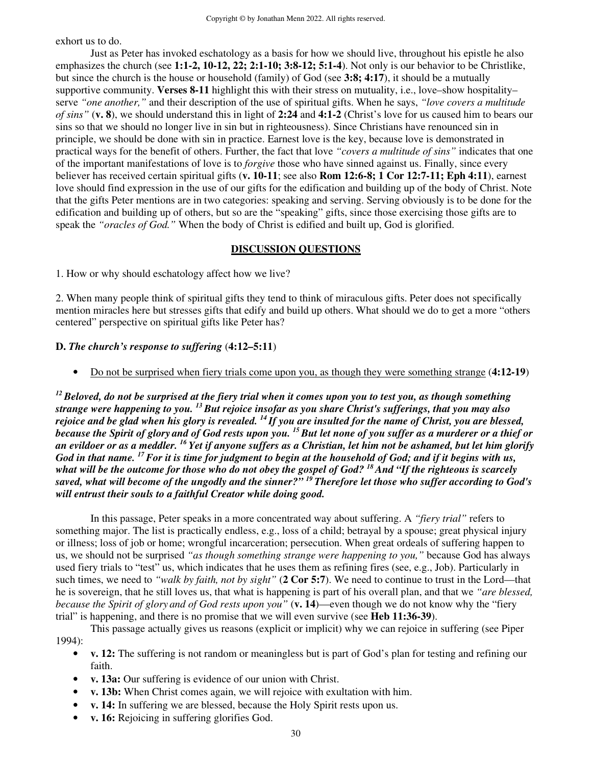exhort us to do.

Just as Peter has invoked eschatology as a basis for how we should live, throughout his epistle he also emphasizes the church (see **1:1-2, 10-12, 22; 2:1-10; 3:8-12; 5:1-4**). Not only is our behavior to be Christlike, but since the church is the house or household (family) of God (see **3:8; 4:17**), it should be a mutually supportive community. **Verses 8-11** highlight this with their stress on mutuality, i.e., love–show hospitality–serve *"one another,"* and their description of the use of spiritual gifts. When he says, *"love covers a multitude of sins"* (**v. 8**), we should understand this in light of **2:24** and **4:1-2** (Christ's love for us caused him to bears our sins so that we should no longer live in sin but in righteousness). Since Christians have renounced sin in principle, we should be done with sin in practice. Earnest love is the key, because love is demonstrated in practical ways for the benefit of others. Further, the fact that love *"covers a multitude of sins"* indicates that one of the important manifestations of love is to *forgive* those who have sinned against us. Finally, since every believer has received certain spiritual gifts (**v. 10-11**; see also **Rom 12:6-8; 1 Cor 12:7-11; Eph 4:11**), earnest love should find expression in the use of our gifts for the edification and building up of the body of Christ. Note that the gifts Peter mentions are in two categories: speaking and serving. Serving obviously is to be done for the edification and building up of others, but so are the "speaking" gifts, since those exercising those gifts are to speak the *"oracles of God."* When the body of Christ is edified and built up, God is glorified.

## DISCUSSION QUESTIONS

1. How or why should eschatology affect how we live?

2. When many people think of spiritual gifts they tend to think of miraculous gifts. Peter does not specifically mention miracles here but stresses gifts that edify and build up others. What should we do to get a more "others centered" perspective on spiritual gifts like Peter has?

### D. *The church's response to suffering* (4:12–5:11)

- Do not be surprised when fiery trials come upon you, as though they were something strange (**4:12-19**)

***[12] Beloved, do not be surprised at the fiery trial when it comes upon you to test you, as though something strange were happening to you. [13] But rejoice insofar as you share Christ's sufferings, that you may also rejoice and be glad when his glory is revealed. [14] If you are insulted for the name of Christ, you are blessed, because the Spirit of glory and of God rests upon you. [15] But let none of you suffer as a murderer or a thief or an evildoer or as a meddler. [16] Yet if anyone suffers as a Christian, let him not be ashamed, but let him glorify God in that name. [17] For it is time for judgment to begin at the household of God; and if it begins with us, what will be the outcome for those who do not obey the gospel of God? [18] And "If the righteous is scarcely saved, what will become of the ungodly and the sinner?" [19] Therefore let those who suffer according to God's will entrust their souls to a faithful Creator while doing good.***

In this passage, Peter speaks in a more concentrated way about suffering. A *"fiery trial"* refers to something major. The list is practically endless, e.g., loss of a child; betrayal by a spouse; great physical injury or illness; loss of job or home; wrongful incarceration; persecution. When great ordeals of suffering happen to us, we should not be surprised *"as though something strange were happening to you,"* because God has always used fiery trials to "test" us, which indicates that he uses them as refining fires (see, e.g., Job). Particularly in such times, we need to *"walk by faith, not by sight"* (**2 Cor 5:7**). We need to continue to trust in the Lord—that he is sovereign, that he still loves us, that what is happening is part of his overall plan, and that we *"are blessed, because the Spirit of glory and of God rests upon you"* (**v. 14**)—even though we do not know why the "fiery trial" is happening, and there is no promise that we will even survive (see **Heb 11:36-39**).

This passage actually gives us reasons (explicit or implicit) why we can rejoice in suffering (see Piper 1994):

- **v. 12:** The suffering is not random or meaningless but is part of God's plan for testing and refining our faith.
- **v. 13a:** Our suffering is evidence of our union with Christ.
- **v. 13b:** When Christ comes again, we will rejoice with exultation with him.
- **v. 14:** In suffering we are blessed, because the Holy Spirit rests upon us.
- **v. 16:** Rejoicing in suffering glorifies God.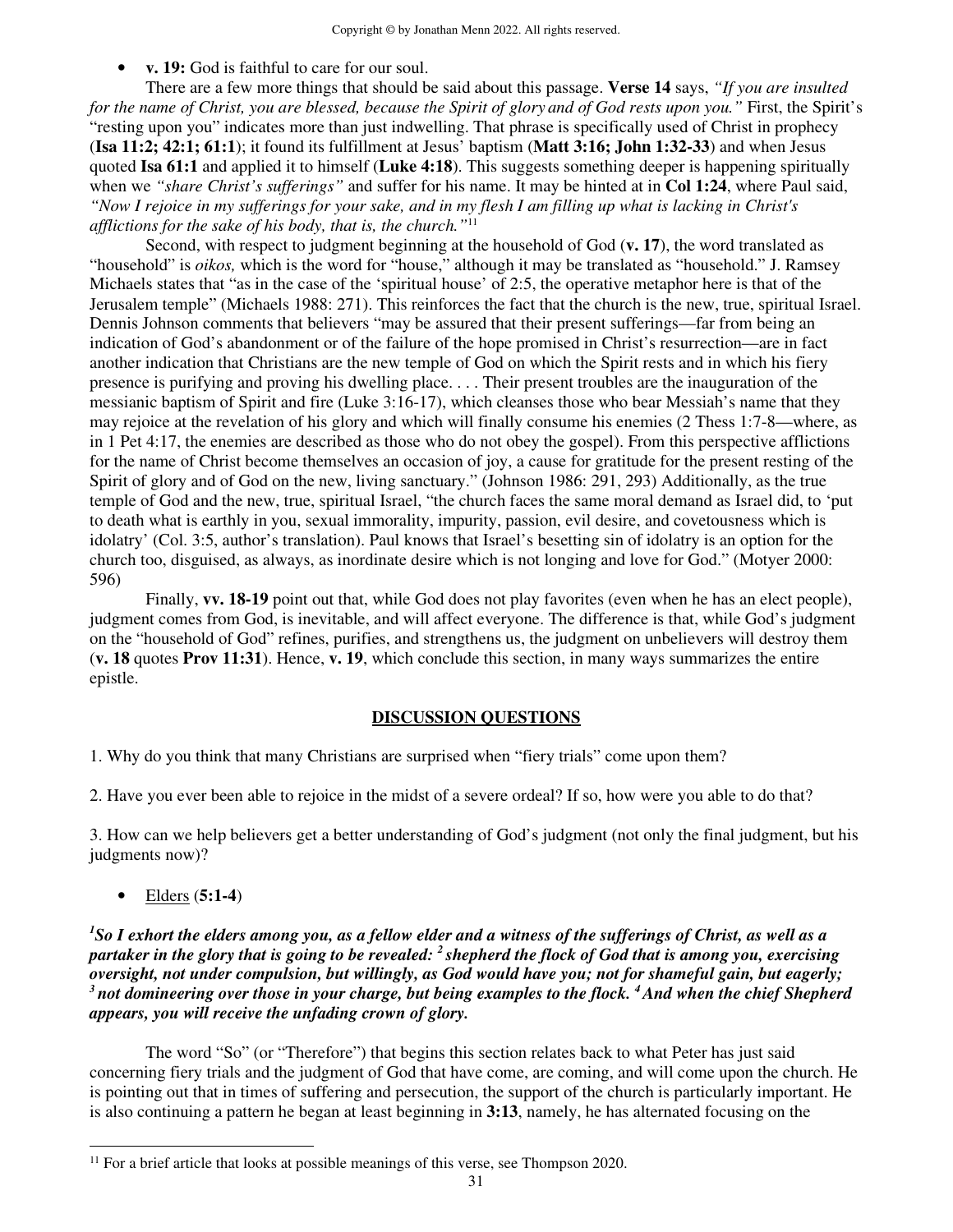- **v. 19:** God is faithful to care for our soul.

There are a few more things that should be said about this passage. **Verse 14** says, *"If you are insulted for the name of Christ, you are blessed, because the Spirit of glory and of God rests upon you."* First, the Spirit's "resting upon you" indicates more than just indwelling. That phrase is specifically used of Christ in prophecy (**Isa 11:2; 42:1; 61:1**); it found its fulfillment at Jesus' baptism (**Matt 3:16; John 1:32-33**) and when Jesus quoted **Isa 61:1** and applied it to himself (**Luke 4:18**). This suggests something deeper is happening spiritually when we *"share Christ's sufferings"* and suffer for his name. It may be hinted at in **Col 1:24**, where Paul said, *"Now I rejoice in my sufferings for your sake, and in my flesh I am filling up what is lacking in Christ's afflictions for the sake of his body, that is, the church."*[11]

Second, with respect to judgment beginning at the household of God (**v. 17**), the word translated as "household" is *oikos,* which is the word for "house," although it may be translated as "household." J. Ramsey Michaels states that "as in the case of the 'spiritual house' of 2:5, the operative metaphor here is that of the Jerusalem temple" (Michaels 1988: 271). This reinforces the fact that the church is the new, true, spiritual Israel. Dennis Johnson comments that believers "may be assured that their present sufferings—far from being an indication of God's abandonment or of the failure of the hope promised in Christ's resurrection—are in fact another indication that Christians are the new temple of God on which the Spirit rests and in which his fiery presence is purifying and proving his dwelling place. . . . Their present troubles are the inauguration of the messianic baptism of Spirit and fire (Luke 3:16-17), which cleanses those who bear Messiah's name that they may rejoice at the revelation of his glory and which will finally consume his enemies (2 Thess 1:7-8—where, as in 1 Pet 4:17, the enemies are described as those who do not obey the gospel). From this perspective afflictions for the name of Christ become themselves an occasion of joy, a cause for gratitude for the present resting of the Spirit of glory and of God on the new, living sanctuary." (Johnson 1986: 291, 293) Additionally, as the true temple of God and the new, true, spiritual Israel, "the church faces the same moral demand as Israel did, to 'put to death what is earthly in you, sexual immorality, impurity, passion, evil desire, and covetousness which is idolatry' (Col. 3:5, author's translation). Paul knows that Israel's besetting sin of idolatry is an option for the church too, disguised, as always, as inordinate desire which is not longing and love for God." (Motyer 2000: 596)

Finally, **vv. 18-19** point out that, while God does not play favorites (even when he has an elect people), judgment comes from God, is inevitable, and will affect everyone. The difference is that, while God's judgment on the "household of God" refines, purifies, and strengthens us, the judgment on unbelievers will destroy them (**v. 18** quotes **Prov 11:31**). Hence, **v. 19**, which conclude this section, in many ways summarizes the entire epistle.

## DISCUSSION QUESTIONS

1. Why do you think that many Christians are surprised when "fiery trials" come upon them?

2. Have you ever been able to rejoice in the midst of a severe ordeal? If so, how were you able to do that?

3. How can we help believers get a better understanding of God's judgment (not only the final judgment, but his judgments now)?

- Elders (**5:1-4**)

***[1]So I exhort the elders among you, as a fellow elder and a witness of the sufferings of Christ, as well as a partaker in the glory that is going to be revealed: [2] shepherd the flock of God that is among you, exercising oversight, not under compulsion, but willingly, as God would have you; not for shameful gain, but eagerly; [3] not domineering over those in your charge, but being examples to the flock. [4] And when the chief Shepherd appears, you will receive the unfading crown of glory.***

The word "So" (or "Therefore") that begins this section relates back to what Peter has just said concerning fiery trials and the judgment of God that have come, are coming, and will come upon the church. He is pointing out that in times of suffering and persecution, the support of the church is particularly important. He is also continuing a pattern he began at least beginning in **3:13**, namely, he has alternated focusing on the

[11] For a brief article that looks at possible meanings of this verse, see Thompson 2020.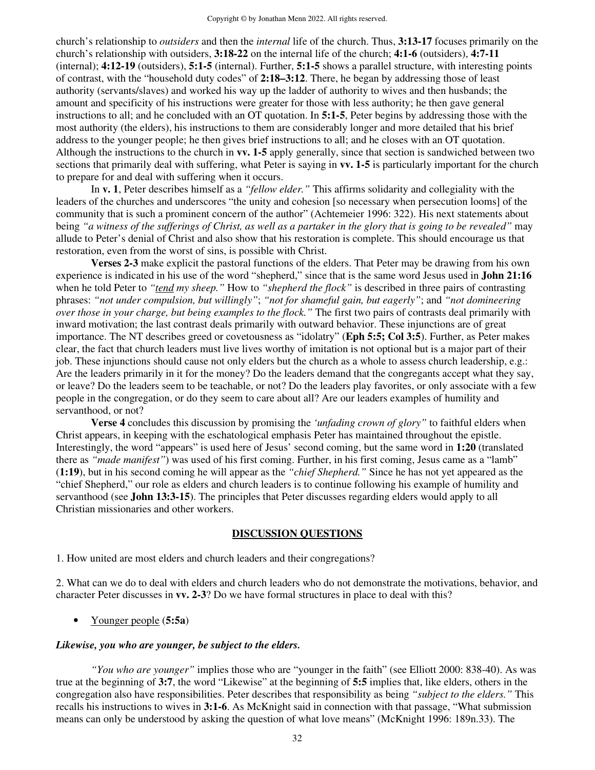church's relationship to *outsiders* and then the *internal* life of the church. Thus, **3:13-17** focuses primarily on the church's relationship with outsiders, **3:18-22** on the internal life of the church; **4:1-6** (outsiders), **4:7-11** (internal); **4:12-19** (outsiders), **5:1-5** (internal). Further, **5:1-5** shows a parallel structure, with interesting points of contrast, with the "household duty codes" of **2:18–3:12**. There, he began by addressing those of least authority (servants/slaves) and worked his way up the ladder of authority to wives and then husbands; the amount and specificity of his instructions were greater for those with less authority; he then gave general instructions to all; and he concluded with an OT quotation. In **5:1-5**, Peter begins by addressing those with the most authority (the elders), his instructions to them are considerably longer and more detailed that his brief address to the younger people; he then gives brief instructions to all; and he closes with an OT quotation. Although the instructions to the church in **vv. 1-5** apply generally, since that section is sandwiched between two sections that primarily deal with suffering, what Peter is saying in **vv. 1-5** is particularly important for the church to prepare for and deal with suffering when it occurs.

In **v. 1**, Peter describes himself as a *"fellow elder."* This affirms solidarity and collegiality with the leaders of the churches and underscores "the unity and cohesion [so necessary when persecution looms] of the community that is such a prominent concern of the author" (Achtemeier 1996: 322). His next statements about being *"a witness of the sufferings of Christ, as well as a partaker in the glory that is going to be revealed"* may allude to Peter's denial of Christ and also show that his restoration is complete. This should encourage us that restoration, even from the worst of sins, is possible with Christ.

**Verses 2-3** make explicit the pastoral functions of the elders. That Peter may be drawing from his own experience is indicated in his use of the word "shepherd," since that is the same word Jesus used in **John 21:16** when he told Peter to *"tend my sheep."* How to *"shepherd the flock"* is described in three pairs of contrasting phrases: *"not under compulsion, but willingly"*; *"not for shameful gain, but eagerly"*; and *"not domineering over those in your charge, but being examples to the flock."* The first two pairs of contrasts deal primarily with inward motivation; the last contrast deals primarily with outward behavior. These injunctions are of great importance. The NT describes greed or covetousness as "idolatry" (**Eph 5:5; Col 3:5**). Further, as Peter makes clear, the fact that church leaders must live lives worthy of imitation is not optional but is a major part of their job. These injunctions should cause not only elders but the church as a whole to assess church leadership, e.g.: Are the leaders primarily in it for the money? Do the leaders demand that the congregants accept what they say, or leave? Do the leaders seem to be teachable, or not? Do the leaders play favorites, or only associate with a few people in the congregation, or do they seem to care about all? Are our leaders examples of humility and servanthood, or not?

**Verse 4** concludes this discussion by promising the *'unfading crown of glory"* to faithful elders when Christ appears, in keeping with the eschatological emphasis Peter has maintained throughout the epistle. Interestingly, the word "appears" is used here of Jesus' second coming, but the same word in **1:20** (translated there as *"made manifest"*) was used of his first coming. Further, in his first coming, Jesus came as a "lamb" (**1:19**), but in his second coming he will appear as the *"chief Shepherd."* Since he has not yet appeared as the "chief Shepherd," our role as elders and church leaders is to continue following his example of humility and servanthood (see **John 13:3-15**). The principles that Peter discusses regarding elders would apply to all Christian missionaries and other workers.

## DISCUSSION QUESTIONS

1. How united are most elders and church leaders and their congregations?

2. What can we do to deal with elders and church leaders who do not demonstrate the motivations, behavior, and character Peter discusses in **vv. 2-3**? Do we have formal structures in place to deal with this?

- Younger people (**5:5a**)

***Likewise, you who are younger, be subject to the elders.***

*"You who are younger"* implies those who are "younger in the faith" (see Elliott 2000: 838-40). As was true at the beginning of **3:7**, the word "Likewise" at the beginning of **5:5** implies that, like elders, others in the congregation also have responsibilities. Peter describes that responsibility as being *"subject to the elders."* This recalls his instructions to wives in **3:1-6**. As McKnight said in connection with that passage, "What submission means can only be understood by asking the question of what love means" (McKnight 1996: 189n.33). The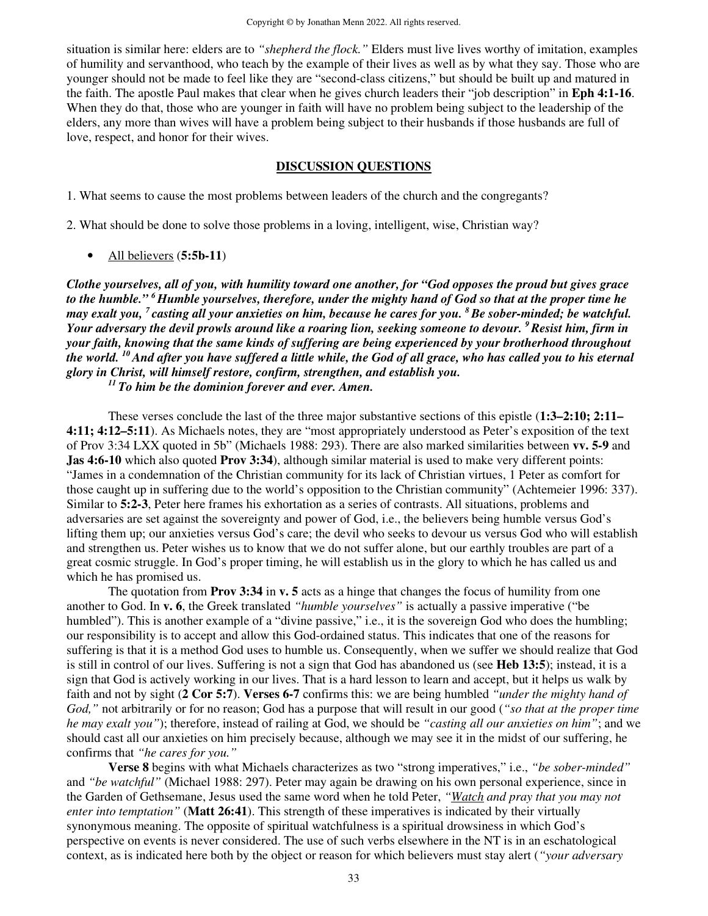situation is similar here: elders are to *"shepherd the flock."* Elders must live lives worthy of imitation, examples of humility and servanthood, who teach by the example of their lives as well as by what they say. Those who are younger should not be made to feel like they are "second-class citizens," but should be built up and matured in the faith. The apostle Paul makes that clear when he gives church leaders their "job description" in **Eph 4:1-16**. When they do that, those who are younger in faith will have no problem being subject to the leadership of the elders, any more than wives will have a problem being subject to their husbands if those husbands are full of love, respect, and honor for their wives.

## DISCUSSION QUESTIONS

1. What seems to cause the most problems between leaders of the church and the congregants?

2. What should be done to solve those problems in a loving, intelligent, wise, Christian way?

- All believers (**5:5b-11**)

***Clothe yourselves, all of you, with humility toward one another, for "God opposes the proud but gives grace to the humble." [6] Humble yourselves, therefore, under the mighty hand of God so that at the proper time he may exalt you, [7] casting all your anxieties on him, because he cares for you. [8] Be sober-minded; be watchful. Your adversary the devil prowls around like a roaring lion, seeking someone to devour. [9] Resist him, firm in your faith, knowing that the same kinds of suffering are being experienced by your brotherhood throughout the world. [10] And after you have suffered a little while, the God of all grace, who has called you to his eternal glory in Christ, will himself restore, confirm, strengthen, and establish you.***

***[11] To him be the dominion forever and ever. Amen.***

These verses conclude the last of the three major substantive sections of this epistle (**1:3–2:10; 2:11–4:11; 4:12–5:11**). As Michaels notes, they are "most appropriately understood as Peter's exposition of the text of Prov 3:34 LXX quoted in 5b" (Michaels 1988: 293). There are also marked similarities between **vv. 5-9** and **Jas 4:6-10** which also quoted **Prov 3:34**), although similar material is used to make very different points: "James in a condemnation of the Christian community for its lack of Christian virtues, 1 Peter as comfort for those caught up in suffering due to the world's opposition to the Christian community" (Achtemeier 1996: 337). Similar to **5:2-3**, Peter here frames his exhortation as a series of contrasts. All situations, problems and adversaries are set against the sovereignty and power of God, i.e., the believers being humble versus God's lifting them up; our anxieties versus God's care; the devil who seeks to devour us versus God who will establish and strengthen us. Peter wishes us to know that we do not suffer alone, but our earthly troubles are part of a great cosmic struggle. In God's proper timing, he will establish us in the glory to which he has called us and which he has promised us.

The quotation from **Prov 3:34** in **v. 5** acts as a hinge that changes the focus of humility from one another to God. In **v. 6**, the Greek translated *"humble yourselves"* is actually a passive imperative ("be humbled"). This is another example of a "divine passive," i.e., it is the sovereign God who does the humbling; our responsibility is to accept and allow this God-ordained status. This indicates that one of the reasons for suffering is that it is a method God uses to humble us. Consequently, when we suffer we should realize that God is still in control of our lives. Suffering is not a sign that God has abandoned us (see **Heb 13:5**); instead, it is a sign that God is actively working in our lives. That is a hard lesson to learn and accept, but it helps us walk by faith and not by sight (**2 Cor 5:7**). **Verses 6-7** confirms this: we are being humbled *"under the mighty hand of God,"* not arbitrarily or for no reason; God has a purpose that will result in our good (*"so that at the proper time he may exalt you"*); therefore, instead of railing at God, we should be *"casting all our anxieties on him"*; and we should cast all our anxieties on him precisely because, although we may see it in the midst of our suffering, he confirms that *"he cares for you."*

**Verse 8** begins with what Michaels characterizes as two "strong imperatives," i.e., *"be sober-minded"* and *"be watchful"* (Michael 1988: 297). Peter may again be drawing on his own personal experience, since in the Garden of Gethsemane, Jesus used the same word when he told Peter, *"<u>Watch</u> and pray that you may not enter into temptation"* (**Matt 26:41**). This strength of these imperatives is indicated by their virtually synonymous meaning. The opposite of spiritual watchfulness is a spiritual drowsiness in which God's perspective on events is never considered. The use of such verbs elsewhere in the NT is in an eschatological context, as is indicated here both by the object or reason for which believers must stay alert (*"your adversary*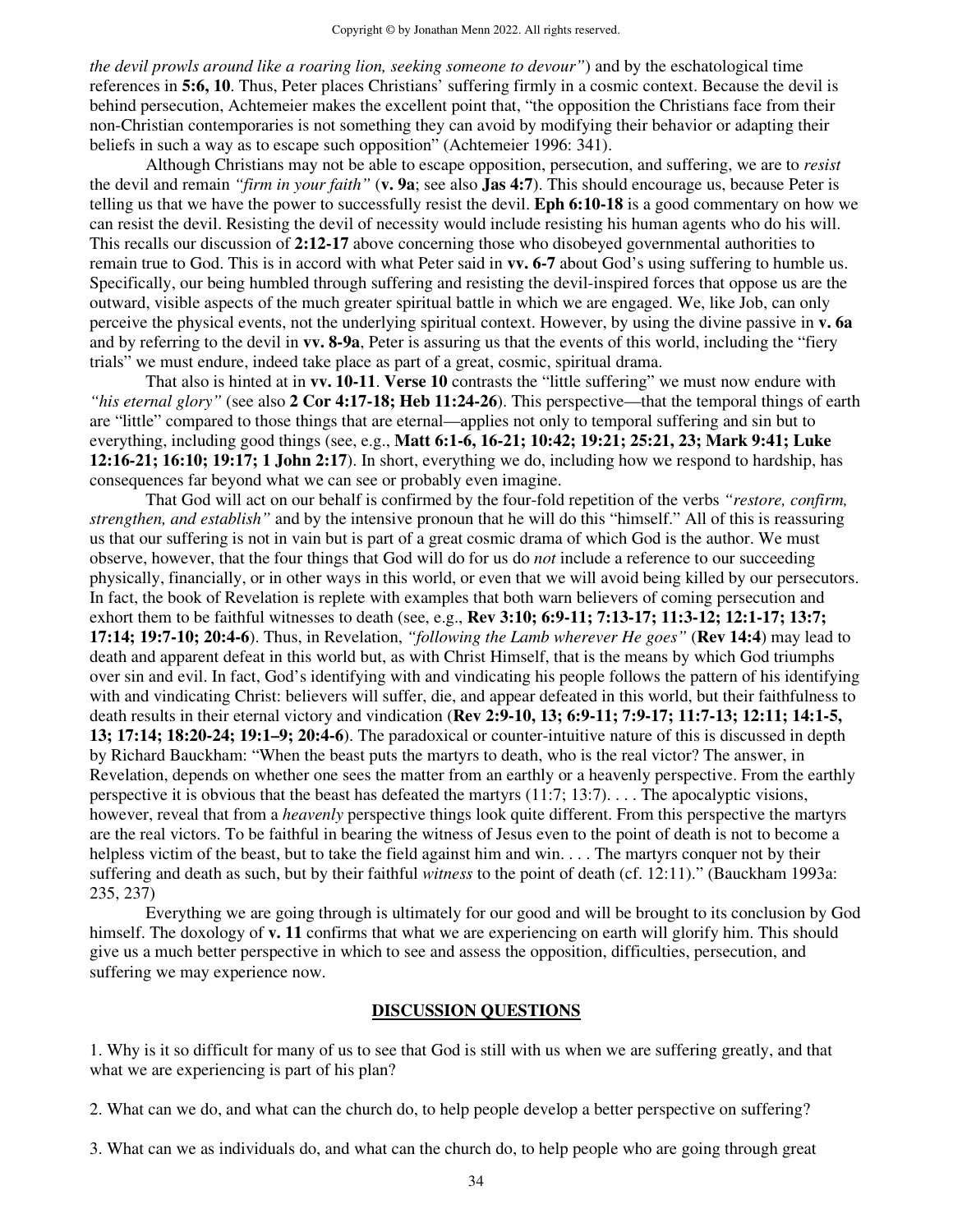*the devil prowls around like a roaring lion, seeking someone to devour"*) and by the eschatological time references in **5:6, 10**. Thus, Peter places Christians' suffering firmly in a cosmic context. Because the devil is behind persecution, Achtemeier makes the excellent point that, "the opposition the Christians face from their non-Christian contemporaries is not something they can avoid by modifying their behavior or adapting their beliefs in such a way as to escape such opposition" (Achtemeier 1996: 341).

Although Christians may not be able to escape opposition, persecution, and suffering, we are to *resist* the devil and remain *"firm in your faith"* (**v. 9a**; see also **Jas 4:7**). This should encourage us, because Peter is telling us that we have the power to successfully resist the devil. **Eph 6:10-18** is a good commentary on how we can resist the devil. Resisting the devil of necessity would include resisting his human agents who do his will. This recalls our discussion of **2:12-17** above concerning those who disobeyed governmental authorities to remain true to God. This is in accord with what Peter said in **vv. 6-7** about God's using suffering to humble us. Specifically, our being humbled through suffering and resisting the devil-inspired forces that oppose us are the outward, visible aspects of the much greater spiritual battle in which we are engaged. We, like Job, can only perceive the physical events, not the underlying spiritual context. However, by using the divine passive in **v. 6a** and by referring to the devil in **vv. 8-9a**, Peter is assuring us that the events of this world, including the "fiery trials" we must endure, indeed take place as part of a great, cosmic, spiritual drama.

That also is hinted at in **vv. 10-11**. **Verse 10** contrasts the "little suffering" we must now endure with *"his eternal glory"* (see also **2 Cor 4:17-18; Heb 11:24-26**). This perspective—that the temporal things of earth are "little" compared to those things that are eternal—applies not only to temporal suffering and sin but to everything, including good things (see, e.g., **Matt 6:1-6, 16-21; 10:42; 19:21; 25:21, 23; Mark 9:41; Luke 12:16-21; 16:10; 19:17; 1 John 2:17**). In short, everything we do, including how we respond to hardship, has consequences far beyond what we can see or probably even imagine.

That God will act on our behalf is confirmed by the four-fold repetition of the verbs *"restore, confirm, strengthen, and establish"* and by the intensive pronoun that he will do this "himself." All of this is reassuring us that our suffering is not in vain but is part of a great cosmic drama of which God is the author. We must observe, however, that the four things that God will do for us do *not* include a reference to our succeeding physically, financially, or in other ways in this world, or even that we will avoid being killed by our persecutors. In fact, the book of Revelation is replete with examples that both warn believers of coming persecution and exhort them to be faithful witnesses to death (see, e.g., **Rev 3:10; 6:9-11; 7:13-17; 11:3-12; 12:1-17; 13:7; 17:14; 19:7-10; 20:4-6**). Thus, in Revelation, *"following the Lamb wherever He goes"* (**Rev 14:4**) may lead to death and apparent defeat in this world but, as with Christ Himself, that is the means by which God triumphs over sin and evil. In fact, God's identifying with and vindicating his people follows the pattern of his identifying with and vindicating Christ: believers will suffer, die, and appear defeated in this world, but their faithfulness to death results in their eternal victory and vindication (**Rev 2:9-10, 13; 6:9-11; 7:9-17; 11:7-13; 12:11; 14:1-5, 13; 17:14; 18:20-24; 19:1–9; 20:4-6**). The paradoxical or counter-intuitive nature of this is discussed in depth by Richard Bauckham: "When the beast puts the martyrs to death, who is the real victor? The answer, in Revelation, depends on whether one sees the matter from an earthly or a heavenly perspective. From the earthly perspective it is obvious that the beast has defeated the martyrs (11:7; 13:7). . . . The apocalyptic visions, however, reveal that from a *heavenly* perspective things look quite different. From this perspective the martyrs are the real victors. To be faithful in bearing the witness of Jesus even to the point of death is not to become a helpless victim of the beast, but to take the field against him and win. . . . The martyrs conquer not by their suffering and death as such, but by their faithful *witness* to the point of death (cf. 12:11)." (Bauckham 1993a: 235, 237)

Everything we are going through is ultimately for our good and will be brought to its conclusion by God himself. The doxology of **v. 11** confirms that what we are experiencing on earth will glorify him. This should give us a much better perspective in which to see and assess the opposition, difficulties, persecution, and suffering we may experience now.

## DISCUSSION QUESTIONS

1. Why is it so difficult for many of us to see that God is still with us when we are suffering greatly, and that what we are experiencing is part of his plan?

2. What can we do, and what can the church do, to help people develop a better perspective on suffering?

3. What can we as individuals do, and what can the church do, to help people who are going through great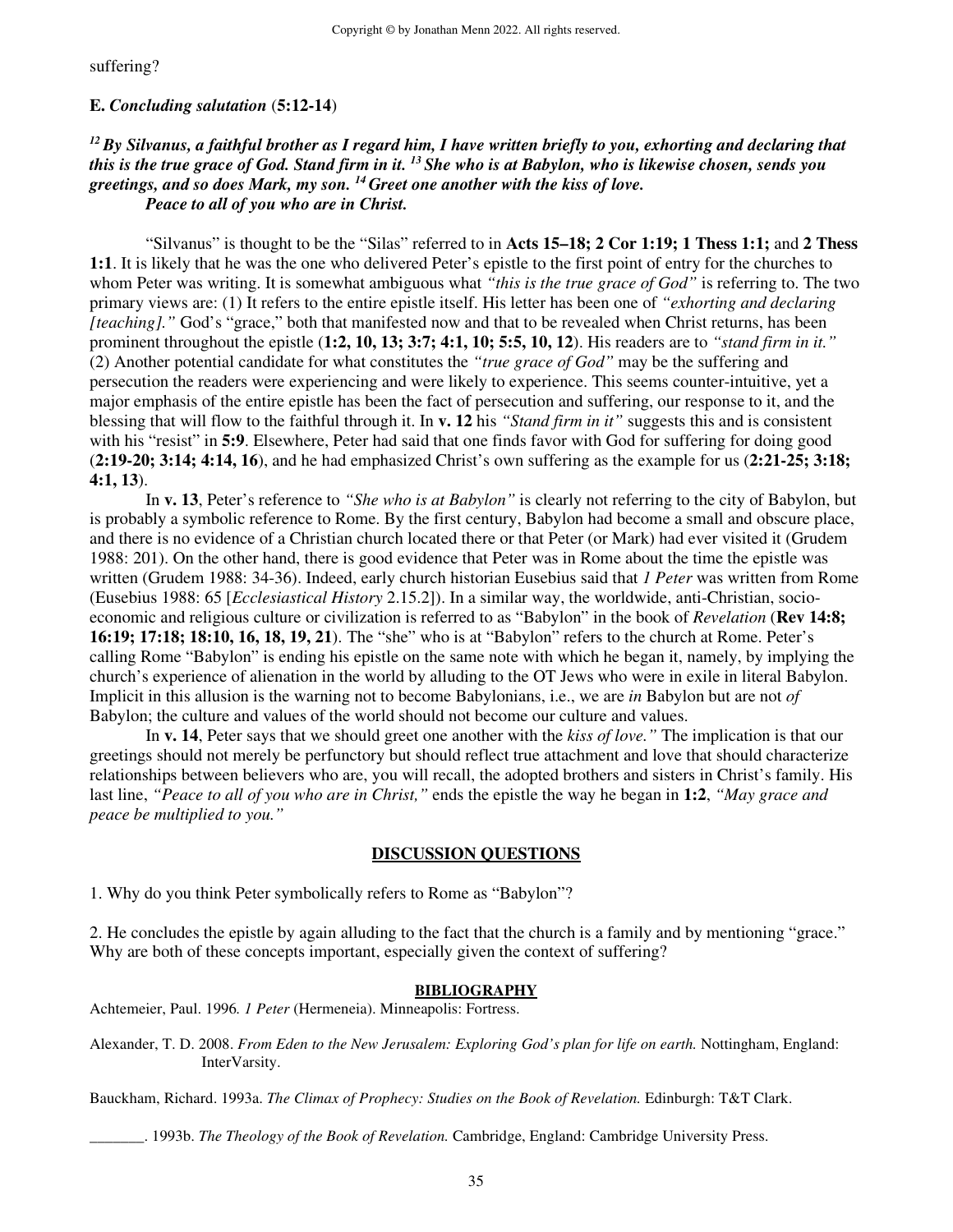suffering?

**E. *Concluding salutation* (5:12-14)**

***[12] By Silvanus, a faithful brother as I regard him, I have written briefly to you, exhorting and declaring that this is the true grace of God. Stand firm in it. [13] She who is at Babylon, who is likewise chosen, sends you greetings, and so does Mark, my son. [14] Greet one another with the kiss of love.***
***Peace to all of you who are in Christ.***

"Silvanus" is thought to be the "Silas" referred to in **Acts 15–18; 2 Cor 1:19; 1 Thess 1:1;** and **2 Thess 1:1**. It is likely that he was the one who delivered Peter's epistle to the first point of entry for the churches to whom Peter was writing. It is somewhat ambiguous what *"this is the true grace of God"* is referring to. The two primary views are: (1) It refers to the entire epistle itself. His letter has been one of *"exhorting and declaring [teaching]."* God's "grace," both that manifested now and that to be revealed when Christ returns, has been prominent throughout the epistle (**1:2, 10, 13; 3:7; 4:1, 10; 5:5, 10, 12**). His readers are to *"stand firm in it."* (2) Another potential candidate for what constitutes the *"true grace of God"* may be the suffering and persecution the readers were experiencing and were likely to experience. This seems counter-intuitive, yet a major emphasis of the entire epistle has been the fact of persecution and suffering, our response to it, and the blessing that will flow to the faithful through it. In **v. 12** his *"Stand firm in it"* suggests this and is consistent with his "resist" in **5:9**. Elsewhere, Peter had said that one finds favor with God for suffering for doing good (**2:19-20; 3:14; 4:14, 16**), and he had emphasized Christ's own suffering as the example for us (**2:21-25; 3:18; 4:1, 13**).

In **v. 13**, Peter's reference to *"She who is at Babylon"* is clearly not referring to the city of Babylon, but is probably a symbolic reference to Rome. By the first century, Babylon had become a small and obscure place, and there is no evidence of a Christian church located there or that Peter (or Mark) had ever visited it (Grudem 1988: 201). On the other hand, there is good evidence that Peter was in Rome about the time the epistle was written (Grudem 1988: 34-36). Indeed, early church historian Eusebius said that *1 Peter* was written from Rome (Eusebius 1988: 65 [*Ecclesiastical History* 2.15.2]). In a similar way, the worldwide, anti-Christian, socio-economic and religious culture or civilization is referred to as "Babylon" in the book of *Revelation* (**Rev 14:8; 16:19; 17:18; 18:10, 16, 18, 19, 21**). The "she" who is at "Babylon" refers to the church at Rome. Peter's calling Rome "Babylon" is ending his epistle on the same note with which he began it, namely, by implying the church's experience of alienation in the world by alluding to the OT Jews who were in exile in literal Babylon. Implicit in this allusion is the warning not to become Babylonians, i.e., we are *in* Babylon but are not *of* Babylon; the culture and values of the world should not become our culture and values.

In **v. 14**, Peter says that we should greet one another with the *kiss of love."* The implication is that our greetings should not merely be perfunctory but should reflect true attachment and love that should characterize relationships between believers who are, you will recall, the adopted brothers and sisters in Christ's family. His last line, *"Peace to all of you who are in Christ,"* ends the epistle the way he began in **1:2**, *"May grace and peace be multiplied to you."*

## DISCUSSION QUESTIONS

1. Why do you think Peter symbolically refers to Rome as "Babylon"?

2. He concludes the epistle by again alluding to the fact that the church is a family and by mentioning "grace." Why are both of these concepts important, especially given the context of suffering?

## BIBLIOGRAPHY

Achtemeier, Paul. 1996. *1 Peter* (Hermeneia). Minneapolis: Fortress.

Alexander, T. D. 2008. *From Eden to the New Jerusalem: Exploring God's plan for life on earth.* Nottingham, England: InterVarsity.

Bauckham, Richard. 1993a. *The Climax of Prophecy: Studies on the Book of Revelation.* Edinburgh: T&T Clark.

_______. 1993b. *The Theology of the Book of Revelation.* Cambridge, England: Cambridge University Press.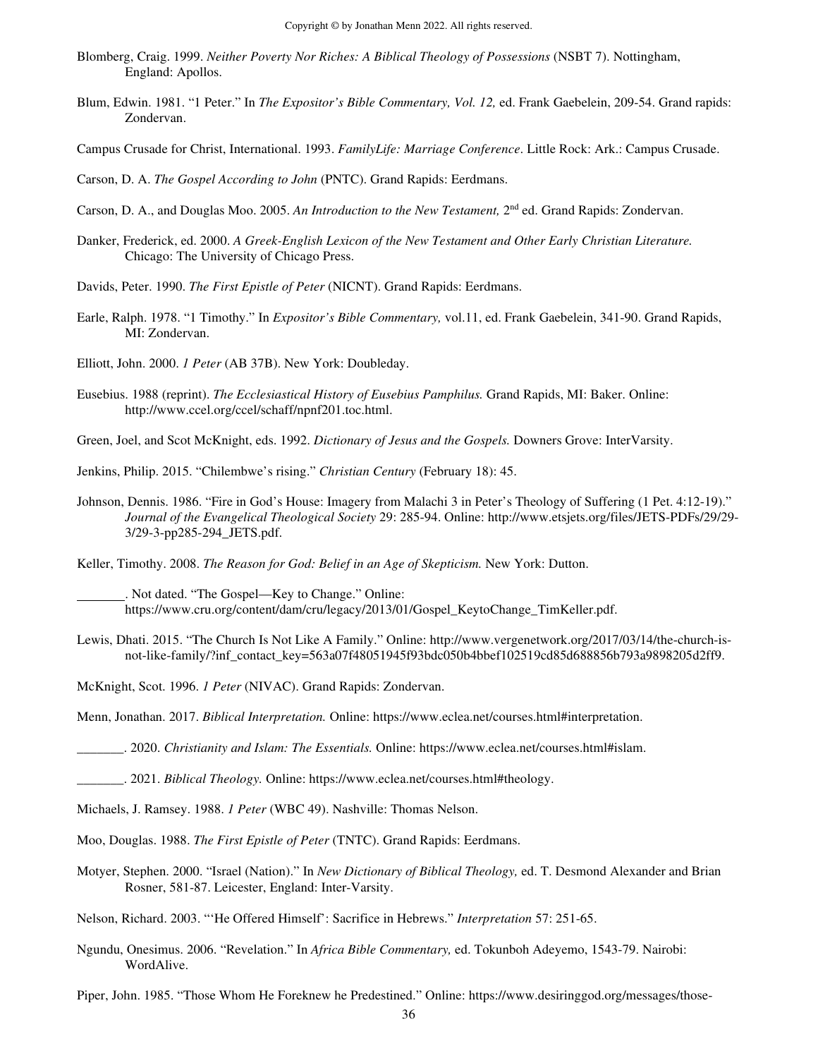Blomberg, Craig. 1999. *Neither Poverty Nor Riches: A Biblical Theology of Possessions* (NSBT 7). Nottingham, England: Apollos.

Blum, Edwin. 1981. "1 Peter." In *The Expositor's Bible Commentary, Vol. 12,* ed. Frank Gaebelein, 209-54. Grand rapids: Zondervan.

Campus Crusade for Christ, International. 1993. *FamilyLife: Marriage Conference*. Little Rock: Ark.: Campus Crusade.

Carson, D. A. *The Gospel According to John* (PNTC). Grand Rapids: Eerdmans.

Carson, D. A., and Douglas Moo. 2005. *An Introduction to the New Testament,* 2nd ed. Grand Rapids: Zondervan.

Danker, Frederick, ed. 2000. *A Greek-English Lexicon of the New Testament and Other Early Christian Literature.* Chicago: The University of Chicago Press.

Davids, Peter. 1990. *The First Epistle of Peter* (NICNT). Grand Rapids: Eerdmans.

Earle, Ralph. 1978. "1 Timothy." In *Expositor's Bible Commentary,* vol.11, ed. Frank Gaebelein, 341-90. Grand Rapids, MI: Zondervan.

Elliott, John. 2000. *1 Peter* (AB 37B). New York: Doubleday.

Eusebius. 1988 (reprint). *The Ecclesiastical History of Eusebius Pamphilus.* Grand Rapids, MI: Baker. Online: http://www.ccel.org/ccel/schaff/npnf201.toc.html.

Green, Joel, and Scot McKnight, eds. 1992. *Dictionary of Jesus and the Gospels.* Downers Grove: InterVarsity.

Jenkins, Philip. 2015. "Chilembwe's rising." *Christian Century* (February 18): 45.

Johnson, Dennis. 1986. "Fire in God's House: Imagery from Malachi 3 in Peter's Theology of Suffering (1 Pet. 4:12-19)." *Journal of the Evangelical Theological Society* 29: 285-94. Online: http://www.etsjets.org/files/JETS-PDFs/29/29-3/29-3-pp285-294_JETS.pdf.

Keller, Timothy. 2008. *The Reason for God: Belief in an Age of Skepticism.* New York: Dutton.

_______. Not dated. "The Gospel—Key to Change." Online: https://www.cru.org/content/dam/cru/legacy/2013/01/Gospel_KeytoChange_TimKeller.pdf.

Lewis, Dhati. 2015. "The Church Is Not Like A Family." Online: http://www.vergenetwork.org/2017/03/14/the-church-is-not-like-family/?inf_contact_key=563a07f48051945f93bdc050b4bbef102519cd85d688856b793a9898205d2ff9.

McKnight, Scot. 1996. *1 Peter* (NIVAC). Grand Rapids: Zondervan.

Menn, Jonathan. 2017. *Biblical Interpretation.* Online: https://www.eclea.net/courses.html#interpretation.

_______. 2020. *Christianity and Islam: The Essentials.* Online: https://www.eclea.net/courses.html#islam.

_______. 2021. *Biblical Theology.* Online: https://www.eclea.net/courses.html#theology.

Michaels, J. Ramsey. 1988. *1 Peter* (WBC 49). Nashville: Thomas Nelson.

Moo, Douglas. 1988. *The First Epistle of Peter* (TNTC). Grand Rapids: Eerdmans.

Motyer, Stephen. 2000. "Israel (Nation)." In *New Dictionary of Biblical Theology,* ed. T. Desmond Alexander and Brian Rosner, 581-87. Leicester, England: Inter-Varsity.

Nelson, Richard. 2003. "'He Offered Himself': Sacrifice in Hebrews." *Interpretation* 57: 251-65.

Ngundu, Onesimus. 2006. "Revelation." In *Africa Bible Commentary,* ed. Tokunboh Adeyemo, 1543-79. Nairobi: WordAlive.

Piper, John. 1985. "Those Whom He Foreknew he Predestined." Online: https://www.desiringgod.org/messages/those-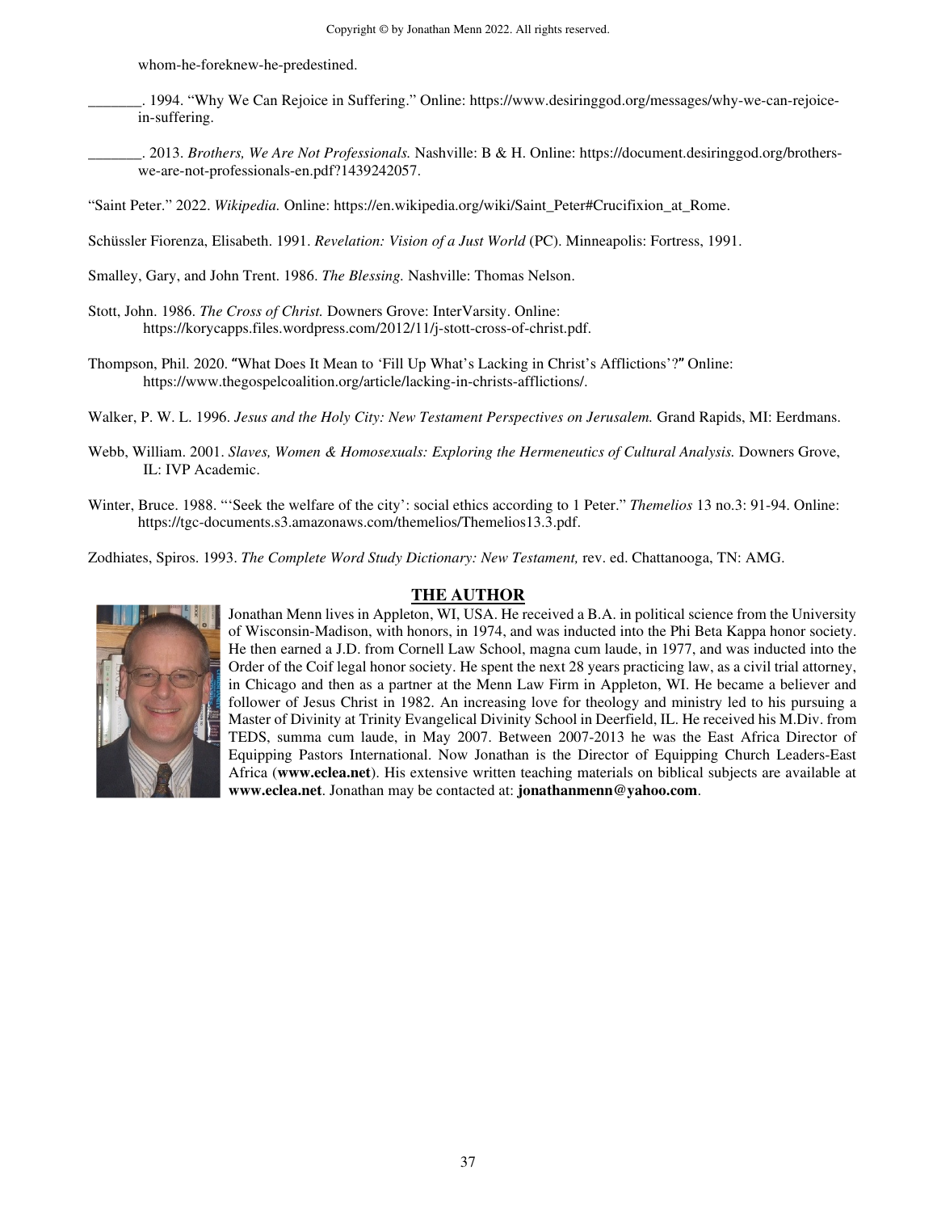whom-he-foreknew-he-predestined.

_______. 1994. "Why We Can Rejoice in Suffering." Online: https://www.desiringgod.org/messages/why-we-can-rejoice-in-suffering.

_______. 2013. *Brothers, We Are Not Professionals.* Nashville: B & H. Online: https://document.desiringgod.org/brothers-we-are-not-professionals-en.pdf?1439242057.

"Saint Peter." 2022. *Wikipedia.* Online: https://en.wikipedia.org/wiki/Saint_Peter#Crucifixion_at_Rome.

Schüssler Fiorenza, Elisabeth. 1991. *Revelation: Vision of a Just World* (PC). Minneapolis: Fortress, 1991.

Smalley, Gary, and John Trent. 1986. *The Blessing.* Nashville: Thomas Nelson.

Stott, John. 1986. *The Cross of Christ.* Downers Grove: InterVarsity. Online: https://korycapps.files.wordpress.com/2012/11/j-stott-cross-of-christ.pdf.

Thompson, Phil. 2020. "What Does It Mean to 'Fill Up What's Lacking in Christ's Afflictions'?" Online: https://www.thegospelcoalition.org/article/lacking-in-christs-afflictions/.

Walker, P. W. L. 1996. *Jesus and the Holy City: New Testament Perspectives on Jerusalem.* Grand Rapids, MI: Eerdmans.

Webb, William. 2001. *Slaves, Women & Homosexuals: Exploring the Hermeneutics of Cultural Analysis.* Downers Grove, IL: IVP Academic.

Winter, Bruce. 1988. "'Seek the welfare of the city': social ethics according to 1 Peter." *Themelios* 13 no.3: 91-94. Online: https://tgc-documents.s3.amazonaws.com/themelios/Themelios13.3.pdf.

Zodhiates, Spiros. 1993. *The Complete Word Study Dictionary: New Testament,* rev. ed. Chattanooga, TN: AMG.

## THE AUTHOR

Jonathan Menn lives in Appleton, WI, USA. He received a B.A. in political science from the University of Wisconsin-Madison, with honors, in 1974, and was inducted into the Phi Beta Kappa honor society. He then earned a J.D. from Cornell Law School, magna cum laude, in 1977, and was inducted into the Order of the Coif legal honor society. He spent the next 28 years practicing law, as a civil trial attorney, in Chicago and then as a partner at the Menn Law Firm in Appleton, WI. He became a believer and follower of Jesus Christ in 1982. An increasing love for theology and ministry led to his pursuing a Master of Divinity at Trinity Evangelical Divinity School in Deerfield, IL. He received his M.Div. from TEDS, summa cum laude, in May 2007. Between 2007-2013 he was the East Africa Director of Equipping Pastors International. Now Jonathan is the Director of Equipping Church Leaders-East Africa (**www.eclea.net**). His extensive written teaching materials on biblical subjects are available at **www.eclea.net**. Jonathan may be contacted at: **jonathanmenn@yahoo.com**.